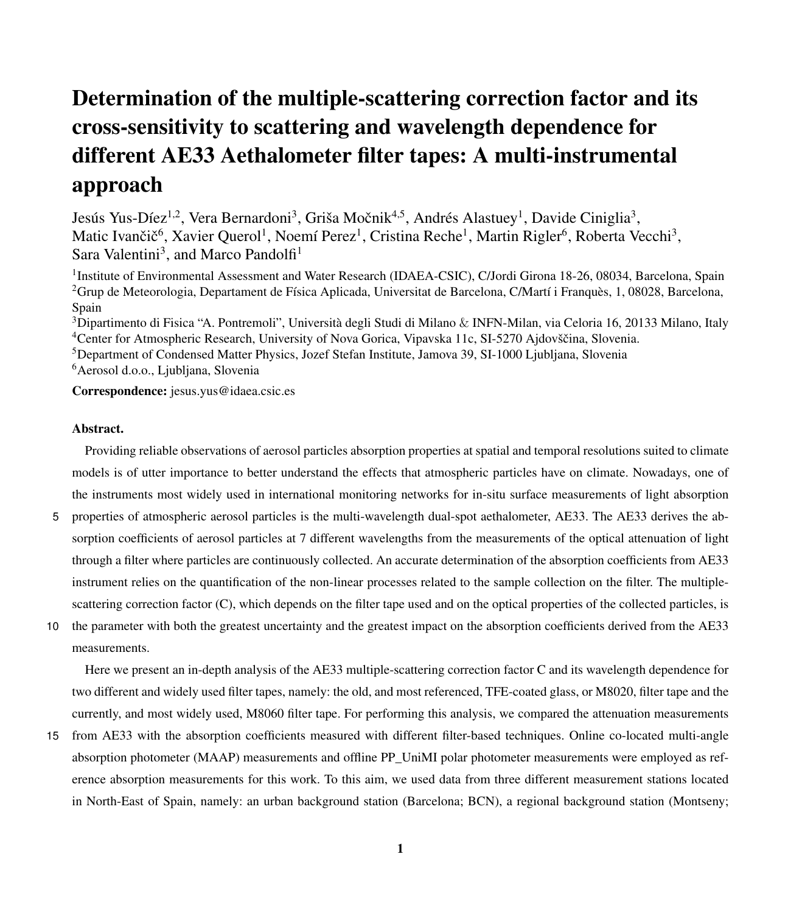# Determination of the multiple-scattering correction factor and its cross-sensitivity to scattering and wavelength dependence for different AE33 Aethalometer filter tapes: A multi-instrumental approach

Jesús Yus-Díez[1,2], Vera Bernardoni[3], Griša Močnik[4,5], Andrés Alastuey[1], Davide Ciniglia[3], Matic Ivančič[6], Xavier Querol[1], Noemí Perez[1], Cristina Reche[1], Martin Rigler[6], Roberta Vecchi[3], Sara Valentini[3], and Marco Pandolfi[1]

[1]Institute of Environmental Assessment and Water Research (IDAEA-CSIC), C/Jordi Girona 18-26, 08034, Barcelona, Spain
[2]Grup de Meteorologia, Departament de Física Aplicada, Universitat de Barcelona, C/Martí i Franquès, 1, 08028, Barcelona, Spain
[3]Dipartimento di Fisica "A. Pontremoli", Università degli Studi di Milano & INFN-Milan, via Celoria 16, 20133 Milano, Italy
[4]Center for Atmospheric Research, University of Nova Gorica, Vipavska 11c, SI-5270 Ajdovščina, Slovenia.
[5]Department of Condensed Matter Physics, Jozef Stefan Institute, Jamova 39, SI-1000 Ljubljana, Slovenia
[6]Aerosol d.o.o., Ljubljana, Slovenia

**Correspondence:** jesus.yus@idaea.csic.es

**Abstract.**

Providing reliable observations of aerosol particles absorption properties at spatial and temporal resolutions suited to climate models is of utter importance to better understand the effects that atmospheric particles have on climate. Nowadays, one of the instruments most widely used in international monitoring networks for in-situ surface measurements of light absorption properties of atmospheric aerosol particles is the multi-wavelength dual-spot aethalometer, AE33. The AE33 derives the absorption coefficients of aerosol particles at 7 different wavelengths from the measurements of the optical attenuation of light through a filter where particles are continuously collected. An accurate determination of the absorption coefficients from AE33 instrument relies on the quantification of the non-linear processes related to the sample collection on the filter. The multiple-scattering correction factor (C), which depends on the filter tape used and on the optical properties of the collected particles, is the parameter with both the greatest uncertainty and the greatest impact on the absorption coefficients derived from the AE33 measurements.

Here we present an in-depth analysis of the AE33 multiple-scattering correction factor C and its wavelength dependence for two different and widely used filter tapes, namely: the old, and most referenced, TFE-coated glass, or M8020, filter tape and the currently, and most widely used, M8060 filter tape. For performing this analysis, we compared the attenuation measurements from AE33 with the absorption coefficients measured with different filter-based techniques. Online co-located multi-angle absorption photometer (MAAP) measurements and offline PP_UniMI polar photometer measurements were employed as reference absorption measurements for this work. To this aim, we used data from three different measurement stations located in North-East of Spain, namely: an urban background station (Barcelona; BCN), a regional background station (Montseny;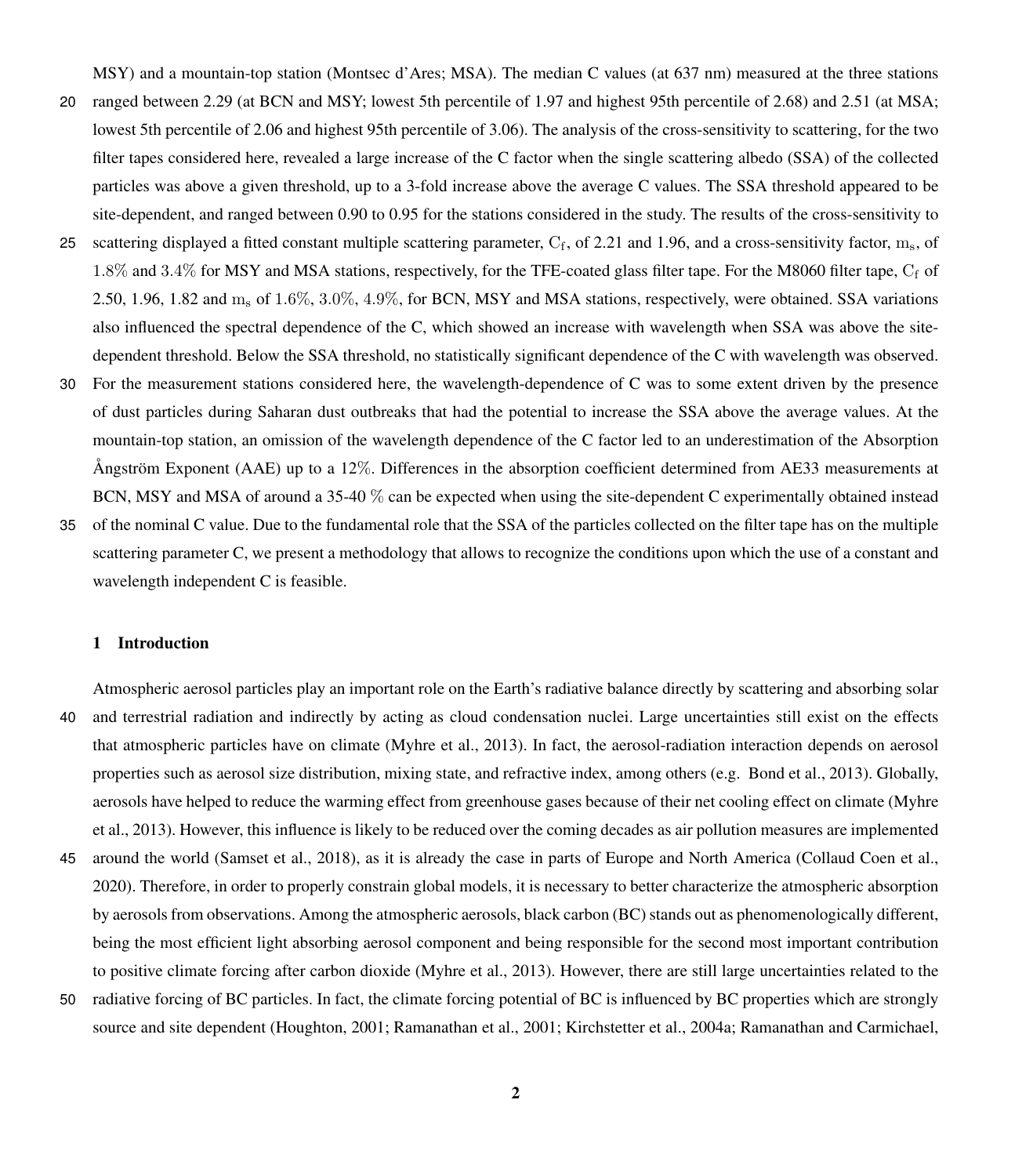MSY) and a mountain-top station (Montsec d'Ares; MSA). The median C values (at 637 nm) measured at the three stations ranged between 2.29 (at BCN and MSY; lowest 5th percentile of 1.97 and highest 95th percentile of 2.68) and 2.51 (at MSA; lowest 5th percentile of 2.06 and highest 95th percentile of 3.06). The analysis of the cross-sensitivity to scattering, for the two filter tapes considered here, revealed a large increase of the C factor when the single scattering albedo (SSA) of the collected particles was above a given threshold, up to a 3-fold increase above the average C values. The SSA threshold appeared to be site-dependent, and ranged between 0.90 to 0.95 for the stations considered in the study. The results of the cross-sensitivity to scattering displayed a fitted constant multiple scattering parameter, $\mathrm{C_f}$, of 2.21 and 1.96, and a cross-sensitivity factor, $\mathrm{m_s}$, of $1.8\%$ and $3.4\%$ for MSY and MSA stations, respectively, for the TFE-coated glass filter tape. For the M8060 filter tape, $\mathrm{C_f}$ of 2.50, 1.96, 1.82 and $\mathrm{m_s}$ of $1.6\%$, $3.0\%$, $4.9\%$, for BCN, MSY and MSA stations, respectively, were obtained. SSA variations also influenced the spectral dependence of the C, which showed an increase with wavelength when SSA was above the site-dependent threshold. Below the SSA threshold, no statistically significant dependence of the C with wavelength was observed. For the measurement stations considered here, the wavelength-dependence of C was to some extent driven by the presence of dust particles during Saharan dust outbreaks that had the potential to increase the SSA above the average values. At the mountain-top station, an omission of the wavelength dependence of the C factor led to an underestimation of the Absorption Ångström Exponent (AAE) up to a $12\%$. Differences in the absorption coefficient determined from AE33 measurements at BCN, MSY and MSA of around a 35-40 $\%$ can be expected when using the site-dependent C experimentally obtained instead of the nominal C value. Due to the fundamental role that the SSA of the particles collected on the filter tape has on the multiple scattering parameter C, we present a methodology that allows to recognize the conditions upon which the use of a constant and wavelength independent C is feasible.

## 1 Introduction

Atmospheric aerosol particles play an important role on the Earth's radiative balance directly by scattering and absorbing solar and terrestrial radiation and indirectly by acting as cloud condensation nuclei. Large uncertainties still exist on the effects that atmospheric particles have on climate (Myhre et al., 2013). In fact, the aerosol-radiation interaction depends on aerosol properties such as aerosol size distribution, mixing state, and refractive index, among others (e.g. Bond et al., 2013). Globally, aerosols have helped to reduce the warming effect from greenhouse gases because of their net cooling effect on climate (Myhre et al., 2013). However, this influence is likely to be reduced over the coming decades as air pollution measures are implemented around the world (Samset et al., 2018), as it is already the case in parts of Europe and North America (Collaud Coen et al., 2020). Therefore, in order to properly constrain global models, it is necessary to better characterize the atmospheric absorption by aerosols from observations. Among the atmospheric aerosols, black carbon (BC) stands out as phenomenologically different, being the most efficient light absorbing aerosol component and being responsible for the second most important contribution to positive climate forcing after carbon dioxide (Myhre et al., 2013). However, there are still large uncertainties related to the radiative forcing of BC particles. In fact, the climate forcing potential of BC is influenced by BC properties which are strongly source and site dependent (Houghton, 2001; Ramanathan et al., 2001; Kirchstetter et al., 2004a; Ramanathan and Carmichael,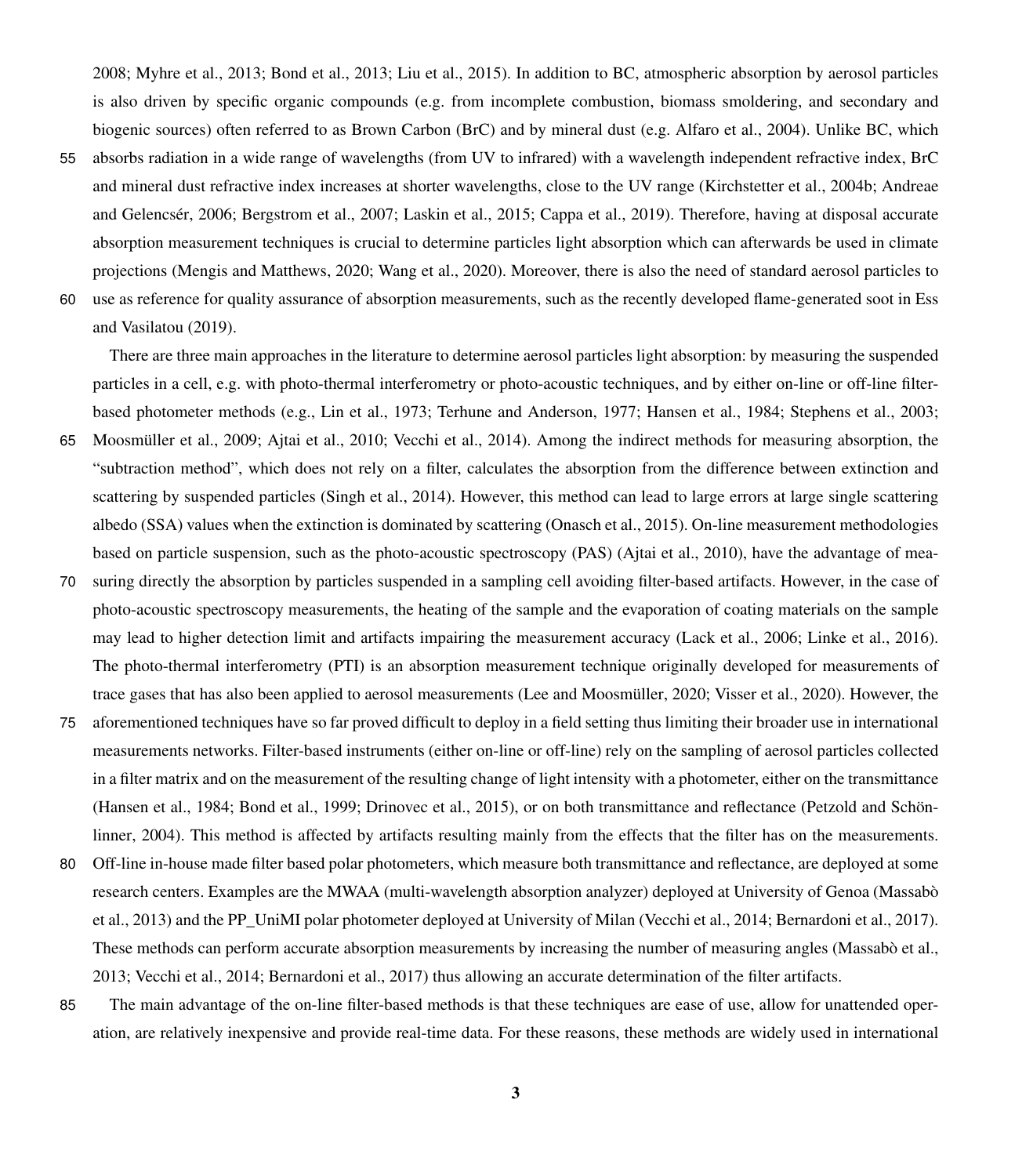2008; Myhre et al., 2013; Bond et al., 2013; Liu et al., 2015). In addition to BC, atmospheric absorption by aerosol particles is also driven by specific organic compounds (e.g. from incomplete combustion, biomass smoldering, and secondary and biogenic sources) often referred to as Brown Carbon (BrC) and by mineral dust (e.g. Alfaro et al., 2004). Unlike BC, which absorbs radiation in a wide range of wavelengths (from UV to infrared) with a wavelength independent refractive index, BrC and mineral dust refractive index increases at shorter wavelengths, close to the UV range (Kirchstetter et al., 2004b; Andreae and Gelencsér, 2006; Bergstrom et al., 2007; Laskin et al., 2015; Cappa et al., 2019). Therefore, having at disposal accurate absorption measurement techniques is crucial to determine particles light absorption which can afterwards be used in climate projections (Mengis and Matthews, 2020; Wang et al., 2020). Moreover, there is also the need of standard aerosol particles to use as reference for quality assurance of absorption measurements, such as the recently developed flame-generated soot in Ess and Vasilatou (2019).

There are three main approaches in the literature to determine aerosol particles light absorption: by measuring the suspended particles in a cell, e.g. with photo-thermal interferometry or photo-acoustic techniques, and by either on-line or off-line filter-based photometer methods (e.g., Lin et al., 1973; Terhune and Anderson, 1977; Hansen et al., 1984; Stephens et al., 2003; Moosmüller et al., 2009; Ajtai et al., 2010; Vecchi et al., 2014). Among the indirect methods for measuring absorption, the "subtraction method", which does not rely on a filter, calculates the absorption from the difference between extinction and scattering by suspended particles (Singh et al., 2014). However, this method can lead to large errors at large single scattering albedo (SSA) values when the extinction is dominated by scattering (Onasch et al., 2015). On-line measurement methodologies based on particle suspension, such as the photo-acoustic spectroscopy (PAS) (Ajtai et al., 2010), have the advantage of measuring directly the absorption by particles suspended in a sampling cell avoiding filter-based artifacts. However, in the case of photo-acoustic spectroscopy measurements, the heating of the sample and the evaporation of coating materials on the sample may lead to higher detection limit and artifacts impairing the measurement accuracy (Lack et al., 2006; Linke et al., 2016). The photo-thermal interferometry (PTI) is an absorption measurement technique originally developed for measurements of trace gases that has also been applied to aerosol measurements (Lee and Moosmüller, 2020; Visser et al., 2020). However, the aforementioned techniques have so far proved difficult to deploy in a field setting thus limiting their broader use in international measurements networks. Filter-based instruments (either on-line or off-line) rely on the sampling of aerosol particles collected in a filter matrix and on the measurement of the resulting change of light intensity with a photometer, either on the transmittance (Hansen et al., 1984; Bond et al., 1999; Drinovec et al., 2015), or on both transmittance and reflectance (Petzold and Schönlinner, 2004). This method is affected by artifacts resulting mainly from the effects that the filter has on the measurements. Off-line in-house made filter based polar photometers, which measure both transmittance and reflectance, are deployed at some research centers. Examples are the MWAA (multi-wavelength absorption analyzer) deployed at University of Genoa (Massabò et al., 2013) and the PP_UniMI polar photometer deployed at University of Milan (Vecchi et al., 2014; Bernardoni et al., 2017). These methods can perform accurate absorption measurements by increasing the number of measuring angles (Massabò et al., 2013; Vecchi et al., 2014; Bernardoni et al., 2017) thus allowing an accurate determination of the filter artifacts.

The main advantage of the on-line filter-based methods is that these techniques are ease of use, allow for unattended operation, are relatively inexpensive and provide real-time data. For these reasons, these methods are widely used in international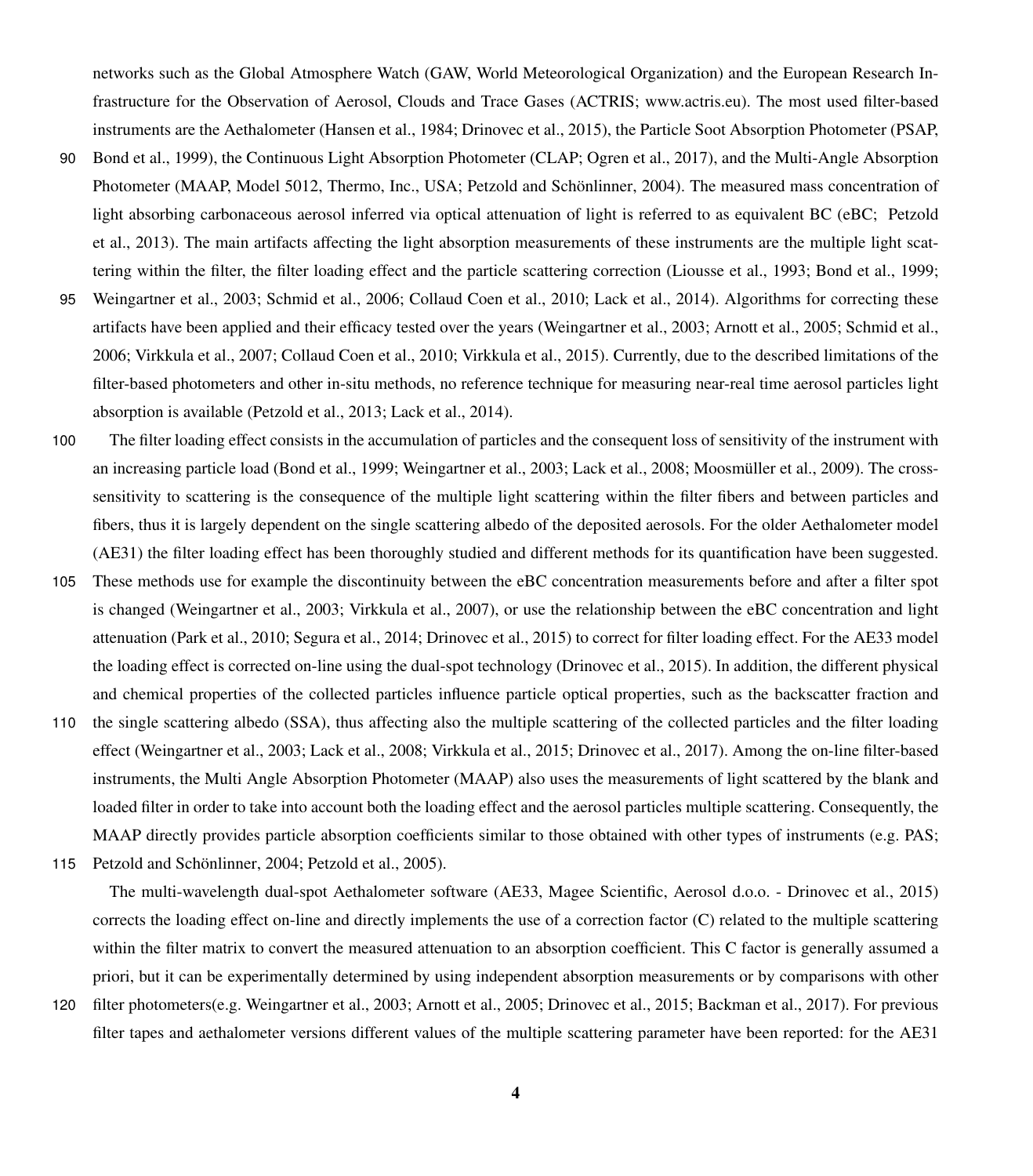networks such as the Global Atmosphere Watch (GAW, World Meteorological Organization) and the European Research Infrastructure for the Observation of Aerosol, Clouds and Trace Gases (ACTRIS; www.actris.eu). The most used filter-based instruments are the Aethalometer (Hansen et al., 1984; Drinovec et al., 2015), the Particle Soot Absorption Photometer (PSAP, Bond et al., 1999), the Continuous Light Absorption Photometer (CLAP; Ogren et al., 2017), and the Multi-Angle Absorption Photometer (MAAP, Model 5012, Thermo, Inc., USA; Petzold and Schönlinner, 2004). The measured mass concentration of light absorbing carbonaceous aerosol inferred via optical attenuation of light is referred to as equivalent BC (eBC; Petzold et al., 2013). The main artifacts affecting the light absorption measurements of these instruments are the multiple light scattering within the filter, the filter loading effect and the particle scattering correction (Liousse et al., 1993; Bond et al., 1999; Weingartner et al., 2003; Schmid et al., 2006; Collaud Coen et al., 2010; Lack et al., 2014). Algorithms for correcting these artifacts have been applied and their efficacy tested over the years (Weingartner et al., 2003; Arnott et al., 2005; Schmid et al., 2006; Virkkula et al., 2007; Collaud Coen et al., 2010; Virkkula et al., 2015). Currently, due to the described limitations of the filter-based photometers and other in-situ methods, no reference technique for measuring near-real time aerosol particles light absorption is available (Petzold et al., 2013; Lack et al., 2014).

The filter loading effect consists in the accumulation of particles and the consequent loss of sensitivity of the instrument with an increasing particle load (Bond et al., 1999; Weingartner et al., 2003; Lack et al., 2008; Moosmüller et al., 2009). The cross-sensitivity to scattering is the consequence of the multiple light scattering within the filter fibers and between particles and fibers, thus it is largely dependent on the single scattering albedo of the deposited aerosols. For the older Aethalometer model (AE31) the filter loading effect has been thoroughly studied and different methods for its quantification have been suggested. These methods use for example the discontinuity between the eBC concentration measurements before and after a filter spot is changed (Weingartner et al., 2003; Virkkula et al., 2007), or use the relationship between the eBC concentration and light attenuation (Park et al., 2010; Segura et al., 2014; Drinovec et al., 2015) to correct for filter loading effect. For the AE33 model the loading effect is corrected on-line using the dual-spot technology (Drinovec et al., 2015). In addition, the different physical and chemical properties of the collected particles influence particle optical properties, such as the backscatter fraction and the single scattering albedo (SSA), thus affecting also the multiple scattering of the collected particles and the filter loading effect (Weingartner et al., 2003; Lack et al., 2008; Virkkula et al., 2015; Drinovec et al., 2017). Among the on-line filter-based instruments, the Multi Angle Absorption Photometer (MAAP) also uses the measurements of light scattered by the blank and loaded filter in order to take into account both the loading effect and the aerosol particles multiple scattering. Consequently, the MAAP directly provides particle absorption coefficients similar to those obtained with other types of instruments (e.g. PAS; Petzold and Schönlinner, 2004; Petzold et al., 2005).

The multi-wavelength dual-spot Aethalometer software (AE33, Magee Scientific, Aerosol d.o.o. - Drinovec et al., 2015) corrects the loading effect on-line and directly implements the use of a correction factor (C) related to the multiple scattering within the filter matrix to convert the measured attenuation to an absorption coefficient. This C factor is generally assumed a priori, but it can be experimentally determined by using independent absorption measurements or by comparisons with other filter photometers(e.g. Weingartner et al., 2003; Arnott et al., 2005; Drinovec et al., 2015; Backman et al., 2017). For previous filter tapes and aethalometer versions different values of the multiple scattering parameter have been reported: for the AE31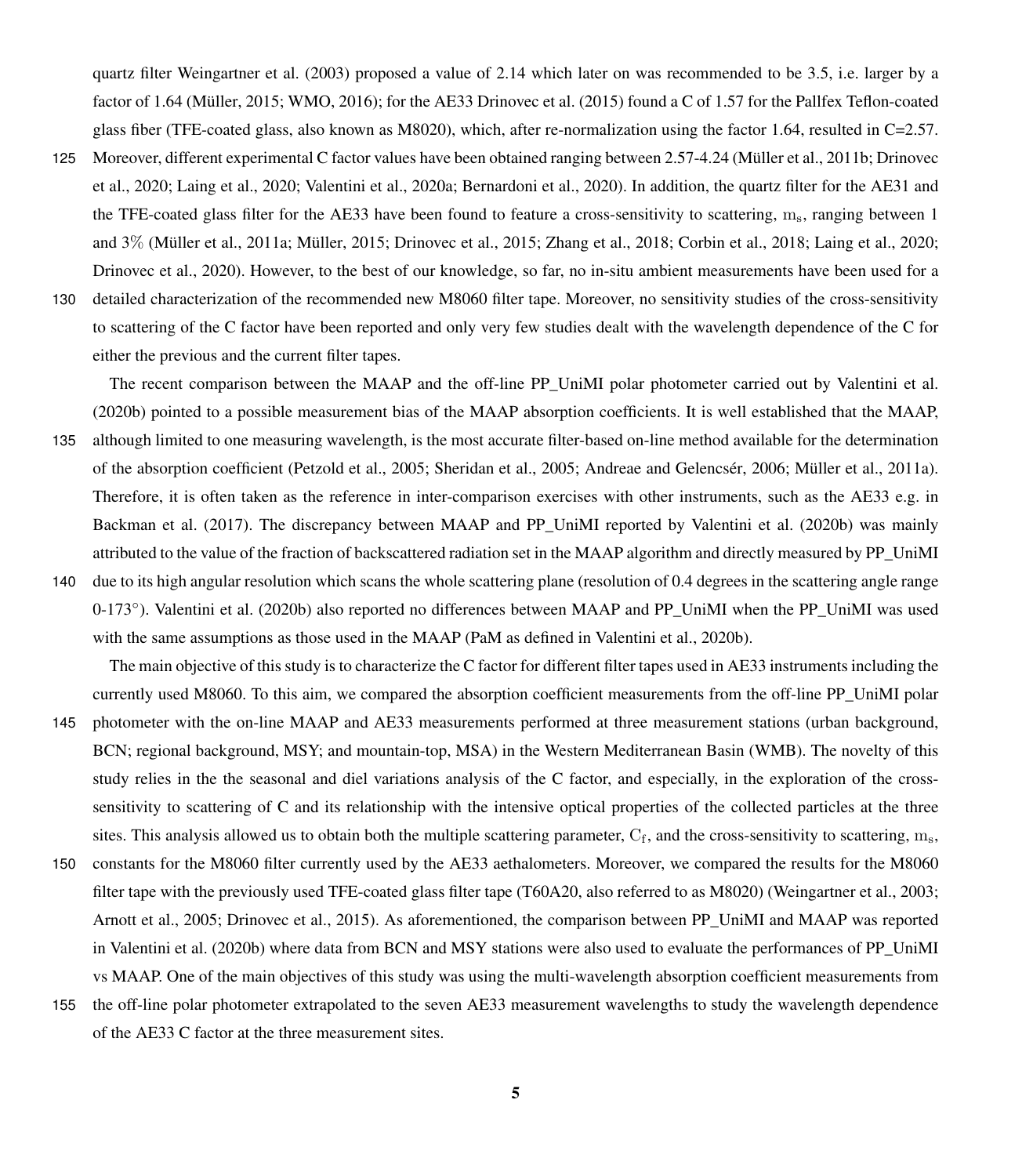quartz filter Weingartner et al. (2003) proposed a value of 2.14 which later on was recommended to be 3.5, i.e. larger by a factor of 1.64 (Müller, 2015; WMO, 2016); for the AE33 Drinovec et al. (2015) found a C of 1.57 for the Pallfex Teflon-coated glass fiber (TFE-coated glass, also known as M8020), which, after re-normalization using the factor 1.64, resulted in C=2.57. Moreover, different experimental C factor values have been obtained ranging between 2.57-4.24 (Müller et al., 2011b; Drinovec et al., 2020; Laing et al., 2020; Valentini et al., 2020a; Bernardoni et al., 2020). In addition, the quartz filter for the AE31 and the TFE-coated glass filter for the AE33 have been found to feature a cross-sensitivity to scattering, $\mathrm{m_s}$, ranging between 1 and 3% (Müller et al., 2011a; Müller, 2015; Drinovec et al., 2015; Zhang et al., 2018; Corbin et al., 2018; Laing et al., 2020; Drinovec et al., 2020). However, to the best of our knowledge, so far, no in-situ ambient measurements have been used for a detailed characterization of the recommended new M8060 filter tape. Moreover, no sensitivity studies of the cross-sensitivity to scattering of the C factor have been reported and only very few studies dealt with the wavelength dependence of the C for either the previous and the current filter tapes.

The recent comparison between the MAAP and the off-line PP_UniMI polar photometer carried out by Valentini et al. (2020b) pointed to a possible measurement bias of the MAAP absorption coefficients. It is well established that the MAAP, although limited to one measuring wavelength, is the most accurate filter-based on-line method available for the determination of the absorption coefficient (Petzold et al., 2005; Sheridan et al., 2005; Andreae and Gelencsér, 2006; Müller et al., 2011a). Therefore, it is often taken as the reference in inter-comparison exercises with other instruments, such as the AE33 e.g. in Backman et al. (2017). The discrepancy between MAAP and PP_UniMI reported by Valentini et al. (2020b) was mainly attributed to the value of the fraction of backscattered radiation set in the MAAP algorithm and directly measured by PP_UniMI due to its high angular resolution which scans the whole scattering plane (resolution of 0.4 degrees in the scattering angle range 0-173°). Valentini et al. (2020b) also reported no differences between MAAP and PP_UniMI when the PP_UniMI was used with the same assumptions as those used in the MAAP (PaM as defined in Valentini et al., 2020b).

The main objective of this study is to characterize the C factor for different filter tapes used in AE33 instruments including the currently used M8060. To this aim, we compared the absorption coefficient measurements from the off-line PP_UniMI polar photometer with the on-line MAAP and AE33 measurements performed at three measurement stations (urban background, BCN; regional background, MSY; and mountain-top, MSA) in the Western Mediterranean Basin (WMB). The novelty of this study relies in the the seasonal and diel variations analysis of the C factor, and especially, in the exploration of the cross-sensitivity to scattering of C and its relationship with the intensive optical properties of the collected particles at the three sites. This analysis allowed us to obtain both the multiple scattering parameter, $\mathrm{C_f}$, and the cross-sensitivity to scattering, $\mathrm{m_s}$, constants for the M8060 filter currently used by the AE33 aethalometers. Moreover, we compared the results for the M8060 filter tape with the previously used TFE-coated glass filter tape (T60A20, also referred to as M8020) (Weingartner et al., 2003; Arnott et al., 2005; Drinovec et al., 2015). As aforementioned, the comparison between PP_UniMI and MAAP was reported in Valentini et al. (2020b) where data from BCN and MSY stations were also used to evaluate the performances of PP_UniMI vs MAAP. One of the main objectives of this study was using the multi-wavelength absorption coefficient measurements from the off-line polar photometer extrapolated to the seven AE33 measurement wavelengths to study the wavelength dependence of the AE33 C factor at the three measurement sites.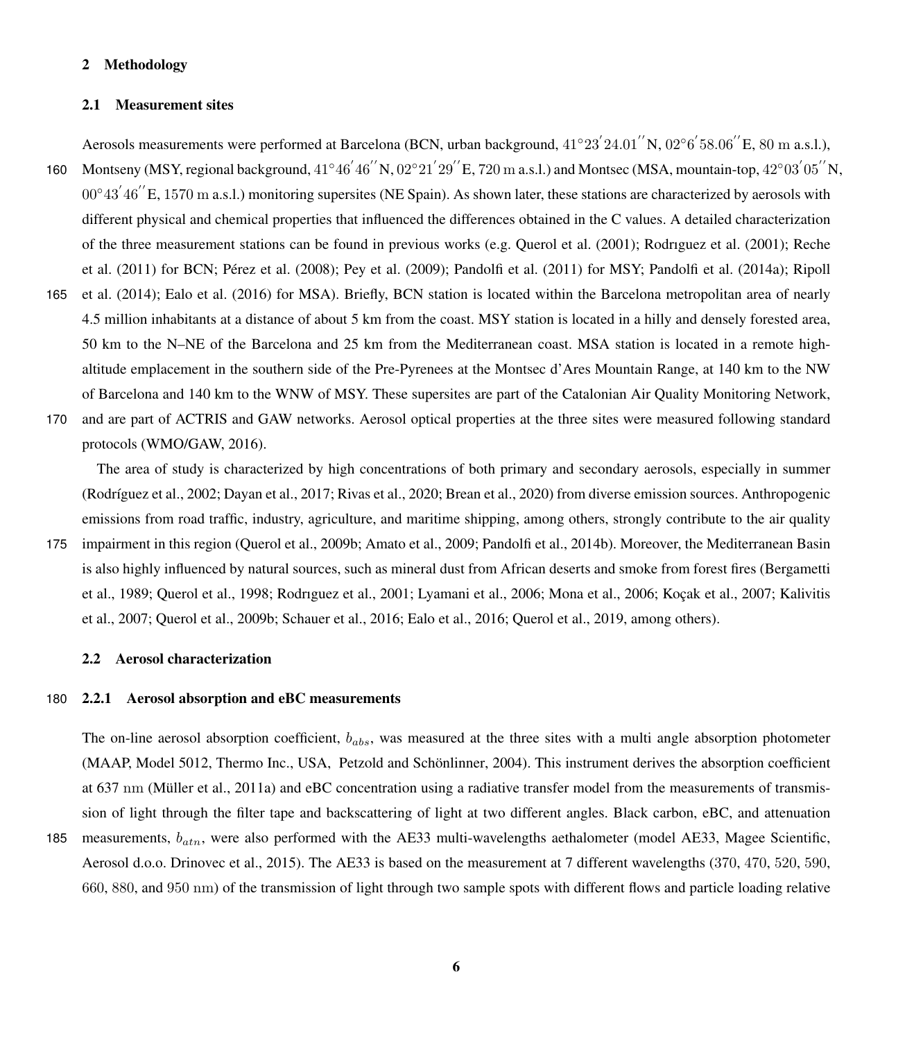## 2 Methodology

### 2.1 Measurement sites

Aerosols measurements were performed at Barcelona (BCN, urban background, $41°23'24.01''$N, $02°6'58.06''$E, 80 m a.s.l.), Montseny (MSY, regional background, $41°46'46''$N, $02°21'29''$E, 720 m a.s.l.) and Montsec (MSA, mountain-top, $42°03'05''$N, $00°43'46''$E, 1570 m a.s.l.) monitoring supersites (NE Spain). As shown later, these stations are characterized by aerosols with different physical and chemical properties that influenced the differences obtained in the C values. A detailed characterization of the three measurement stations can be found in previous works (e.g. Querol et al. (2001); Rodrıguez et al. (2001); Reche et al. (2011) for BCN; Pérez et al. (2008); Pey et al. (2009); Pandolfi et al. (2011) for MSY; Pandolfi et al. (2014a); Ripoll et al. (2014); Ealo et al. (2016) for MSA). Briefly, BCN station is located within the Barcelona metropolitan area of nearly 4.5 million inhabitants at a distance of about 5 km from the coast. MSY station is located in a hilly and densely forested area, 50 km to the N–NE of the Barcelona and 25 km from the Mediterranean coast. MSA station is located in a remote high-altitude emplacement in the southern side of the Pre-Pyrenees at the Montsec d'Ares Mountain Range, at 140 km to the NW of Barcelona and 140 km to the WNW of MSY. These supersites are part of the Catalonian Air Quality Monitoring Network, and are part of ACTRIS and GAW networks. Aerosol optical properties at the three sites were measured following standard protocols (WMO/GAW, 2016).

The area of study is characterized by high concentrations of both primary and secondary aerosols, especially in summer (Rodríguez et al., 2002; Dayan et al., 2017; Rivas et al., 2020; Brean et al., 2020) from diverse emission sources. Anthropogenic emissions from road traffic, industry, agriculture, and maritime shipping, among others, strongly contribute to the air quality impairment in this region (Querol et al., 2009b; Amato et al., 2009; Pandolfi et al., 2014b). Moreover, the Mediterranean Basin is also highly influenced by natural sources, such as mineral dust from African deserts and smoke from forest fires (Bergametti et al., 1989; Querol et al., 1998; Rodrıguez et al., 2001; Lyamani et al., 2006; Mona et al., 2006; Koçak et al., 2007; Kalivitis et al., 2007; Querol et al., 2009b; Schauer et al., 2016; Ealo et al., 2016; Querol et al., 2019, among others).

### 2.2 Aerosol characterization

#### 2.2.1 Aerosol absorption and eBC measurements

The on-line aerosol absorption coefficient, $b_{abs}$, was measured at the three sites with a multi angle absorption photometer (MAAP, Model 5012, Thermo Inc., USA, Petzold and Schönlinner, 2004). This instrument derives the absorption coefficient at 637 nm (Müller et al., 2011a) and eBC concentration using a radiative transfer model from the measurements of transmission of light through the filter tape and backscattering of light at two different angles. Black carbon, eBC, and attenuation measurements, $b_{atn}$, were also performed with the AE33 multi-wavelengths aethalometer (model AE33, Magee Scientific, Aerosol d.o.o. Drinovec et al., 2015). The AE33 is based on the measurement at 7 different wavelengths (370, 470, 520, 590, 660, 880, and 950 nm) of the transmission of light through two sample spots with different flows and particle loading relative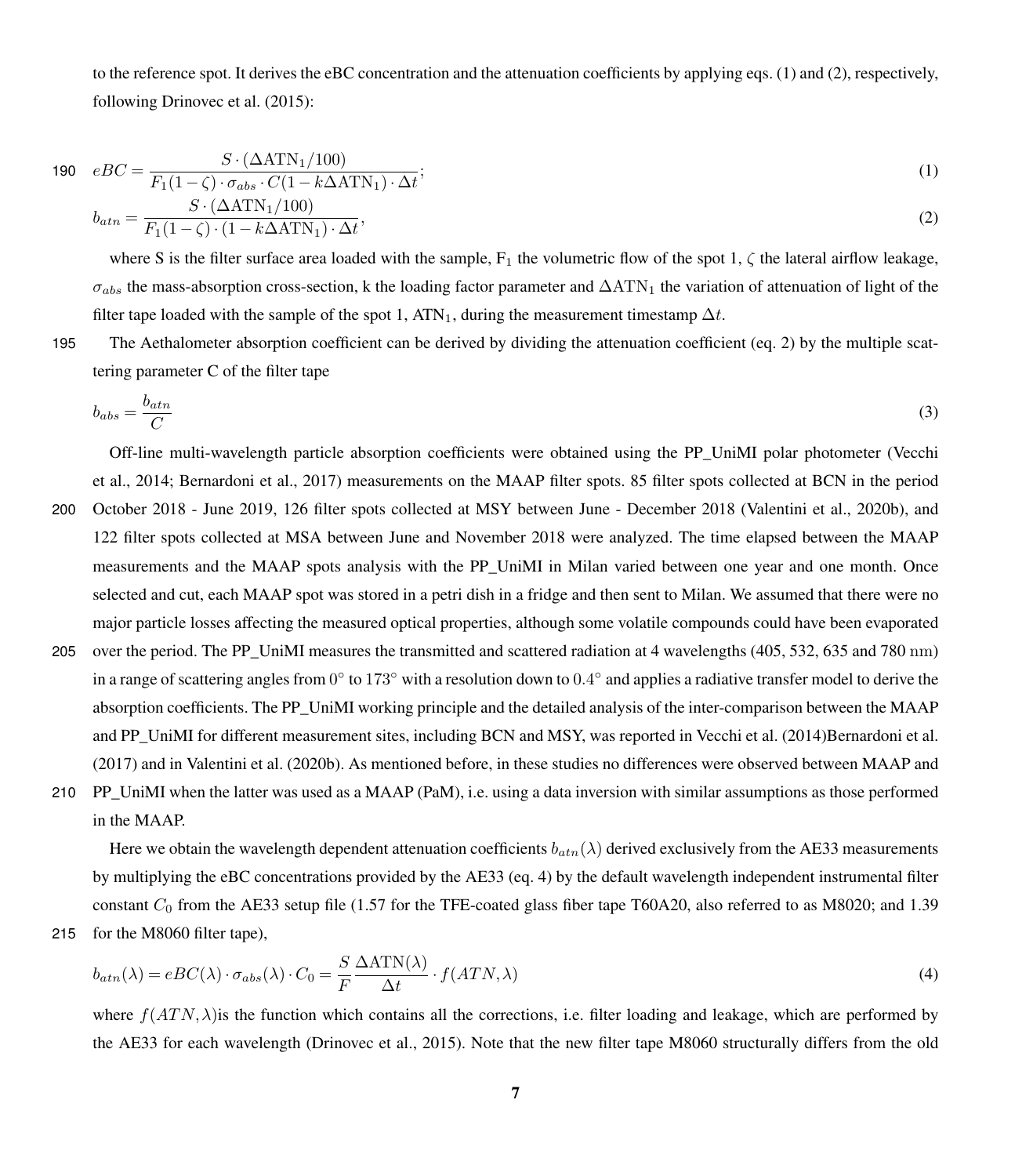to the reference spot. It derives the eBC concentration and the attenuation coefficients by applying eqs. (1) and (2), respectively, following Drinovec et al. (2015):

$$eBC = \frac{S \cdot (\Delta \mathrm{ATN}_1/100)}{F_1(1-\zeta) \cdot \sigma_{abs} \cdot C(1-k\Delta \mathrm{ATN}_1) \cdot \Delta t}; \tag{1}$$

$$b_{atn} = \frac{S \cdot (\Delta \mathrm{ATN}_1/100)}{F_1(1-\zeta) \cdot (1-k\Delta \mathrm{ATN}_1) \cdot \Delta t}, \tag{2}$$

where S is the filter surface area loaded with the sample, $F_1$ the volumetric flow of the spot 1, $\zeta$ the lateral airflow leakage, $\sigma_{abs}$ the mass-absorption cross-section, k the loading factor parameter and $\Delta \mathrm{ATN}_1$ the variation of attenuation of light of the filter tape loaded with the sample of the spot 1, $\mathrm{ATN}_1$, during the measurement timestamp $\Delta t$.

The Aethalometer absorption coefficient can be derived by dividing the attenuation coefficient (eq. 2) by the multiple scattering parameter C of the filter tape

$$b_{abs} = \frac{b_{atn}}{C} \tag{3}$$

Off-line multi-wavelength particle absorption coefficients were obtained using the PP_UniMI polar photometer (Vecchi et al., 2014; Bernardoni et al., 2017) measurements on the MAAP filter spots. 85 filter spots collected at BCN in the period October 2018 - June 2019, 126 filter spots collected at MSY between June - December 2018 (Valentini et al., 2020b), and 122 filter spots collected at MSA between June and November 2018 were analyzed. The time elapsed between the MAAP measurements and the MAAP spots analysis with the PP_UniMI in Milan varied between one year and one month. Once selected and cut, each MAAP spot was stored in a petri dish in a fridge and then sent to Milan. We assumed that there were no major particle losses affecting the measured optical properties, although some volatile compounds could have been evaporated over the period. The PP_UniMI measures the transmitted and scattered radiation at 4 wavelengths (405, 532, 635 and 780 nm) in a range of scattering angles from $0°$ to $173°$ with a resolution down to $0.4°$ and applies a radiative transfer model to derive the absorption coefficients. The PP_UniMI working principle and the detailed analysis of the inter-comparison between the MAAP and PP_UniMI for different measurement sites, including BCN and MSY, was reported in Vecchi et al. (2014)Bernardoni et al. (2017) and in Valentini et al. (2020b). As mentioned before, in these studies no differences were observed between MAAP and PP_UniMI when the latter was used as a MAAP (PaM), i.e. using a data inversion with similar assumptions as those performed in the MAAP.

Here we obtain the wavelength dependent attenuation coefficients $b_{atn}(\lambda)$ derived exclusively from the AE33 measurements by multiplying the eBC concentrations provided by the AE33 (eq. 4) by the default wavelength independent instrumental filter constant $C_0$ from the AE33 setup file (1.57 for the TFE-coated glass fiber tape T60A20, also referred to as M8020; and 1.39 for the M8060 filter tape),

$$b_{atn}(\lambda) = eBC(\lambda) \cdot \sigma_{abs}(\lambda) \cdot C_0 = \frac{S}{F} \frac{\Delta \mathrm{ATN}(\lambda)}{\Delta t} \cdot f(ATN, \lambda) \tag{4}$$

where $f(ATN,\lambda)$is the function which contains all the corrections, i.e. filter loading and leakage, which are performed by the AE33 for each wavelength (Drinovec et al., 2015). Note that the new filter tape M8060 structurally differs from the old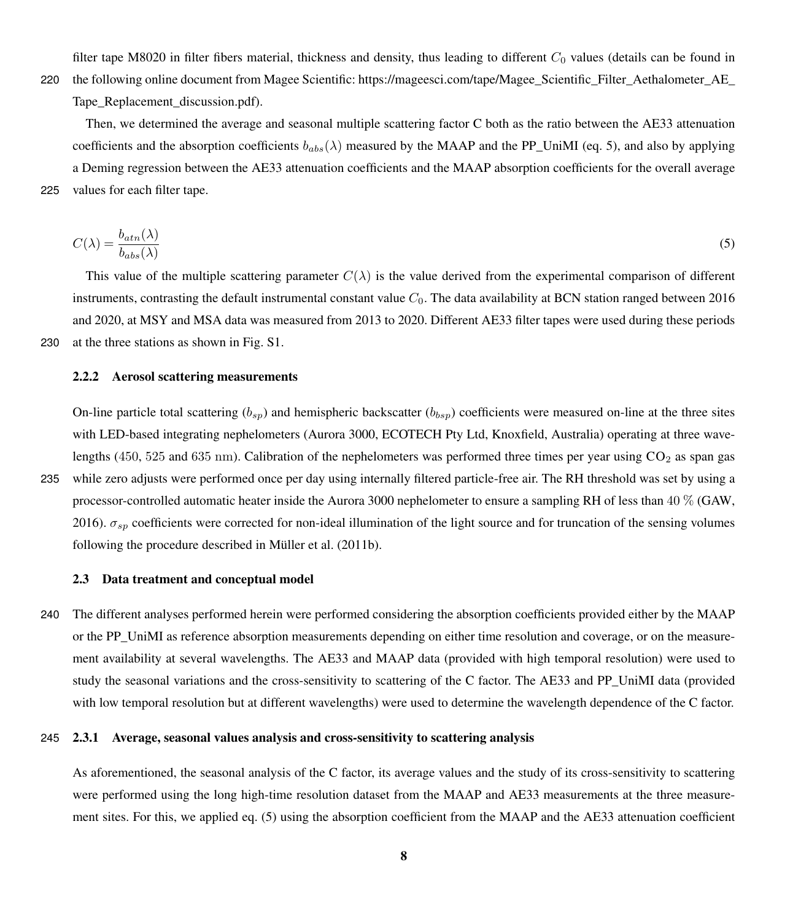filter tape M8020 in filter fibers material, thickness and density, thus leading to different $C_0$ values (details can be found in the following online document from Magee Scientific: https://mageesci.com/tape/Magee_Scientific_Filter_Aethalometer_AE_Tape_Replacement_discussion.pdf).

Then, we determined the average and seasonal multiple scattering factor C both as the ratio between the AE33 attenuation coefficients and the absorption coefficients $b_{abs}(\lambda)$ measured by the MAAP and the PP_UniMI (eq. 5), and also by applying a Deming regression between the AE33 attenuation coefficients and the MAAP absorption coefficients for the overall average values for each filter tape.

$$C(\lambda) = \frac{b_{atn}(\lambda)}{b_{abs}(\lambda)} \tag{5}$$

This value of the multiple scattering parameter $C(\lambda)$ is the value derived from the experimental comparison of different instruments, contrasting the default instrumental constant value $C_0$. The data availability at BCN station ranged between 2016 and 2020, at MSY and MSA data was measured from 2013 to 2020. Different AE33 filter tapes were used during these periods at the three stations as shown in Fig. S1.

#### 2.2.2 Aerosol scattering measurements

On-line particle total scattering ($b_{sp}$) and hemispheric backscatter ($b_{bsp}$) coefficients were measured on-line at the three sites with LED-based integrating nephelometers (Aurora 3000, ECOTECH Pty Ltd, Knoxfield, Australia) operating at three wavelengths (450, 525 and 635 nm). Calibration of the nephelometers was performed three times per year using $CO_2$ as span gas while zero adjusts were performed once per day using internally filtered particle-free air. The RH threshold was set by using a processor-controlled automatic heater inside the Aurora 3000 nephelometer to ensure a sampling RH of less than 40 % (GAW, 2016). $\sigma_{sp}$ coefficients were corrected for non-ideal illumination of the light source and for truncation of the sensing volumes following the procedure described in Müller et al. (2011b).

### 2.3 Data treatment and conceptual model

The different analyses performed herein were performed considering the absorption coefficients provided either by the MAAP or the PP_UniMI as reference absorption measurements depending on either time resolution and coverage, or on the measurement availability at several wavelengths. The AE33 and MAAP data (provided with high temporal resolution) were used to study the seasonal variations and the cross-sensitivity to scattering of the C factor. The AE33 and PP_UniMI data (provided with low temporal resolution but at different wavelengths) were used to determine the wavelength dependence of the C factor.

#### 2.3.1 Average, seasonal values analysis and cross-sensitivity to scattering analysis

As aforementioned, the seasonal analysis of the C factor, its average values and the study of its cross-sensitivity to scattering were performed using the long high-time resolution dataset from the MAAP and AE33 measurements at the three measurement sites. For this, we applied eq. (5) using the absorption coefficient from the MAAP and the AE33 attenuation coefficient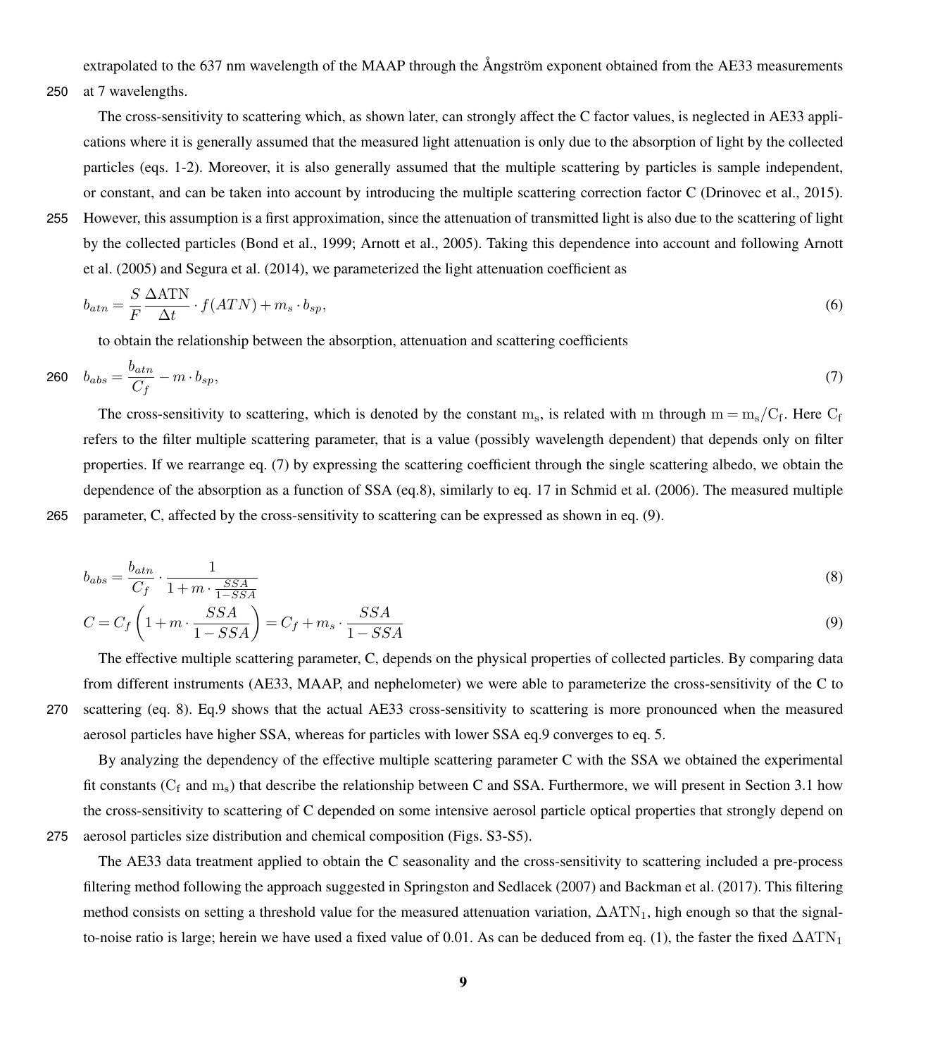extrapolated to the 637 nm wavelength of the MAAP through the Ångström exponent obtained from the AE33 measurements at 7 wavelengths.

The cross-sensitivity to scattering which, as shown later, can strongly affect the C factor values, is neglected in AE33 applications where it is generally assumed that the measured light attenuation is only due to the absorption of light by the collected particles (eqs. 1-2). Moreover, it is also generally assumed that the multiple scattering by particles is sample independent, or constant, and can be taken into account by introducing the multiple scattering correction factor C (Drinovec et al., 2015). However, this assumption is a first approximation, since the attenuation of transmitted light is also due to the scattering of light by the collected particles (Bond et al., 1999; Arnott et al., 2005). Taking this dependence into account and following Arnott et al. (2005) and Segura et al. (2014), we parameterized the light attenuation coefficient as

$$b_{atn} = \frac{S}{F}\frac{\Delta \mathrm{ATN}}{\Delta t} \cdot f(ATN) + m_s \cdot b_{sp}, \tag{6}$$

to obtain the relationship between the absorption, attenuation and scattering coefficients

$$b_{abs} = \frac{b_{atn}}{C_f} - m \cdot b_{sp}, \tag{7}$$

The cross-sensitivity to scattering, which is denoted by the constant $\mathrm{m_s}$, is related with $\mathrm{m}$ through $\mathrm{m} = \mathrm{m_s}/\mathrm{C_f}$. Here $\mathrm{C_f}$ refers to the filter multiple scattering parameter, that is a value (possibly wavelength dependent) that depends only on filter properties. If we rearrange eq. (7) by expressing the scattering coefficient through the single scattering albedo, we obtain the dependence of the absorption as a function of SSA (eq.8), similarly to eq. 17 in Schmid et al. (2006). The measured multiple parameter, C, affected by the cross-sensitivity to scattering can be expressed as shown in eq. (9).

$$b_{abs} = \frac{b_{atn}}{C_f} \cdot \frac{1}{1 + m \cdot \frac{SSA}{1-SSA}} \tag{8}$$

$$C = C_f\left(1 + m \cdot \frac{SSA}{1-SSA}\right) = C_f + m_s \cdot \frac{SSA}{1-SSA} \tag{9}$$

The effective multiple scattering parameter, C, depends on the physical properties of collected particles. By comparing data from different instruments (AE33, MAAP, and nephelometer) we were able to parameterize the cross-sensitivity of the C to scattering (eq. 8). Eq.9 shows that the actual AE33 cross-sensitivity to scattering is more pronounced when the measured aerosol particles have higher SSA, whereas for particles with lower SSA eq.9 converges to eq. 5.

By analyzing the dependency of the effective multiple scattering parameter C with the SSA we obtained the experimental fit constants ($\mathrm{C_f}$ and $\mathrm{m_s}$) that describe the relationship between C and SSA. Furthermore, we will present in Section 3.1 how the cross-sensitivity to scattering of C depended on some intensive aerosol particle optical properties that strongly depend on aerosol particles size distribution and chemical composition (Figs. S3-S5).

The AE33 data treatment applied to obtain the C seasonality and the cross-sensitivity to scattering included a pre-process filtering method following the approach suggested in Springston and Sedlacek (2007) and Backman et al. (2017). This filtering method consists on setting a threshold value for the measured attenuation variation, $\Delta\mathrm{ATN_1}$, high enough so that the signal-to-noise ratio is large; herein we have used a fixed value of 0.01. As can be deduced from eq. (1), the faster the fixed $\Delta\mathrm{ATN_1}$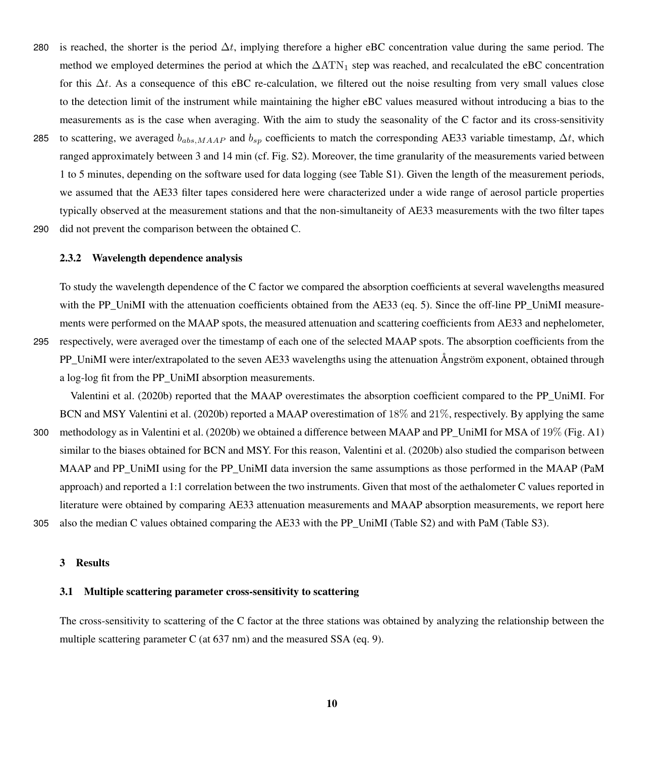is reached, the shorter is the period $\Delta t$, implying therefore a higher eBC concentration value during the same period. The method we employed determines the period at which the $\Delta\text{ATN}_1$ step was reached, and recalculated the eBC concentration for this $\Delta t$. As a consequence of this eBC re-calculation, we filtered out the noise resulting from very small values close to the detection limit of the instrument while maintaining the higher eBC values measured without introducing a bias to the measurements as is the case when averaging. With the aim to study the seasonality of the C factor and its cross-sensitivity to scattering, we averaged $b_{abs,MAAP}$ and $b_{sp}$ coefficients to match the corresponding AE33 variable timestamp, $\Delta t$, which ranged approximately between 3 and 14 min (cf. Fig. S2). Moreover, the time granularity of the measurements varied between 1 to 5 minutes, depending on the software used for data logging (see Table S1). Given the length of the measurement periods, we assumed that the AE33 filter tapes considered here were characterized under a wide range of aerosol particle properties typically observed at the measurement stations and that the non-simultaneity of AE33 measurements with the two filter tapes did not prevent the comparison between the obtained C.

### 2.3.2 Wavelength dependence analysis

To study the wavelength dependence of the C factor we compared the absorption coefficients at several wavelengths measured with the PP_UniMI with the attenuation coefficients obtained from the AE33 (eq. 5). Since the off-line PP_UniMI measurements were performed on the MAAP spots, the measured attenuation and scattering coefficients from AE33 and nephelometer, respectively, were averaged over the timestamp of each one of the selected MAAP spots. The absorption coefficients from the PP_UniMI were inter/extrapolated to the seven AE33 wavelengths using the attenuation Ångström exponent, obtained through a log-log fit from the PP_UniMI absorption measurements.

Valentini et al. (2020b) reported that the MAAP overestimates the absorption coefficient compared to the PP_UniMI. For BCN and MSY Valentini et al. (2020b) reported a MAAP overestimation of $18\%$ and $21\%$, respectively. By applying the same methodology as in Valentini et al. (2020b) we obtained a difference between MAAP and PP_UniMI for MSA of $19\%$ (Fig. A1) similar to the biases obtained for BCN and MSY. For this reason, Valentini et al. (2020b) also studied the comparison between MAAP and PP_UniMI using for the PP_UniMI data inversion the same assumptions as those performed in the MAAP (PaM approach) and reported a 1:1 correlation between the two instruments. Given that most of the aethalometer C values reported in literature were obtained by comparing AE33 attenuation measurements and MAAP absorption measurements, we report here also the median C values obtained comparing the AE33 with the PP_UniMI (Table S2) and with PaM (Table S3).

## 3 Results

### 3.1 Multiple scattering parameter cross-sensitivity to scattering

The cross-sensitivity to scattering of the C factor at the three stations was obtained by analyzing the relationship between the multiple scattering parameter C (at 637 nm) and the measured SSA (eq. 9).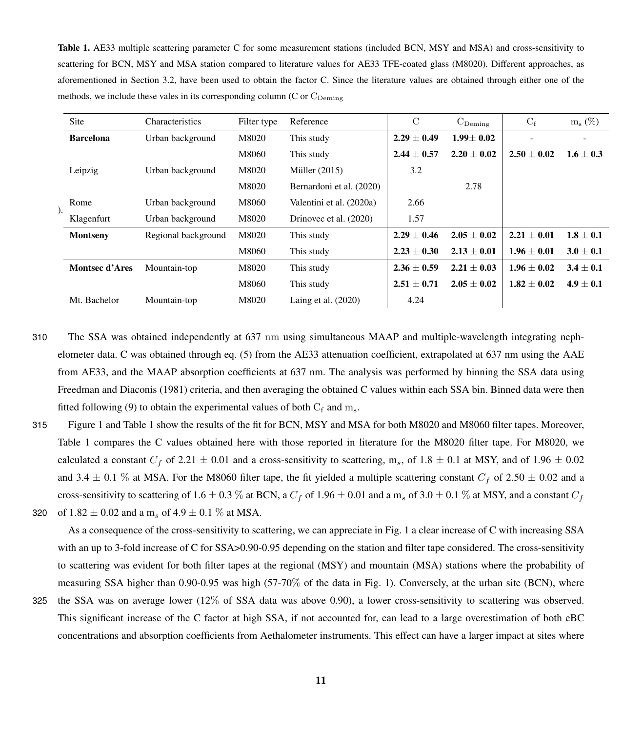**Table 1.** AE33 multiple scattering parameter C for some measurement stations (included BCN, MSY and MSA) and cross-sensitivity to scattering for BCN, MSY and MSA station compared to literature values for AE33 TFE-coated glass (M8020). Different approaches, as aforementioned in Section 3.2, have been used to obtain the factor C. Since the literature values are obtained through either one of the methods, we include these vales in its corresponding column (C or $C_{Deming}$).

| Site | Characteristics | Filter type | Reference | C | $C_{Deming}$ | $C_f$ | $m_s$ (%) |
|---|---|---|---|---|---|---|---|
| **Barcelona** | Urban background | M8020 | This study | **2.29 ± 0.49** | **1.99± 0.02** | - | - |
| | | M8060 | This study | **2.44 ± 0.57** | **2.20 ± 0.02** | **2.50 ± 0.02** | **1.6 ± 0.3** |
| Leipzig | Urban background | M8020 | Müller (2015) | 3.2 | | | |
| | | M8020 | Bernardoni et al. (2020) | | 2.78 | | |
| Rome | Urban background | M8060 | Valentini et al. (2020a) | 2.66 | | | |
| Klagenfurt | Urban background | M8020 | Drinovec et al. (2020) | 1.57 | | | |
| **Montseny** | Regional background | M8020 | This study | **2.29 ± 0.46** | **2.05 ± 0.02** | **2.21 ± 0.01** | **1.8 ± 0.1** |
| | | M8060 | This study | **2.23 ± 0.30** | **2.13 ± 0.01** | **1.96 ± 0.01** | **3.0 ± 0.1** |
| **Montsec d'Ares** | Mountain-top | M8020 | This study | **2.36 ± 0.59** | **2.21 ± 0.03** | **1.96 ± 0.02** | **3.4 ± 0.1** |
| | | M8060 | This study | **2.51 ± 0.71** | **2.05 ± 0.02** | **1.82 ± 0.02** | **4.9 ± 0.1** |
| Mt. Bachelor | Mountain-top | M8020 | Laing et al. (2020) | 4.24 | | | |

310 The SSA was obtained independently at 637 nm using simultaneous MAAP and multiple-wavelength integrating nephelometer data. C was obtained through eq. (5) from the AE33 attenuation coefficient, extrapolated at 637 nm using the AAE from AE33, and the MAAP absorption coefficients at 637 nm. The analysis was performed by binning the SSA data using Freedman and Diaconis (1981) criteria, and then averaging the obtained C values within each SSA bin. Binned data were then fitted following (9) to obtain the experimental values of both $C_f$ and $m_s$.

315 Figure 1 and Table 1 show the results of the fit for BCN, MSY and MSA for both M8020 and M8060 filter tapes. Moreover, Table 1 compares the C values obtained here with those reported in literature for the M8020 filter tape. For M8020, we calculated a constant $C_f$ of 2.21 ± 0.01 and a cross-sensitivity to scattering, $m_s$, of 1.8 ± 0.1 at MSY, and of 1.96 ± 0.02 and 3.4 ± 0.1 % at MSA. For the M8060 filter tape, the fit yielded a multiple scattering constant $C_f$ of 2.50 ± 0.02 and a cross-sensitivity to scattering of 1.6 ± 0.3 % at BCN, a $C_f$ of 1.96 ± 0.01 and a $m_s$ of 3.0 ± 0.1 % at MSY, and a constant $C_f$

320 of 1.82 ± 0.02 and a $m_s$ of 4.9 ± 0.1 % at MSA.

As a consequence of the cross-sensitivity to scattering, we can appreciate in Fig. 1 a clear increase of C with increasing SSA with an up to 3-fold increase of C for SSA>0.90-0.95 depending on the station and filter tape considered. The cross-sensitivity to scattering was evident for both filter tapes at the regional (MSY) and mountain (MSA) stations where the probability of measuring SSA higher than 0.90-0.95 was high (57-70% of the data in Fig. 1). Conversely, at the urban site (BCN), where

325 the SSA was on average lower (12% of SSA data was above 0.90), a lower cross-sensitivity to scattering was observed. This significant increase of the C factor at high SSA, if not accounted for, can lead to a large overestimation of both eBC concentrations and absorption coefficients from Aethalometer instruments. This effect can have a larger impact at sites where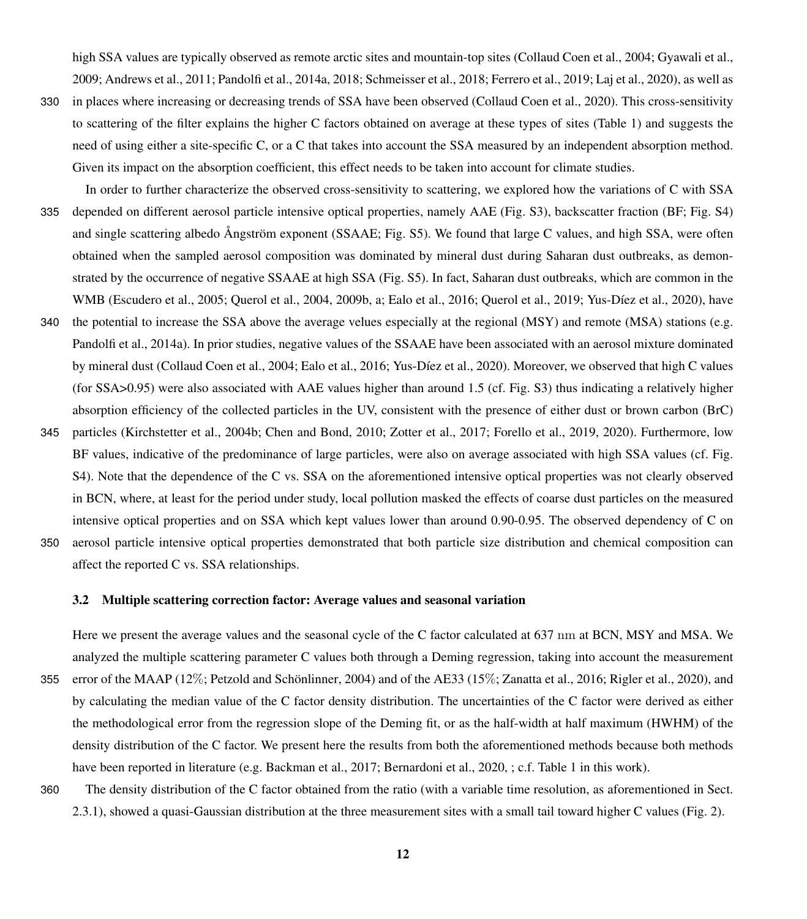high SSA values are typically observed as remote arctic sites and mountain-top sites (Collaud Coen et al., 2004; Gyawali et al., 2009; Andrews et al., 2011; Pandolfi et al., 2014a, 2018; Schmeisser et al., 2018; Ferrero et al., 2019; Laj et al., 2020), as well as in places where increasing or decreasing trends of SSA have been observed (Collaud Coen et al., 2020). This cross-sensitivity to scattering of the filter explains the higher C factors obtained on average at these types of sites (Table 1) and suggests the need of using either a site-specific C, or a C that takes into account the SSA measured by an independent absorption method. Given its impact on the absorption coefficient, this effect needs to be taken into account for climate studies.

In order to further characterize the observed cross-sensitivity to scattering, we explored how the variations of C with SSA depended on different aerosol particle intensive optical properties, namely AAE (Fig. S3), backscatter fraction (BF; Fig. S4) and single scattering albedo Ångström exponent (SSAAE; Fig. S5). We found that large C values, and high SSA, were often obtained when the sampled aerosol composition was dominated by mineral dust during Saharan dust outbreaks, as demonstrated by the occurrence of negative SSAAE at high SSA (Fig. S5). In fact, Saharan dust outbreaks, which are common in the WMB (Escudero et al., 2005; Querol et al., 2004, 2009b, a; Ealo et al., 2016; Querol et al., 2019; Yus-Díez et al., 2020), have the potential to increase the SSA above the average velues especially at the regional (MSY) and remote (MSA) stations (e.g. Pandolfi et al., 2014a). In prior studies, negative values of the SSAAE have been associated with an aerosol mixture dominated by mineral dust (Collaud Coen et al., 2004; Ealo et al., 2016; Yus-Díez et al., 2020). Moreover, we observed that high C values (for SSA>0.95) were also associated with AAE values higher than around 1.5 (cf. Fig. S3) thus indicating a relatively higher absorption efficiency of the collected particles in the UV, consistent with the presence of either dust or brown carbon (BrC) particles (Kirchstetter et al., 2004b; Chen and Bond, 2010; Zotter et al., 2017; Forello et al., 2019, 2020). Furthermore, low BF values, indicative of the predominance of large particles, were also on average associated with high SSA values (cf. Fig. S4). Note that the dependence of the C vs. SSA on the aforementioned intensive optical properties was not clearly observed in BCN, where, at least for the period under study, local pollution masked the effects of coarse dust particles on the measured intensive optical properties and on SSA which kept values lower than around 0.90-0.95. The observed dependency of C on aerosol particle intensive optical properties demonstrated that both particle size distribution and chemical composition can affect the reported C vs. SSA relationships.

### 3.2 Multiple scattering correction factor: Average values and seasonal variation

Here we present the average values and the seasonal cycle of the C factor calculated at 637 $\mathrm{nm}$ at BCN, MSY and MSA. We analyzed the multiple scattering parameter C values both through a Deming regression, taking into account the measurement error of the MAAP (12%; Petzold and Schönlinner, 2004) and of the AE33 (15%; Zanatta et al., 2016; Rigler et al., 2020), and by calculating the median value of the C factor density distribution. The uncertainties of the C factor were derived as either the methodological error from the regression slope of the Deming fit, or as the half-width at half maximum (HWHM) of the density distribution of the C factor. We present here the results from both the aforementioned methods because both methods have been reported in literature (e.g. Backman et al., 2017; Bernardoni et al., 2020, ; c.f. Table 1 in this work).

The density distribution of the C factor obtained from the ratio (with a variable time resolution, as aforementioned in Sect. 2.3.1), showed a quasi-Gaussian distribution at the three measurement sites with a small tail toward higher C values (Fig. 2).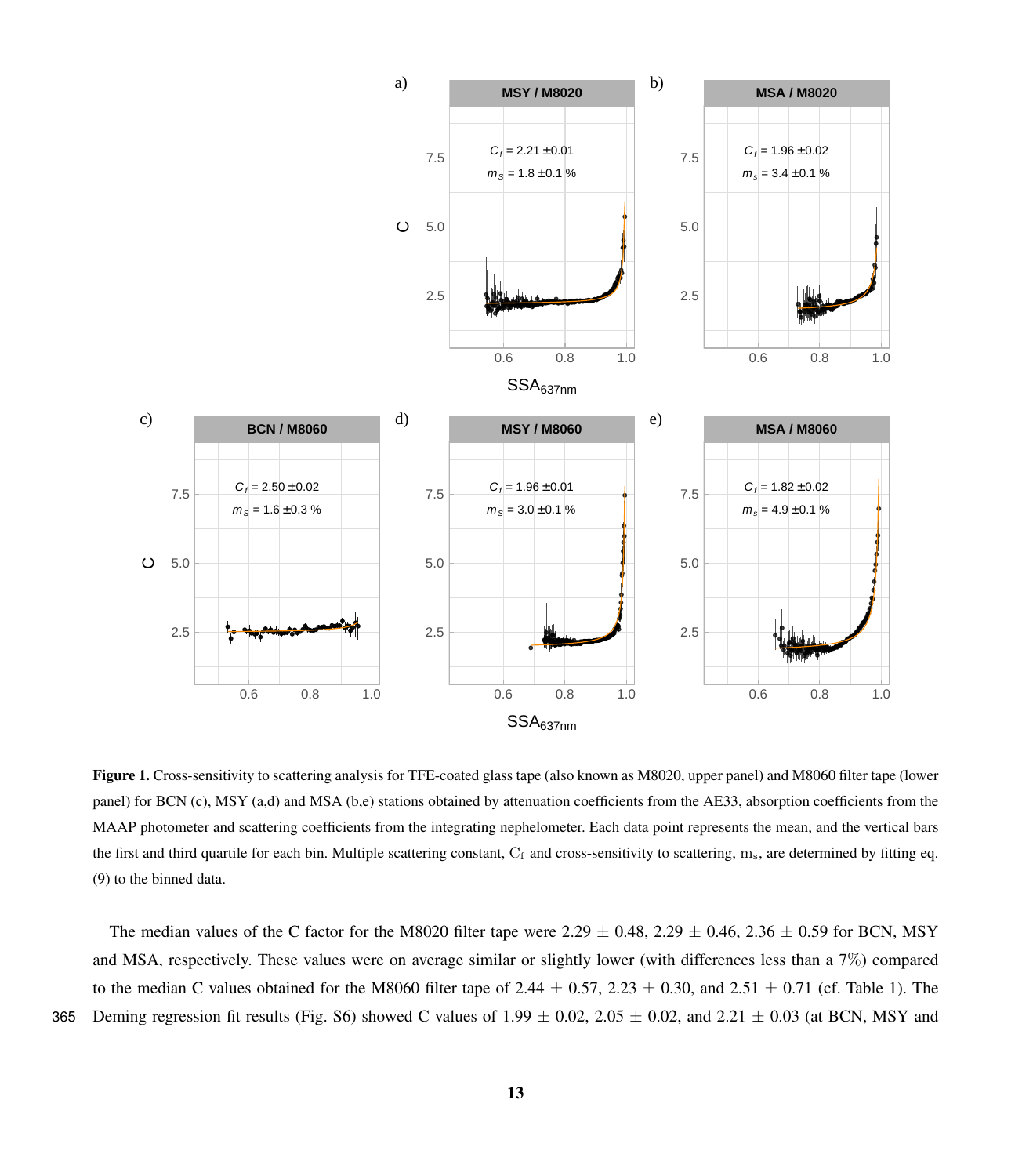**Figure 1.** Cross-sensitivity to scattering analysis for TFE-coated glass tape (also known as M8020, upper panel) and M8060 filter tape (lower panel) for BCN (c), MSY (a,d) and MSA (b,e) stations obtained by attenuation coefficients from the AE33, absorption coefficients from the MAAP photometer and scattering coefficients from the integrating nephelometer. Each data point represents the mean, and the vertical bars the first and third quartile for each bin. Multiple scattering constant, $C_f$ and cross-sensitivity to scattering, $m_s$, are determined by fitting eq. (9) to the binned data.

The median values of the C factor for the M8020 filter tape were 2.29 ± 0.48, 2.29 ± 0.46, 2.36 ± 0.59 for BCN, MSY and MSA, respectively. These values were on average similar or slightly lower (with differences less than a 7%) compared to the median C values obtained for the M8060 filter tape of 2.44 ± 0.57, 2.23 ± 0.30, and 2.51 ± 0.71 (cf. Table 1). The Deming regression fit results (Fig. S6) showed C values of 1.99 ± 0.02, 2.05 ± 0.02, and 2.21 ± 0.03 (at BCN, MSY and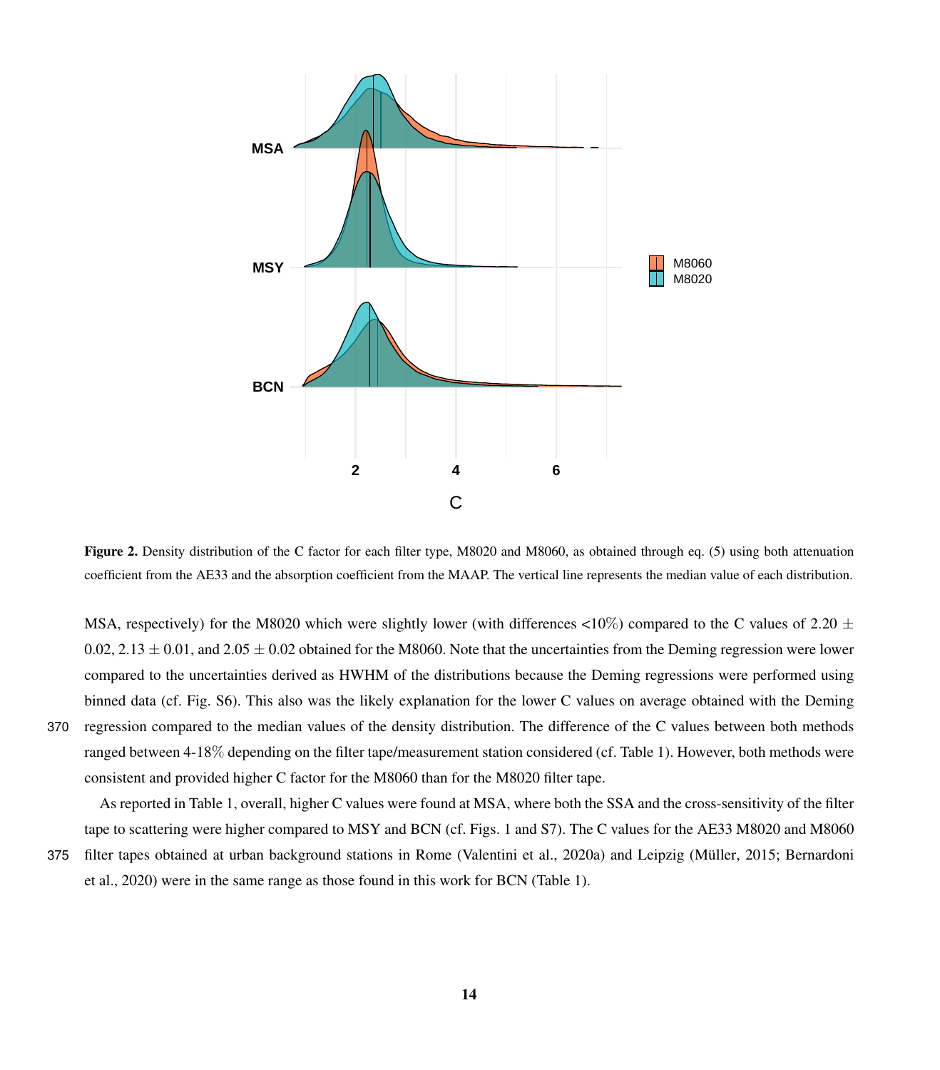**Figure 2.** Density distribution of the C factor for each filter type, M8020 and M8060, as obtained through eq. (5) using both attenuation coefficient from the AE33 and the absorption coefficient from the MAAP. The vertical line represents the median value of each distribution.

MSA, respectively) for the M8020 which were slightly lower (with differences <10%) compared to the C values of 2.20 ± 0.02, 2.13 ± 0.01, and 2.05 ± 0.02 obtained for the M8060. Note that the uncertainties from the Deming regression were lower compared to the uncertainties derived as HWHM of the distributions because the Deming regressions were performed using binned data (cf. Fig. S6). This also was the likely explanation for the lower C values on average obtained with the Deming regression compared to the median values of the density distribution. The difference of the C values between both methods ranged between 4-18% depending on the filter tape/measurement station considered (cf. Table 1). However, both methods were consistent and provided higher C factor for the M8060 than for the M8020 filter tape.

As reported in Table 1, overall, higher C values were found at MSA, where both the SSA and the cross-sensitivity of the filter tape to scattering were higher compared to MSY and BCN (cf. Figs. 1 and S7). The C values for the AE33 M8020 and M8060 filter tapes obtained at urban background stations in Rome (Valentini et al., 2020a) and Leipzig (Müller, 2015; Bernardoni et al., 2020) were in the same range as those found in this work for BCN (Table 1).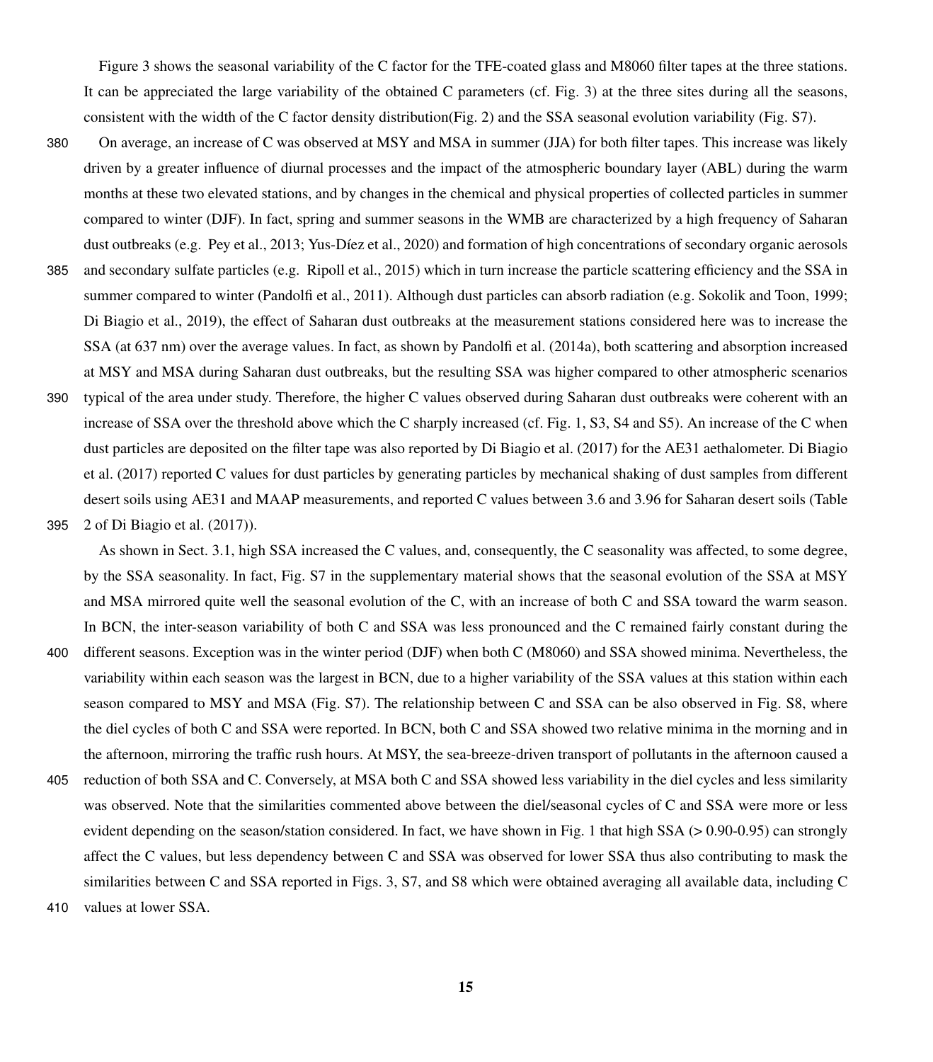Figure 3 shows the seasonal variability of the C factor for the TFE-coated glass and M8060 filter tapes at the three stations. It can be appreciated the large variability of the obtained C parameters (cf. Fig. 3) at the three sites during all the seasons, consistent with the width of the C factor density distribution(Fig. 2) and the SSA seasonal evolution variability (Fig. S7).

On average, an increase of C was observed at MSY and MSA in summer (JJA) for both filter tapes. This increase was likely driven by a greater influence of diurnal processes and the impact of the atmospheric boundary layer (ABL) during the warm months at these two elevated stations, and by changes in the chemical and physical properties of collected particles in summer compared to winter (DJF). In fact, spring and summer seasons in the WMB are characterized by a high frequency of Saharan dust outbreaks (e.g. Pey et al., 2013; Yus-Díez et al., 2020) and formation of high concentrations of secondary organic aerosols and secondary sulfate particles (e.g. Ripoll et al., 2015) which in turn increase the particle scattering efficiency and the SSA in summer compared to winter (Pandolfi et al., 2011). Although dust particles can absorb radiation (e.g. Sokolik and Toon, 1999; Di Biagio et al., 2019), the effect of Saharan dust outbreaks at the measurement stations considered here was to increase the SSA (at 637 nm) over the average values. In fact, as shown by Pandolfi et al. (2014a), both scattering and absorption increased at MSY and MSA during Saharan dust outbreaks, but the resulting SSA was higher compared to other atmospheric scenarios typical of the area under study. Therefore, the higher C values observed during Saharan dust outbreaks were coherent with an increase of SSA over the threshold above which the C sharply increased (cf. Fig. 1, S3, S4 and S5). An increase of the C when dust particles are deposited on the filter tape was also reported by Di Biagio et al. (2017) for the AE31 aethalometer. Di Biagio et al. (2017) reported C values for dust particles by generating particles by mechanical shaking of dust samples from different desert soils using AE31 and MAAP measurements, and reported C values between 3.6 and 3.96 for Saharan desert soils (Table 2 of Di Biagio et al. (2017)).

As shown in Sect. 3.1, high SSA increased the C values, and, consequently, the C seasonality was affected, to some degree, by the SSA seasonality. In fact, Fig. S7 in the supplementary material shows that the seasonal evolution of the SSA at MSY and MSA mirrored quite well the seasonal evolution of the C, with an increase of both C and SSA toward the warm season. In BCN, the inter-season variability of both C and SSA was less pronounced and the C remained fairly constant during the different seasons. Exception was in the winter period (DJF) when both C (M8060) and SSA showed minima. Nevertheless, the variability within each season was the largest in BCN, due to a higher variability of the SSA values at this station within each season compared to MSY and MSA (Fig. S7). The relationship between C and SSA can be also observed in Fig. S8, where the diel cycles of both C and SSA were reported. In BCN, both C and SSA showed two relative minima in the morning and in the afternoon, mirroring the traffic rush hours. At MSY, the sea-breeze-driven transport of pollutants in the afternoon caused a reduction of both SSA and C. Conversely, at MSA both C and SSA showed less variability in the diel cycles and less similarity was observed. Note that the similarities commented above between the diel/seasonal cycles of C and SSA were more or less evident depending on the season/station considered. In fact, we have shown in Fig. 1 that high SSA (> 0.90-0.95) can strongly affect the C values, but less dependency between C and SSA was observed for lower SSA thus also contributing to mask the similarities between C and SSA reported in Figs. 3, S7, and S8 which were obtained averaging all available data, including C values at lower SSA.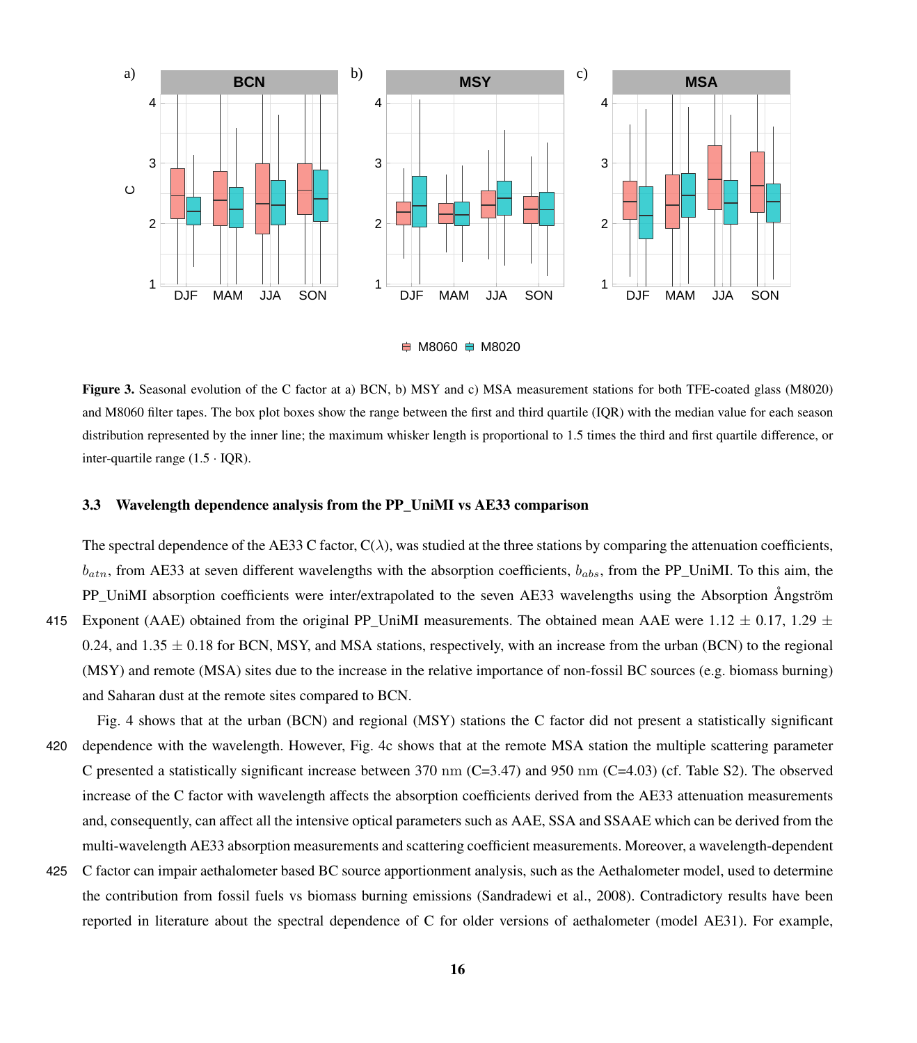**Figure 3.** Seasonal evolution of the C factor at a) BCN, b) MSY and c) MSA measurement stations for both TFE-coated glass (M8020) and M8060 filter tapes. The box plot boxes show the range between the first and third quartile (IQR) with the median value for each season distribution represented by the inner line; the maximum whisker length is proportional to 1.5 times the third and first quartile difference, or inter-quartile range (1.5 · IQR).

### 3.3 Wavelength dependence analysis from the PP_UniMI vs AE33 comparison

The spectral dependence of the AE33 C factor, C(λ), was studied at the three stations by comparing the attenuation coefficients, $b_{atn}$, from AE33 at seven different wavelengths with the absorption coefficients, $b_{abs}$, from the PP_UniMI. To this aim, the PP_UniMI absorption coefficients were inter/extrapolated to the seven AE33 wavelengths using the Absorption Ångström Exponent (AAE) obtained from the original PP_UniMI measurements. The obtained mean AAE were 1.12 ± 0.17, 1.29 ± 0.24, and 1.35 ± 0.18 for BCN, MSY, and MSA stations, respectively, with an increase from the urban (BCN) to the regional (MSY) and remote (MSA) sites due to the increase in the relative importance of non-fossil BC sources (e.g. biomass burning) and Saharan dust at the remote sites compared to BCN.

Fig. 4 shows that at the urban (BCN) and regional (MSY) stations the C factor did not present a statistically significant dependence with the wavelength. However, Fig. 4c shows that at the remote MSA station the multiple scattering parameter C presented a statistically significant increase between 370 nm (C=3.47) and 950 nm (C=4.03) (cf. Table S2). The observed increase of the C factor with wavelength affects the absorption coefficients derived from the AE33 attenuation measurements and, consequently, can affect all the intensive optical parameters such as AAE, SSA and SSAAE which can be derived from the multi-wavelength AE33 absorption measurements and scattering coefficient measurements. Moreover, a wavelength-dependent C factor can impair aethalometer based BC source apportionment analysis, such as the Aethalometer model, used to determine the contribution from fossil fuels vs biomass burning emissions (Sandradewi et al., 2008). Contradictory results have been reported in literature about the spectral dependence of C for older versions of aethalometer (model AE31). For example,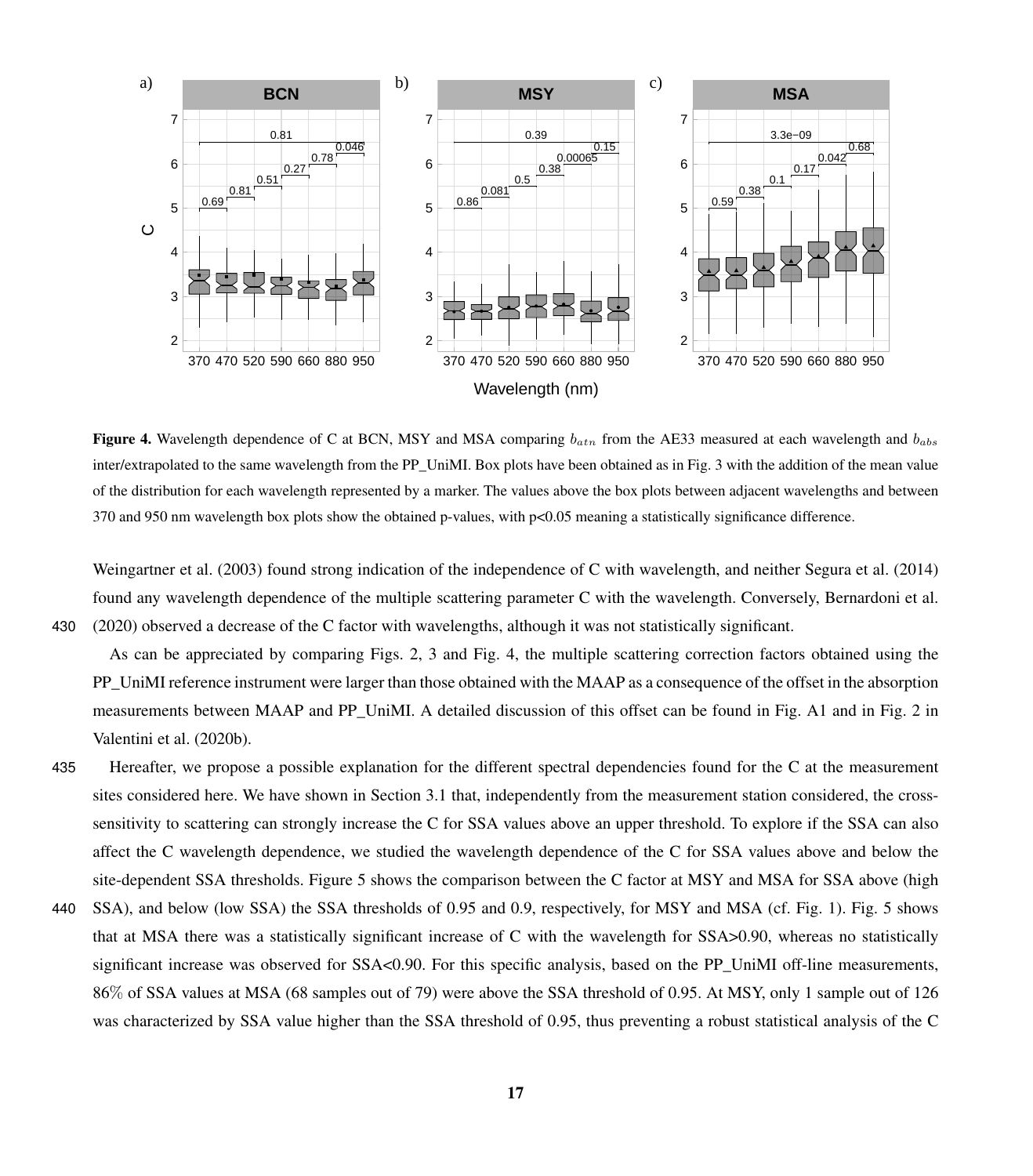**Figure 4.** Wavelength dependence of C at BCN, MSY and MSA comparing $b_{atn}$ from the AE33 measured at each wavelength and $b_{abs}$ inter/extrapolated to the same wavelength from the PP_UniMI. Box plots have been obtained as in Fig. 3 with the addition of the mean value of the distribution for each wavelength represented by a marker. The values above the box plots between adjacent wavelengths and between 370 and 950 nm wavelength box plots show the obtained p-values, with p<0.05 meaning a statistically significance difference.

Weingartner et al. (2003) found strong indication of the independence of C with wavelength, and neither Segura et al. (2014) found any wavelength dependence of the multiple scattering parameter C with the wavelength. Conversely, Bernardoni et al. (2020) observed a decrease of the C factor with wavelengths, although it was not statistically significant.

As can be appreciated by comparing Figs. 2, 3 and Fig. 4, the multiple scattering correction factors obtained using the PP_UniMI reference instrument were larger than those obtained with the MAAP as a consequence of the offset in the absorption measurements between MAAP and PP_UniMI. A detailed discussion of this offset can be found in Fig. A1 and in Fig. 2 in Valentini et al. (2020b).

Hereafter, we propose a possible explanation for the different spectral dependencies found for the C at the measurement sites considered here. We have shown in Section 3.1 that, independently from the measurement station considered, the cross-sensitivity to scattering can strongly increase the C for SSA values above an upper threshold. To explore if the SSA can also affect the C wavelength dependence, we studied the wavelength dependence of the C for SSA values above and below the site-dependent SSA thresholds. Figure 5 shows the comparison between the C factor at MSY and MSA for SSA above (high SSA), and below (low SSA) the SSA thresholds of 0.95 and 0.9, respectively, for MSY and MSA (cf. Fig. 1). Fig. 5 shows that at MSA there was a statistically significant increase of C with the wavelength for SSA>0.90, whereas no statistically significant increase was observed for SSA<0.90. For this specific analysis, based on the PP_UniMI off-line measurements, 86% of SSA values at MSA (68 samples out of 79) were above the SSA threshold of 0.95. At MSY, only 1 sample out of 126 was characterized by SSA value higher than the SSA threshold of 0.95, thus preventing a robust statistical analysis of the C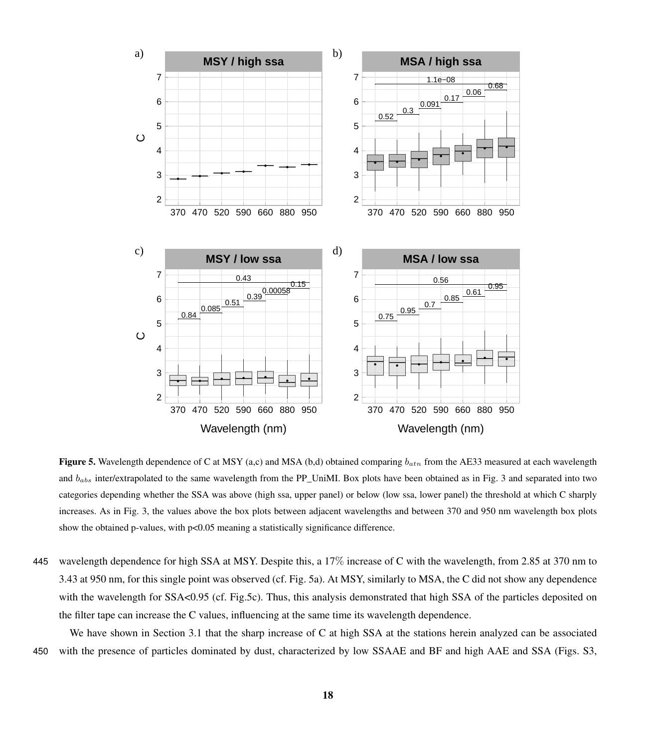**Figure 5.** Wavelength dependence of C at MSY (a,c) and MSA (b,d) obtained comparing $b_{atn}$ from the AE33 measured at each wavelength and $b_{abs}$ inter/extrapolated to the same wavelength from the PP_UniMI. Box plots have been obtained as in Fig. 3 and separated into two categories depending whether the SSA was above (high ssa, upper panel) or below (low ssa, lower panel) the threshold at which C sharply increases. As in Fig. 3, the values above the box plots between adjacent wavelengths and between 370 and 950 nm wavelength box plots show the obtained p-values, with p<0.05 meaning a statistically significance difference.

wavelength dependence for high SSA at MSY. Despite this, a 17% increase of C with the wavelength, from 2.85 at 370 nm to 3.43 at 950 nm, for this single point was observed (cf. Fig. 5a). At MSY, similarly to MSA, the C did not show any dependence with the wavelength for SSA<0.95 (cf. Fig.5c). Thus, this analysis demonstrated that high SSA of the particles deposited on the filter tape can increase the C values, influencing at the same time its wavelength dependence.

We have shown in Section 3.1 that the sharp increase of C at high SSA at the stations herein analyzed can be associated with the presence of particles dominated by dust, characterized by low SSAAE and BF and high AAE and SSA (Figs. S3,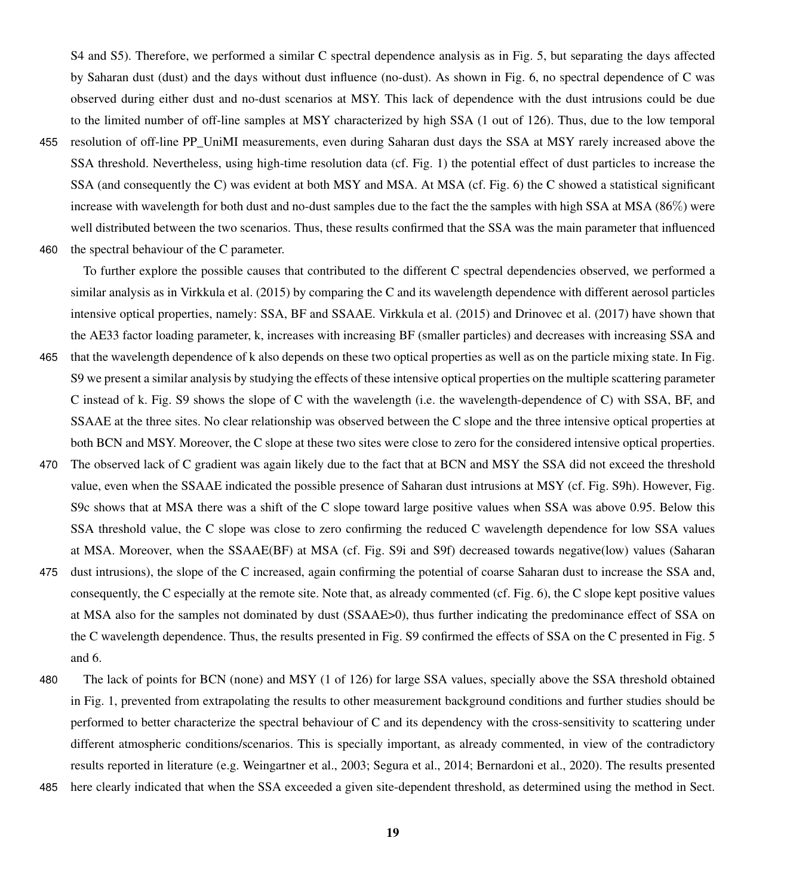S4 and S5). Therefore, we performed a similar C spectral dependence analysis as in Fig. 5, but separating the days affected by Saharan dust (dust) and the days without dust influence (no-dust). As shown in Fig. 6, no spectral dependence of C was observed during either dust and no-dust scenarios at MSY. This lack of dependence with the dust intrusions could be due to the limited number of off-line samples at MSY characterized by high SSA (1 out of 126). Thus, due to the low temporal resolution of off-line PP_UniMI measurements, even during Saharan dust days the SSA at MSY rarely increased above the SSA threshold. Nevertheless, using high-time resolution data (cf. Fig. 1) the potential effect of dust particles to increase the SSA (and consequently the C) was evident at both MSY and MSA. At MSA (cf. Fig. 6) the C showed a statistical significant increase with wavelength for both dust and no-dust samples due to the fact the the samples with high SSA at MSA (86%) were well distributed between the two scenarios. Thus, these results confirmed that the SSA was the main parameter that influenced the spectral behaviour of the C parameter.

To further explore the possible causes that contributed to the different C spectral dependencies observed, we performed a similar analysis as in Virkkula et al. (2015) by comparing the C and its wavelength dependence with different aerosol particles intensive optical properties, namely: SSA, BF and SSAAE. Virkkula et al. (2015) and Drinovec et al. (2017) have shown that the AE33 factor loading parameter, k, increases with increasing BF (smaller particles) and decreases with increasing SSA and that the wavelength dependence of k also depends on these two optical properties as well as on the particle mixing state. In Fig. S9 we present a similar analysis by studying the effects of these intensive optical properties on the multiple scattering parameter C instead of k. Fig. S9 shows the slope of C with the wavelength (i.e. the wavelength-dependence of C) with SSA, BF, and SSAAE at the three sites. No clear relationship was observed between the C slope and the three intensive optical properties at both BCN and MSY. Moreover, the C slope at these two sites were close to zero for the considered intensive optical properties. The observed lack of C gradient was again likely due to the fact that at BCN and MSY the SSA did not exceed the threshold value, even when the SSAAE indicated the possible presence of Saharan dust intrusions at MSY (cf. Fig. S9h). However, Fig. S9c shows that at MSA there was a shift of the C slope toward large positive values when SSA was above 0.95. Below this SSA threshold value, the C slope was close to zero confirming the reduced C wavelength dependence for low SSA values at MSA. Moreover, when the SSAAE(BF) at MSA (cf. Fig. S9i and S9f) decreased towards negative(low) values (Saharan dust intrusions), the slope of the C increased, again confirming the potential of coarse Saharan dust to increase the SSA and, consequently, the C especially at the remote site. Note that, as already commented (cf. Fig. 6), the C slope kept positive values at MSA also for the samples not dominated by dust (SSAAE>0), thus further indicating the predominance effect of SSA on the C wavelength dependence. Thus, the results presented in Fig. S9 confirmed the effects of SSA on the C presented in Fig. 5 and 6.

The lack of points for BCN (none) and MSY (1 of 126) for large SSA values, specially above the SSA threshold obtained in Fig. 1, prevented from extrapolating the results to other measurement background conditions and further studies should be performed to better characterize the spectral behaviour of C and its dependency with the cross-sensitivity to scattering under different atmospheric conditions/scenarios. This is specially important, as already commented, in view of the contradictory results reported in literature (e.g. Weingartner et al., 2003; Segura et al., 2014; Bernardoni et al., 2020). The results presented here clearly indicated that when the SSA exceeded a given site-dependent threshold, as determined using the method in Sect.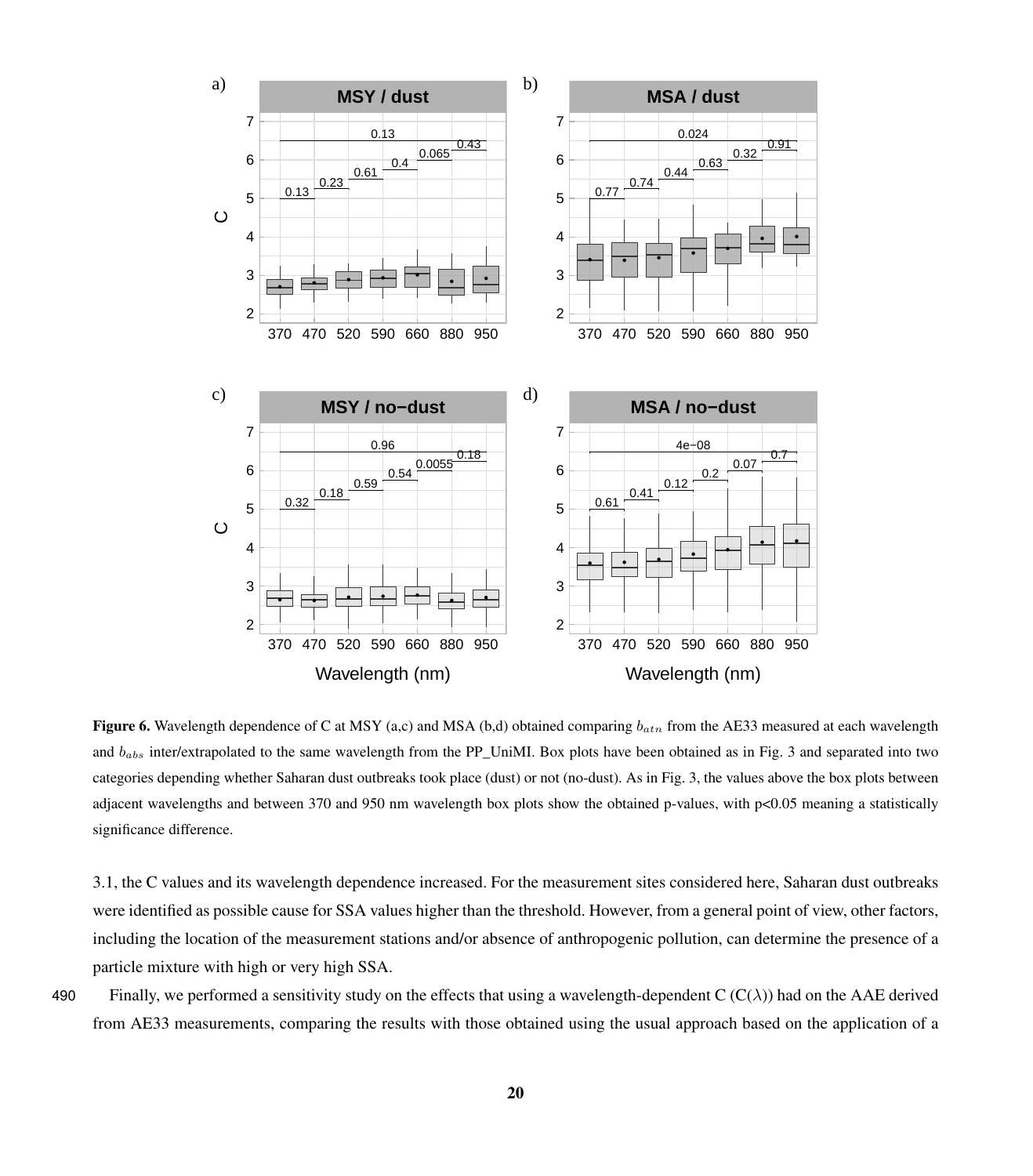**Figure 6.** Wavelength dependence of C at MSY (a,c) and MSA (b,d) obtained comparing $b_{atn}$ from the AE33 measured at each wavelength and $b_{abs}$ inter/extrapolated to the same wavelength from the PP_UniMI. Box plots have been obtained as in Fig. 3 and separated into two categories depending whether Saharan dust outbreaks took place (dust) or not (no-dust). As in Fig. 3, the values above the box plots between adjacent wavelengths and between 370 and 950 nm wavelength box plots show the obtained p-values, with $p<0.05$ meaning a statistically significance difference.

3.1, the C values and its wavelength dependence increased. For the measurement sites considered here, Saharan dust outbreaks were identified as possible cause for SSA values higher than the threshold. However, from a general point of view, other factors, including the location of the measurement stations and/or absence of anthropogenic pollution, can determine the presence of a particle mixture with high or very high SSA.

Finally, we performed a sensitivity study on the effects that using a wavelength-dependent C (C(λ)) had on the AAE derived from AE33 measurements, comparing the results with those obtained using the usual approach based on the application of a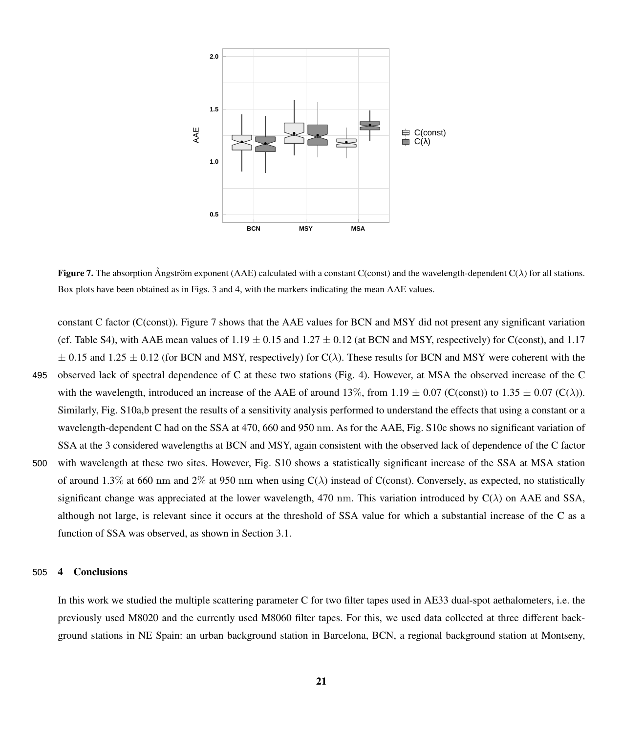Figure 7. The absorption Ångström exponent (AAE) calculated with a constant C(const) and the wavelength-dependent C(λ) for all stations. Box plots have been obtained as in Figs. 3 and 4, with the markers indicating the mean AAE values.

constant C factor (C(const)). Figure 7 shows that the AAE values for BCN and MSY did not present any significant variation (cf. Table S4), with AAE mean values of $1.19 \pm 0.15$ and $1.27 \pm 0.12$ (at BCN and MSY, respectively) for C(const), and $1.17 \pm 0.15$ and $1.25 \pm 0.12$ (for BCN and MSY, respectively) for C(λ). These results for BCN and MSY were coherent with the observed lack of spectral dependence of C at these two stations (Fig. 4). However, at MSA the observed increase of the C with the wavelength, introduced an increase of the AAE of around 13%, from $1.19 \pm 0.07$ (C(const)) to $1.35 \pm 0.07$ (C(λ)). Similarly, Fig. S10a,b present the results of a sensitivity analysis performed to understand the effects that using a constant or a wavelength-dependent C had on the SSA at 470, 660 and 950 nm. As for the AAE, Fig. S10c shows no significant variation of SSA at the 3 considered wavelengths at BCN and MSY, again consistent with the observed lack of dependence of the C factor with wavelength at these two sites. However, Fig. S10 shows a statistically significant increase of the SSA at MSA station of around 1.3% at 660 nm and 2% at 950 nm when using C(λ) instead of C(const). Conversely, as expected, no statistically significant change was appreciated at the lower wavelength, 470 nm. This variation introduced by C(λ) on AAE and SSA, although not large, is relevant since it occurs at the threshold of SSA value for which a substantial increase of the C as a function of SSA was observed, as shown in Section 3.1.

## 4 Conclusions

In this work we studied the multiple scattering parameter C for two filter tapes used in AE33 dual-spot aethalometers, i.e. the previously used M8020 and the currently used M8060 filter tapes. For this, we used data collected at three different background stations in NE Spain: an urban background station in Barcelona, BCN, a regional background station at Montseny,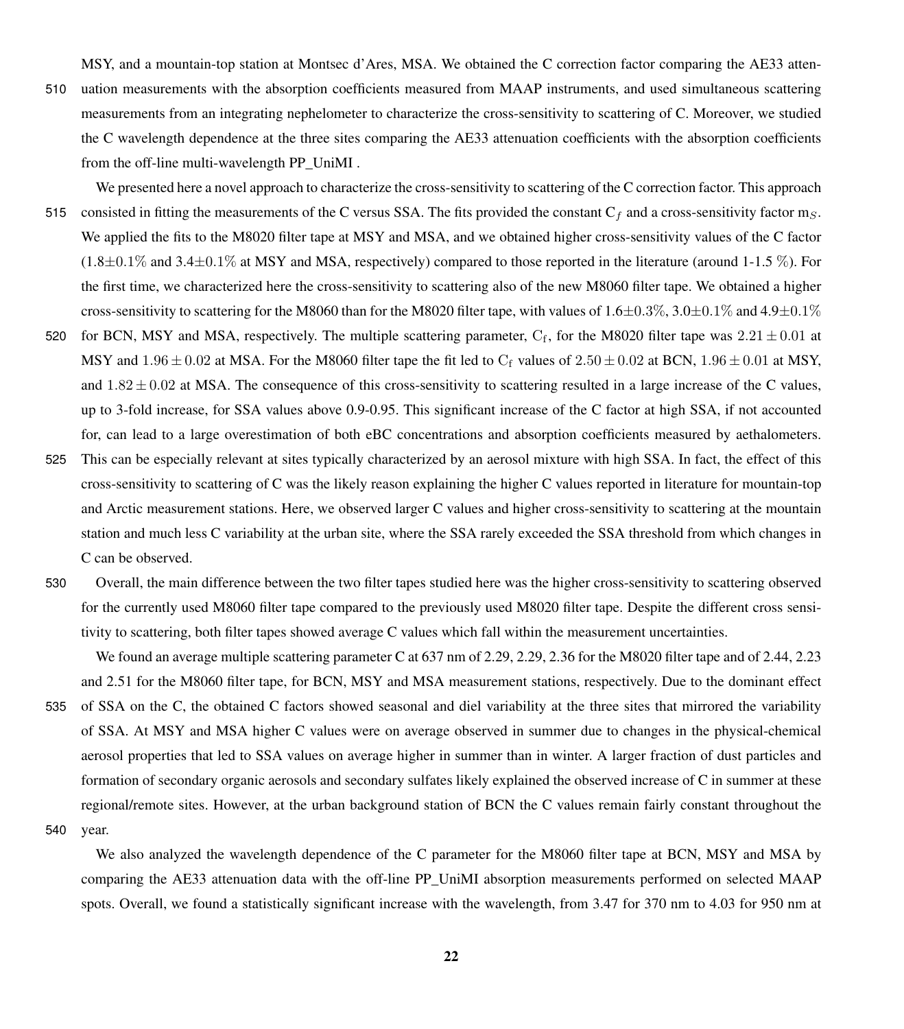MSY, and a mountain-top station at Montsec d'Ares, MSA. We obtained the C correction factor comparing the AE33 attenuation measurements with the absorption coefficients measured from MAAP instruments, and used simultaneous scattering measurements from an integrating nephelometer to characterize the cross-sensitivity to scattering of C. Moreover, we studied the C wavelength dependence at the three sites comparing the AE33 attenuation coefficients with the absorption coefficients from the off-line multi-wavelength PP_UniMI .

We presented here a novel approach to characterize the cross-sensitivity to scattering of the C correction factor. This approach consisted in fitting the measurements of the C versus SSA. The fits provided the constant $C_f$ and a cross-sensitivity factor $m_S$. We applied the fits to the M8020 filter tape at MSY and MSA, and we obtained higher cross-sensitivity values of the C factor ($1.8\pm0.1\%$ and $3.4\pm0.1\%$ at MSY and MSA, respectively) compared to those reported in the literature (around 1-1.5 %). For the first time, we characterized here the cross-sensitivity to scattering also of the new M8060 filter tape. We obtained a higher cross-sensitivity to scattering for the M8060 than for the M8020 filter tape, with values of $1.6\pm0.3\%$, $3.0\pm0.1\%$ and $4.9\pm0.1\%$ for BCN, MSY and MSA, respectively. The multiple scattering parameter, $C_f$, for the M8020 filter tape was $2.21\pm0.01$ at MSY and $1.96\pm0.02$ at MSA. For the M8060 filter tape the fit led to $C_f$ values of $2.50\pm0.02$ at BCN, $1.96\pm0.01$ at MSY, and $1.82\pm0.02$ at MSA. The consequence of this cross-sensitivity to scattering resulted in a large increase of the C values, up to 3-fold increase, for SSA values above 0.9-0.95. This significant increase of the C factor at high SSA, if not accounted for, can lead to a large overestimation of both eBC concentrations and absorption coefficients measured by aethalometers. This can be especially relevant at sites typically characterized by an aerosol mixture with high SSA. In fact, the effect of this cross-sensitivity to scattering of C was the likely reason explaining the higher C values reported in literature for mountain-top and Arctic measurement stations. Here, we observed larger C values and higher cross-sensitivity to scattering at the mountain station and much less C variability at the urban site, where the SSA rarely exceeded the SSA threshold from which changes in C can be observed.

Overall, the main difference between the two filter tapes studied here was the higher cross-sensitivity to scattering observed for the currently used M8060 filter tape compared to the previously used M8020 filter tape. Despite the different cross sensitivity to scattering, both filter tapes showed average C values which fall within the measurement uncertainties.

We found an average multiple scattering parameter C at 637 nm of 2.29, 2.29, 2.36 for the M8020 filter tape and of 2.44, 2.23 and 2.51 for the M8060 filter tape, for BCN, MSY and MSA measurement stations, respectively. Due to the dominant effect of SSA on the C, the obtained C factors showed seasonal and diel variability at the three sites that mirrored the variability of SSA. At MSY and MSA higher C values were on average observed in summer due to changes in the physical-chemical aerosol properties that led to SSA values on average higher in summer than in winter. A larger fraction of dust particles and formation of secondary organic aerosols and secondary sulfates likely explained the observed increase of C in summer at these regional/remote sites. However, at the urban background station of BCN the C values remain fairly constant throughout the year.

We also analyzed the wavelength dependence of the C parameter for the M8060 filter tape at BCN, MSY and MSA by comparing the AE33 attenuation data with the off-line PP_UniMI absorption measurements performed on selected MAAP spots. Overall, we found a statistically significant increase with the wavelength, from 3.47 for 370 nm to 4.03 for 950 nm at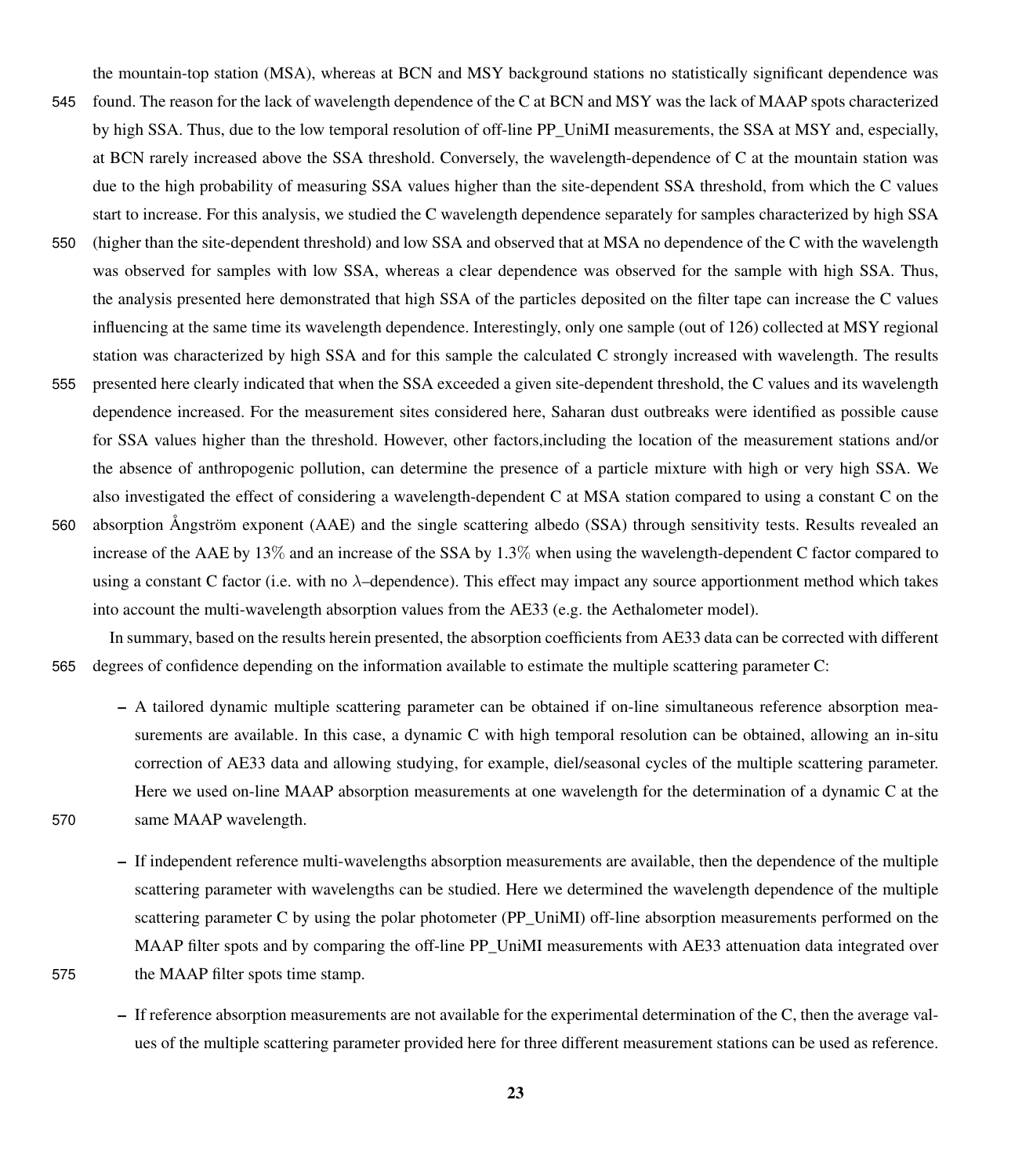the mountain-top station (MSA), whereas at BCN and MSY background stations no statistically significant dependence was found. The reason for the lack of wavelength dependence of the C at BCN and MSY was the lack of MAAP spots characterized by high SSA. Thus, due to the low temporal resolution of off-line PP_UniMI measurements, the SSA at MSY and, especially, at BCN rarely increased above the SSA threshold. Conversely, the wavelength-dependence of C at the mountain station was due to the high probability of measuring SSA values higher than the site-dependent SSA threshold, from which the C values start to increase. For this analysis, we studied the C wavelength dependence separately for samples characterized by high SSA (higher than the site-dependent threshold) and low SSA and observed that at MSA no dependence of the C with the wavelength was observed for samples with low SSA, whereas a clear dependence was observed for the sample with high SSA. Thus, the analysis presented here demonstrated that high SSA of the particles deposited on the filter tape can increase the C values influencing at the same time its wavelength dependence. Interestingly, only one sample (out of 126) collected at MSY regional station was characterized by high SSA and for this sample the calculated C strongly increased with wavelength. The results presented here clearly indicated that when the SSA exceeded a given site-dependent threshold, the C values and its wavelength dependence increased. For the measurement sites considered here, Saharan dust outbreaks were identified as possible cause for SSA values higher than the threshold. However, other factors,including the location of the measurement stations and/or the absence of anthropogenic pollution, can determine the presence of a particle mixture with high or very high SSA. We also investigated the effect of considering a wavelength-dependent C at MSA station compared to using a constant C on the absorption Ångström exponent (AAE) and the single scattering albedo (SSA) through sensitivity tests. Results revealed an increase of the AAE by 13% and an increase of the SSA by 1.3% when using the wavelength-dependent C factor compared to using a constant C factor (i.e. with no $\lambda$–dependence). This effect may impact any source apportionment method which takes into account the multi-wavelength absorption values from the AE33 (e.g. the Aethalometer model).

In summary, based on the results herein presented, the absorption coefficients from AE33 data can be corrected with different degrees of confidence depending on the information available to estimate the multiple scattering parameter C:

- A tailored dynamic multiple scattering parameter can be obtained if on-line simultaneous reference absorption measurements are available. In this case, a dynamic C with high temporal resolution can be obtained, allowing an in-situ correction of AE33 data and allowing studying, for example, diel/seasonal cycles of the multiple scattering parameter. Here we used on-line MAAP absorption measurements at one wavelength for the determination of a dynamic C at the same MAAP wavelength.

- If independent reference multi-wavelengths absorption measurements are available, then the dependence of the multiple scattering parameter with wavelengths can be studied. Here we determined the wavelength dependence of the multiple scattering parameter C by using the polar photometer (PP_UniMI) off-line absorption measurements performed on the MAAP filter spots and by comparing the off-line PP_UniMI measurements with AE33 attenuation data integrated over the MAAP filter spots time stamp.

- If reference absorption measurements are not available for the experimental determination of the C, then the average values of the multiple scattering parameter provided here for three different measurement stations can be used as reference.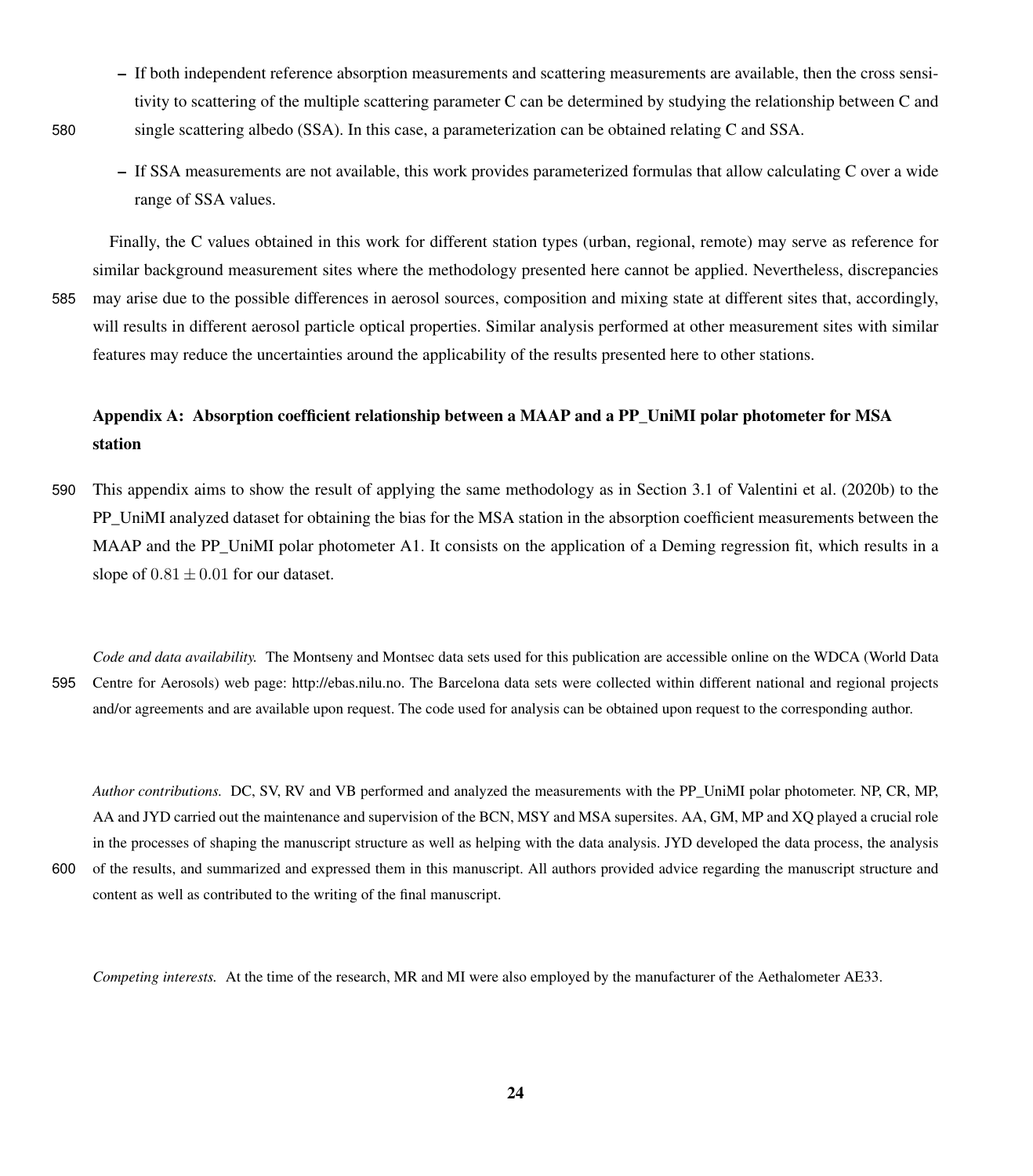- If both independent reference absorption measurements and scattering measurements are available, then the cross sensitivity to scattering of the multiple scattering parameter C can be determined by studying the relationship between C and single scattering albedo (SSA). In this case, a parameterization can be obtained relating C and SSA.
- If SSA measurements are not available, this work provides parameterized formulas that allow calculating C over a wide range of SSA values.

Finally, the C values obtained in this work for different station types (urban, regional, remote) may serve as reference for similar background measurement sites where the methodology presented here cannot be applied. Nevertheless, discrepancies may arise due to the possible differences in aerosol sources, composition and mixing state at different sites that, accordingly, will results in different aerosol particle optical properties. Similar analysis performed at other measurement sites with similar features may reduce the uncertainties around the applicability of the results presented here to other stations.

## Appendix A: Absorption coefficient relationship between a MAAP and a PP_UniMI polar photometer for MSA station

This appendix aims to show the result of applying the same methodology as in Section 3.1 of Valentini et al. (2020b) to the PP_UniMI analyzed dataset for obtaining the bias for the MSA station in the absorption coefficient measurements between the MAAP and the PP_UniMI polar photometer A1. It consists on the application of a Deming regression fit, which results in a slope of $0.81 \pm 0.01$ for our dataset.

*Code and data availability.* The Montseny and Montsec data sets used for this publication are accessible online on the WDCA (World Data Centre for Aerosols) web page: http://ebas.nilu.no. The Barcelona data sets were collected within different national and regional projects and/or agreements and are available upon request. The code used for analysis can be obtained upon request to the corresponding author.

*Author contributions.* DC, SV, RV and VB performed and analyzed the measurements with the PP_UniMI polar photometer. NP, CR, MP, AA and JYD carried out the maintenance and supervision of the BCN, MSY and MSA supersites. AA, GM, MP and XQ played a crucial role in the processes of shaping the manuscript structure as well as helping with the data analysis. JYD developed the data process, the analysis of the results, and summarized and expressed them in this manuscript. All authors provided advice regarding the manuscript structure and content as well as contributed to the writing of the final manuscript.

*Competing interests.* At the time of the research, MR and MI were also employed by the manufacturer of the Aethalometer AE33.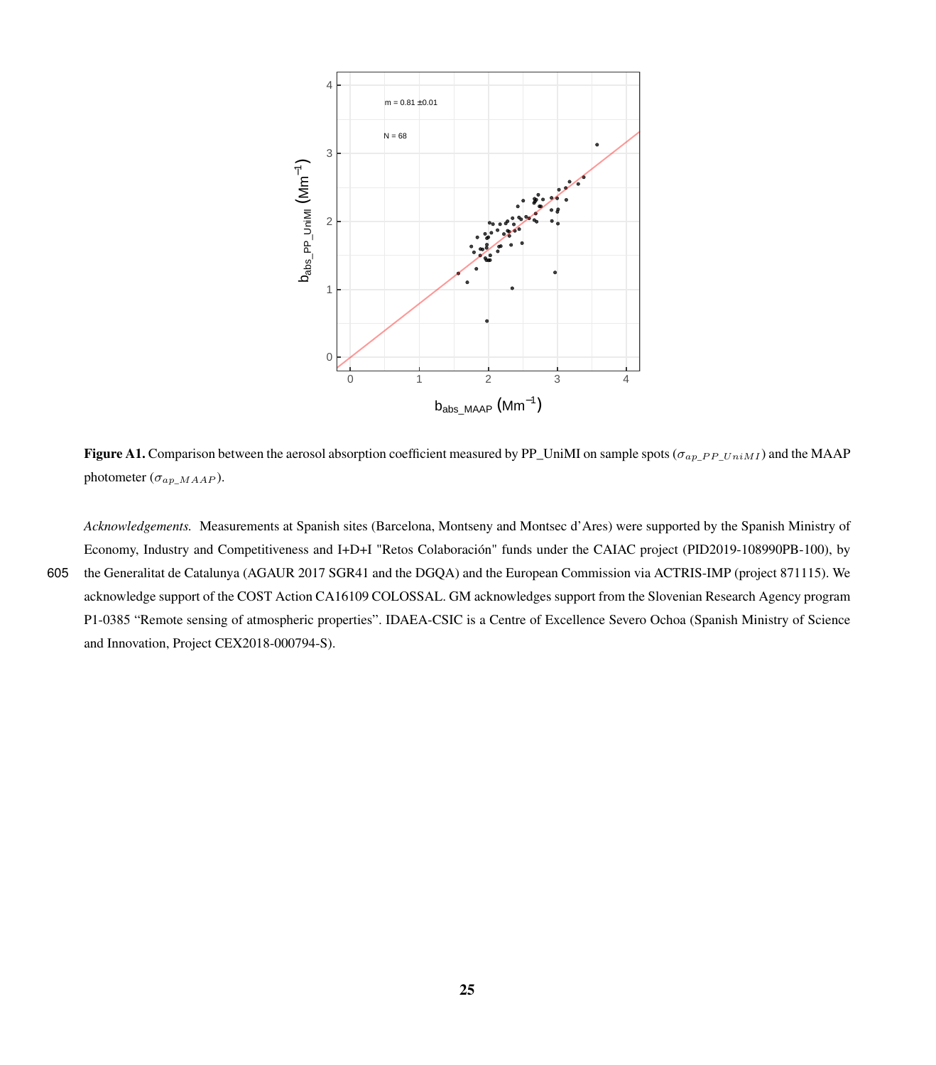**Figure A1.** Comparison between the aerosol absorption coefficient measured by PP_UniMI on sample spots ($\sigma_{ap\_PP\_UniMI}$) and the MAAP photometer ($\sigma_{ap\_MAAP}$).

*Acknowledgements.* Measurements at Spanish sites (Barcelona, Montseny and Montsec d'Ares) were supported by the Spanish Ministry of Economy, Industry and Competitiveness and I+D+I "Retos Colaboración" funds under the CAIAC project (PID2019-108990PB-100), by the Generalitat de Catalunya (AGAUR 2017 SGR41 and the DGQA) and the European Commission via ACTRIS-IMP (project 871115). We acknowledge support of the COST Action CA16109 COLOSSAL. GM acknowledges support from the Slovenian Research Agency program P1-0385 "Remote sensing of atmospheric properties". IDAEA-CSIC is a Centre of Excellence Severo Ochoa (Spanish Ministry of Science and Innovation, Project CEX2018-000794-S).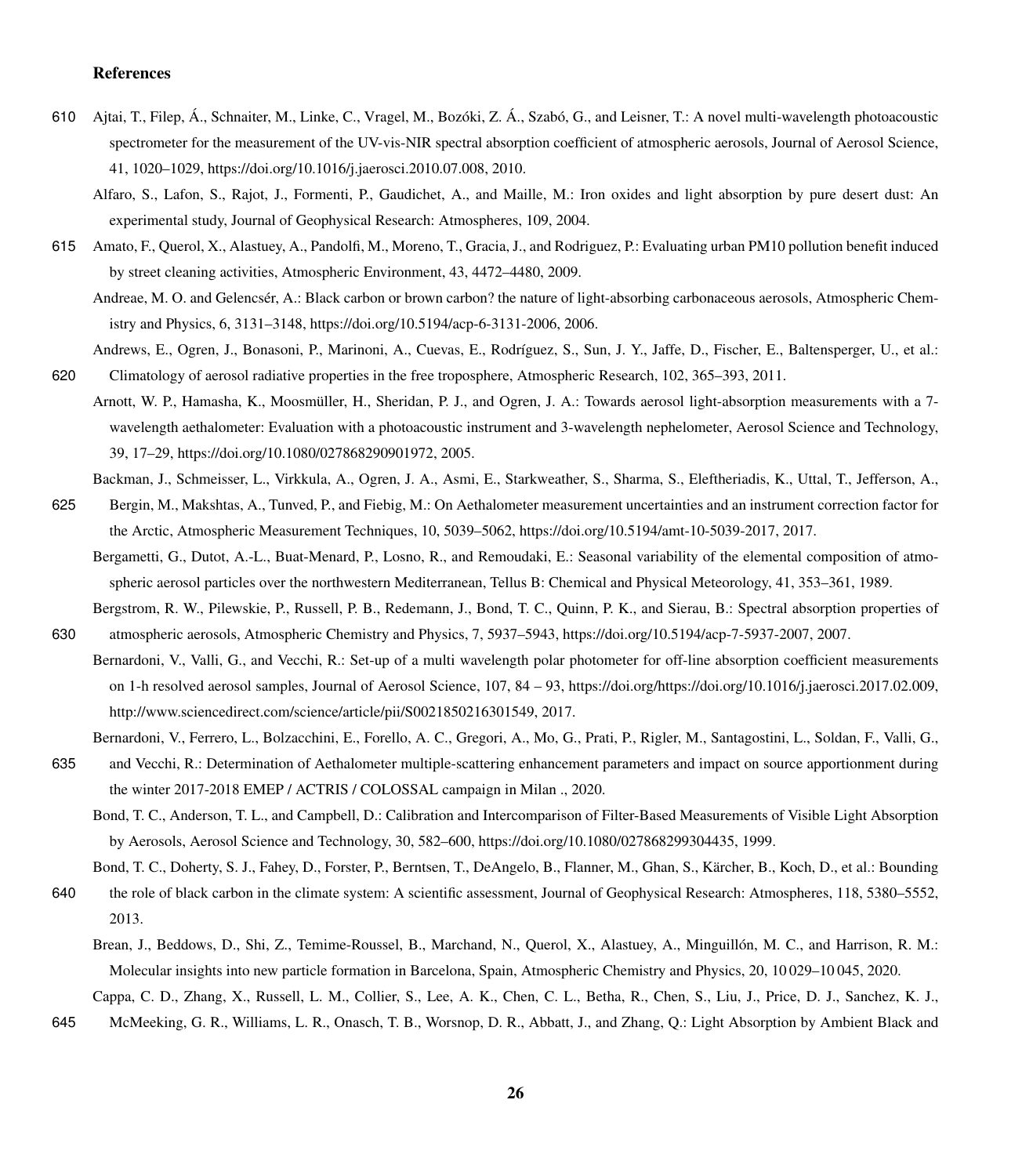## References

Ajtai, T., Filep, Á., Schnaiter, M., Linke, C., Vragel, M., Bozóki, Z. Á., Szabó, G., and Leisner, T.: A novel multi-wavelength photoacoustic spectrometer for the measurement of the UV-vis-NIR spectral absorption coefficient of atmospheric aerosols, Journal of Aerosol Science, 41, 1020–1029, https://doi.org/10.1016/j.jaerosci.2010.07.008, 2010.

Alfaro, S., Lafon, S., Rajot, J., Formenti, P., Gaudichet, A., and Maille, M.: Iron oxides and light absorption by pure desert dust: An experimental study, Journal of Geophysical Research: Atmospheres, 109, 2004.

Amato, F., Querol, X., Alastuey, A., Pandolfi, M., Moreno, T., Gracia, J., and Rodriguez, P.: Evaluating urban PM10 pollution benefit induced by street cleaning activities, Atmospheric Environment, 43, 4472–4480, 2009.

Andreae, M. O. and Gelencsér, A.: Black carbon or brown carbon? the nature of light-absorbing carbonaceous aerosols, Atmospheric Chemistry and Physics, 6, 3131–3148, https://doi.org/10.5194/acp-6-3131-2006, 2006.

Andrews, E., Ogren, J., Bonasoni, P., Marinoni, A., Cuevas, E., Rodríguez, S., Sun, J. Y., Jaffe, D., Fischer, E., Baltensperger, U., et al.: Climatology of aerosol radiative properties in the free troposphere, Atmospheric Research, 102, 365–393, 2011.

Arnott, W. P., Hamasha, K., Moosmüller, H., Sheridan, P. J., and Ogren, J. A.: Towards aerosol light-absorption measurements with a 7-wavelength aethalometer: Evaluation with a photoacoustic instrument and 3-wavelength nephelometer, Aerosol Science and Technology, 39, 17–29, https://doi.org/10.1080/027868290901972, 2005.

Backman, J., Schmeisser, L., Virkkula, A., Ogren, J. A., Asmi, E., Starkweather, S., Sharma, S., Eleftheriadis, K., Uttal, T., Jefferson, A., Bergin, M., Makshtas, A., Tunved, P., and Fiebig, M.: On Aethalometer measurement uncertainties and an instrument correction factor for the Arctic, Atmospheric Measurement Techniques, 10, 5039–5062, https://doi.org/10.5194/amt-10-5039-2017, 2017.

Bergametti, G., Dutot, A.-L., Buat-Menard, P., Losno, R., and Remoudaki, E.: Seasonal variability of the elemental composition of atmospheric aerosol particles over the northwestern Mediterranean, Tellus B: Chemical and Physical Meteorology, 41, 353–361, 1989.

Bergstrom, R. W., Pilewskie, P., Russell, P. B., Redemann, J., Bond, T. C., Quinn, P. K., and Sierau, B.: Spectral absorption properties of atmospheric aerosols, Atmospheric Chemistry and Physics, 7, 5937–5943, https://doi.org/10.5194/acp-7-5937-2007, 2007.

Bernardoni, V., Valli, G., and Vecchi, R.: Set-up of a multi wavelength polar photometer for off-line absorption coefficient measurements on 1-h resolved aerosol samples, Journal of Aerosol Science, 107, 84 – 93, https://doi.org/https://doi.org/10.1016/j.jaerosci.2017.02.009, http://www.sciencedirect.com/science/article/pii/S0021850216301549, 2017.

Bernardoni, V., Ferrero, L., Bolzacchini, E., Forello, A. C., Gregori, A., Mo, G., Prati, P., Rigler, M., Santagostini, L., Soldan, F., Valli, G., and Vecchi, R.: Determination of Aethalometer multiple-scattering enhancement parameters and impact on source apportionment during the winter 2017-2018 EMEP / ACTRIS / COLOSSAL campaign in Milan ., 2020.

Bond, T. C., Anderson, T. L., and Campbell, D.: Calibration and Intercomparison of Filter-Based Measurements of Visible Light Absorption by Aerosols, Aerosol Science and Technology, 30, 582–600, https://doi.org/10.1080/027868299304435, 1999.

Bond, T. C., Doherty, S. J., Fahey, D., Forster, P., Berntsen, T., DeAngelo, B., Flanner, M., Ghan, S., Kärcher, B., Koch, D., et al.: Bounding the role of black carbon in the climate system: A scientific assessment, Journal of Geophysical Research: Atmospheres, 118, 5380–5552, 2013.

Brean, J., Beddows, D., Shi, Z., Temime-Roussel, B., Marchand, N., Querol, X., Alastuey, A., Minguillón, M. C., and Harrison, R. M.: Molecular insights into new particle formation in Barcelona, Spain, Atmospheric Chemistry and Physics, 20, 10 029–10 045, 2020.

Cappa, C. D., Zhang, X., Russell, L. M., Collier, S., Lee, A. K., Chen, C. L., Betha, R., Chen, S., Liu, J., Price, D. J., Sanchez, K. J., McMeeking, G. R., Williams, L. R., Onasch, T. B., Worsnop, D. R., Abbatt, J., and Zhang, Q.: Light Absorption by Ambient Black and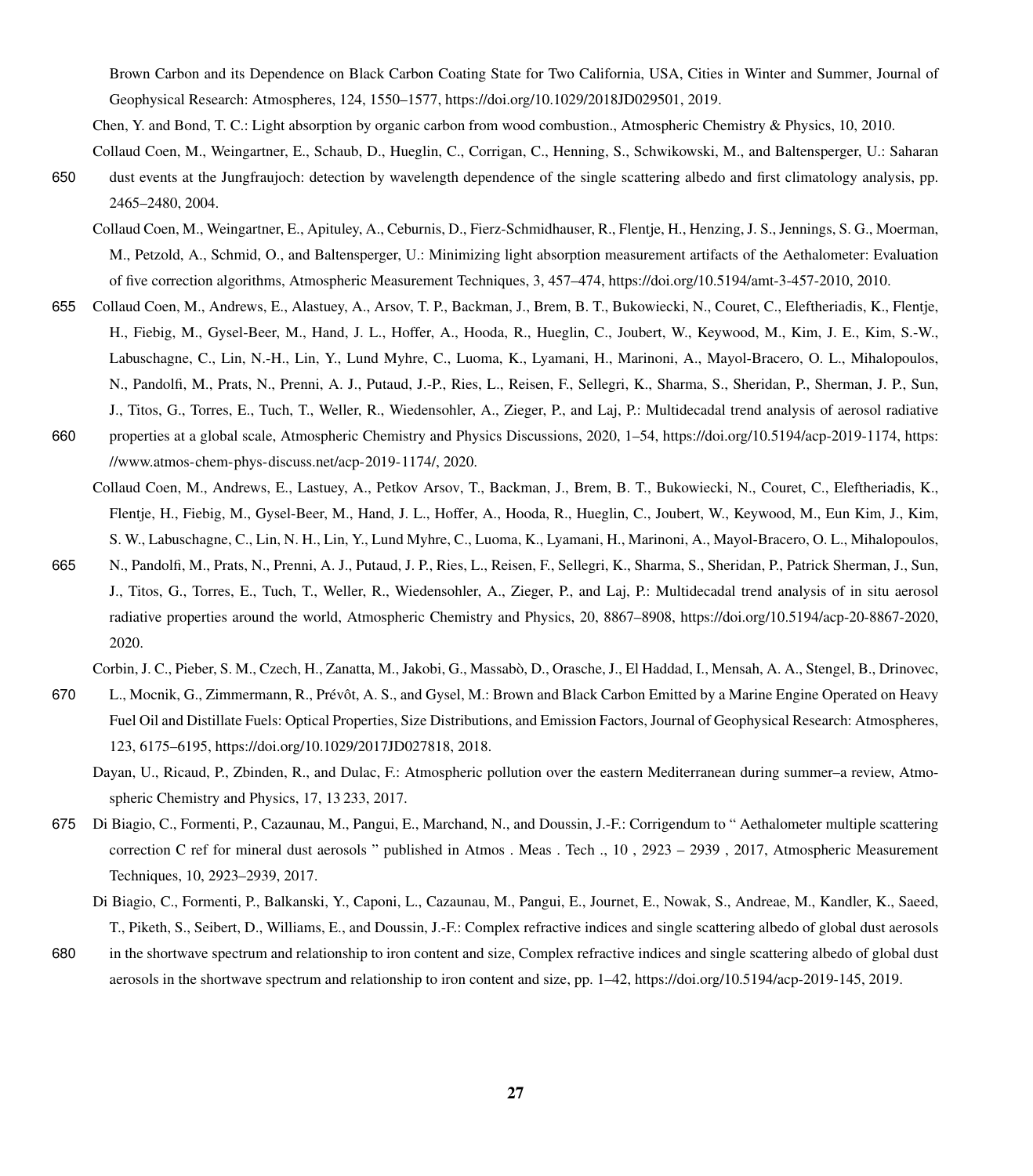Brown Carbon and its Dependence on Black Carbon Coating State for Two California, USA, Cities in Winter and Summer, Journal of Geophysical Research: Atmospheres, 124, 1550–1577, https://doi.org/10.1029/2018JD029501, 2019.

Chen, Y. and Bond, T. C.: Light absorption by organic carbon from wood combustion., Atmospheric Chemistry & Physics, 10, 2010.

Collaud Coen, M., Weingartner, E., Schaub, D., Hueglin, C., Corrigan, C., Henning, S., Schwikowski, M., and Baltensperger, U.: Saharan dust events at the Jungfraujoch: detection by wavelength dependence of the single scattering albedo and first climatology analysis, pp. 2465–2480, 2004.

Collaud Coen, M., Weingartner, E., Apituley, A., Ceburnis, D., Fierz-Schmidhauser, R., Flentje, H., Henzing, J. S., Jennings, S. G., Moerman, M., Petzold, A., Schmid, O., and Baltensperger, U.: Minimizing light absorption measurement artifacts of the Aethalometer: Evaluation of five correction algorithms, Atmospheric Measurement Techniques, 3, 457–474, https://doi.org/10.5194/amt-3-457-2010, 2010.

Collaud Coen, M., Andrews, E., Alastuey, A., Arsov, T. P., Backman, J., Brem, B. T., Bukowiecki, N., Couret, C., Eleftheriadis, K., Flentje, H., Fiebig, M., Gysel-Beer, M., Hand, J. L., Hoffer, A., Hooda, R., Hueglin, C., Joubert, W., Keywood, M., Kim, J. E., Kim, S.-W., Labuschagne, C., Lin, N.-H., Lin, Y., Lund Myhre, C., Luoma, K., Lyamani, H., Marinoni, A., Mayol-Bracero, O. L., Mihalopoulos, N., Pandolfi, M., Prats, N., Prenni, A. J., Putaud, J.-P., Ries, L., Reisen, F., Sellegri, K., Sharma, S., Sheridan, P., Sherman, J. P., Sun, J., Titos, G., Torres, E., Tuch, T., Weller, R., Wiedensohler, A., Zieger, P., and Laj, P.: Multidecadal trend analysis of aerosol radiative properties at a global scale, Atmospheric Chemistry and Physics Discussions, 2020, 1–54, https://doi.org/10.5194/acp-2019-1174, https://www.atmos-chem-phys-discuss.net/acp-2019-1174/, 2020.

Collaud Coen, M., Andrews, E., Lastuey, A., Petkov Arsov, T., Backman, J., Brem, B. T., Bukowiecki, N., Couret, C., Eleftheriadis, K., Flentje, H., Fiebig, M., Gysel-Beer, M., Hand, J. L., Hoffer, A., Hooda, R., Hueglin, C., Joubert, W., Keywood, M., Eun Kim, J., Kim, S. W., Labuschagne, C., Lin, N. H., Lin, Y., Lund Myhre, C., Luoma, K., Lyamani, H., Marinoni, A., Mayol-Bracero, O. L., Mihalopoulos, N., Pandolfi, M., Prats, N., Prenni, A. J., Putaud, J. P., Ries, L., Reisen, F., Sellegri, K., Sharma, S., Sheridan, P., Patrick Sherman, J., Sun, J., Titos, G., Torres, E., Tuch, T., Weller, R., Wiedensohler, A., Zieger, P., and Laj, P.: Multidecadal trend analysis of in situ aerosol radiative properties around the world, Atmospheric Chemistry and Physics, 20, 8867–8908, https://doi.org/10.5194/acp-20-8867-2020, 2020.

Corbin, J. C., Pieber, S. M., Czech, H., Zanatta, M., Jakobi, G., Massabò, D., Orasche, J., El Haddad, I., Mensah, A. A., Stengel, B., Drinovec, L., Mocnik, G., Zimmermann, R., Prévôt, A. S., and Gysel, M.: Brown and Black Carbon Emitted by a Marine Engine Operated on Heavy Fuel Oil and Distillate Fuels: Optical Properties, Size Distributions, and Emission Factors, Journal of Geophysical Research: Atmospheres, 123, 6175–6195, https://doi.org/10.1029/2017JD027818, 2018.

Dayan, U., Ricaud, P., Zbinden, R., and Dulac, F.: Atmospheric pollution over the eastern Mediterranean during summer–a review, Atmospheric Chemistry and Physics, 17, 13 233, 2017.

Di Biagio, C., Formenti, P., Cazaunau, M., Pangui, E., Marchand, N., and Doussin, J.-F.: Corrigendum to " Aethalometer multiple scattering correction C ref for mineral dust aerosols " published in Atmos . Meas . Tech ., 10 , 2923 – 2939 , 2017, Atmospheric Measurement Techniques, 10, 2923–2939, 2017.

Di Biagio, C., Formenti, P., Balkanski, Y., Caponi, L., Cazaunau, M., Pangui, E., Journet, E., Nowak, S., Andreae, M., Kandler, K., Saeed, T., Piketh, S., Seibert, D., Williams, E., and Doussin, J.-F.: Complex refractive indices and single scattering albedo of global dust aerosols in the shortwave spectrum and relationship to iron content and size, Complex refractive indices and single scattering albedo of global dust aerosols in the shortwave spectrum and relationship to iron content and size, pp. 1–42, https://doi.org/10.5194/acp-2019-145, 2019.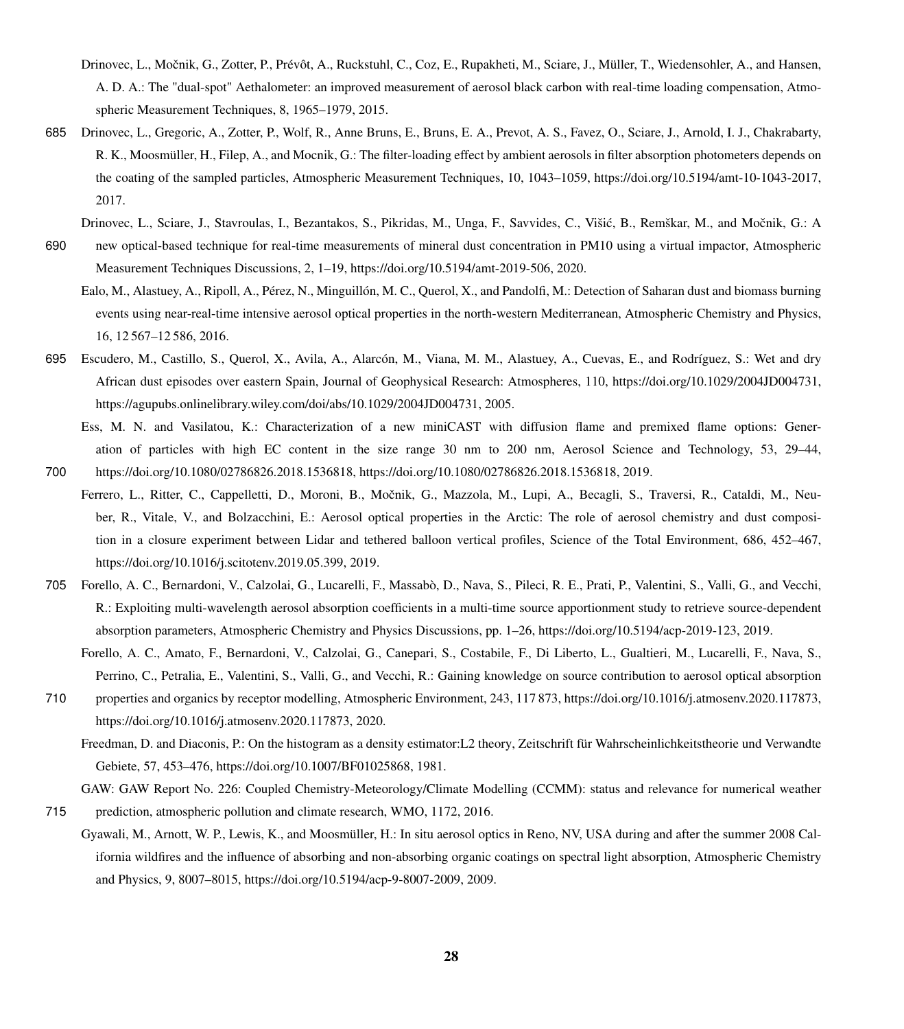Drinovec, L., Močnik, G., Zotter, P., Prévôt, A., Ruckstuhl, C., Coz, E., Rupakheti, M., Sciare, J., Müller, T., Wiedensohler, A., and Hansen, A. D. A.: The "dual-spot" Aethalometer: an improved measurement of aerosol black carbon with real-time loading compensation, Atmospheric Measurement Techniques, 8, 1965–1979, 2015.

Drinovec, L., Gregoric, A., Zotter, P., Wolf, R., Anne Bruns, E., Bruns, E. A., Prevot, A. S., Favez, O., Sciare, J., Arnold, I. J., Chakrabarty, R. K., Moosmüller, H., Filep, A., and Mocnik, G.: The filter-loading effect by ambient aerosols in filter absorption photometers depends on the coating of the sampled particles, Atmospheric Measurement Techniques, 10, 1043–1059, https://doi.org/10.5194/amt-10-1043-2017, 2017.

Drinovec, L., Sciare, J., Stavroulas, I., Bezantakos, S., Pikridas, M., Unga, F., Savvides, C., Višić, B., Remškar, M., and Močnik, G.: A new optical-based technique for real-time measurements of mineral dust concentration in PM10 using a virtual impactor, Atmospheric Measurement Techniques Discussions, 2, 1–19, https://doi.org/10.5194/amt-2019-506, 2020.

Ealo, M., Alastuey, A., Ripoll, A., Pérez, N., Minguillón, M. C., Querol, X., and Pandolfi, M.: Detection of Saharan dust and biomass burning events using near-real-time intensive aerosol optical properties in the north-western Mediterranean, Atmospheric Chemistry and Physics, 16, 12 567–12 586, 2016.

Escudero, M., Castillo, S., Querol, X., Avila, A., Alarcón, M., Viana, M. M., Alastuey, A., Cuevas, E., and Rodríguez, S.: Wet and dry African dust episodes over eastern Spain, Journal of Geophysical Research: Atmospheres, 110, https://doi.org/10.1029/2004JD004731, https://agupubs.onlinelibrary.wiley.com/doi/abs/10.1029/2004JD004731, 2005.

Ess, M. N. and Vasilatou, K.: Characterization of a new miniCAST with diffusion flame and premixed flame options: Generation of particles with high EC content in the size range 30 nm to 200 nm, Aerosol Science and Technology, 53, 29–44, https://doi.org/10.1080/02786826.2018.1536818, https://doi.org/10.1080/02786826.2018.1536818, 2019.

Ferrero, L., Ritter, C., Cappelletti, D., Moroni, B., Močnik, G., Mazzola, M., Lupi, A., Becagli, S., Traversi, R., Cataldi, M., Neuber, R., Vitale, V., and Bolzacchini, E.: Aerosol optical properties in the Arctic: The role of aerosol chemistry and dust composition in a closure experiment between Lidar and tethered balloon vertical profiles, Science of the Total Environment, 686, 452–467, https://doi.org/10.1016/j.scitotenv.2019.05.399, 2019.

Forello, A. C., Bernardoni, V., Calzolai, G., Lucarelli, F., Massabò, D., Nava, S., Pileci, R. E., Prati, P., Valentini, S., Valli, G., and Vecchi, R.: Exploiting multi-wavelength aerosol absorption coefficients in a multi-time source apportionment study to retrieve source-dependent absorption parameters, Atmospheric Chemistry and Physics Discussions, pp. 1–26, https://doi.org/10.5194/acp-2019-123, 2019.

Forello, A. C., Amato, F., Bernardoni, V., Calzolai, G., Canepari, S., Costabile, F., Di Liberto, L., Gualtieri, M., Lucarelli, F., Nava, S., Perrino, C., Petralia, E., Valentini, S., Valli, G., and Vecchi, R.: Gaining knowledge on source contribution to aerosol optical absorption properties and organics by receptor modelling, Atmospheric Environment, 243, 117 873, https://doi.org/10.1016/j.atmosenv.2020.117873, https://doi.org/10.1016/j.atmosenv.2020.117873, 2020.

Freedman, D. and Diaconis, P.: On the histogram as a density estimator:L2 theory, Zeitschrift für Wahrscheinlichkeitstheorie und Verwandte Gebiete, 57, 453–476, https://doi.org/10.1007/BF01025868, 1981.

GAW: GAW Report No. 226: Coupled Chemistry-Meteorology/Climate Modelling (CCMM): status and relevance for numerical weather prediction, atmospheric pollution and climate research, WMO, 1172, 2016.

Gyawali, M., Arnott, W. P., Lewis, K., and Moosmüller, H.: In situ aerosol optics in Reno, NV, USA during and after the summer 2008 California wildfires and the influence of absorbing and non-absorbing organic coatings on spectral light absorption, Atmospheric Chemistry and Physics, 9, 8007–8015, https://doi.org/10.5194/acp-9-8007-2009, 2009.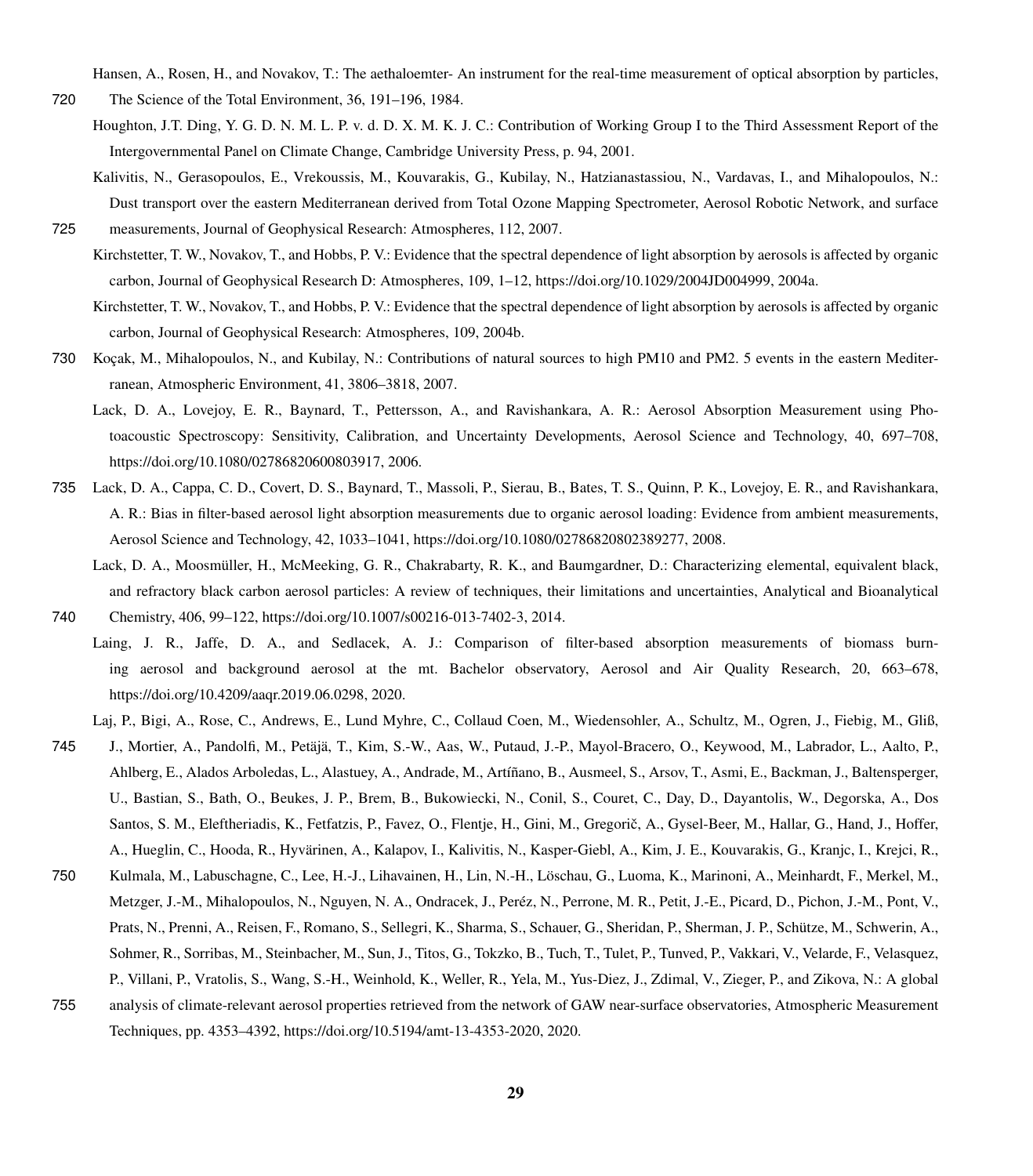Hansen, A., Rosen, H., and Novakov, T.: The aethaloemter- An instrument for the real-time measurement of optical absorption by particles, The Science of the Total Environment, 36, 191–196, 1984.

Houghton, J.T. Ding, Y. G. D. N. M. L. P. v. d. D. X. M. K. J. C.: Contribution of Working Group I to the Third Assessment Report of the Intergovernmental Panel on Climate Change, Cambridge University Press, p. 94, 2001.

Kalivitis, N., Gerasopoulos, E., Vrekoussis, M., Kouvarakis, G., Kubilay, N., Hatzianastassiou, N., Vardavas, I., and Mihalopoulos, N.: Dust transport over the eastern Mediterranean derived from Total Ozone Mapping Spectrometer, Aerosol Robotic Network, and surface measurements, Journal of Geophysical Research: Atmospheres, 112, 2007.

Kirchstetter, T. W., Novakov, T., and Hobbs, P. V.: Evidence that the spectral dependence of light absorption by aerosols is affected by organic carbon, Journal of Geophysical Research D: Atmospheres, 109, 1–12, https://doi.org/10.1029/2004JD004999, 2004a.

Kirchstetter, T. W., Novakov, T., and Hobbs, P. V.: Evidence that the spectral dependence of light absorption by aerosols is affected by organic carbon, Journal of Geophysical Research: Atmospheres, 109, 2004b.

Koçak, M., Mihalopoulos, N., and Kubilay, N.: Contributions of natural sources to high PM10 and PM2. 5 events in the eastern Mediterranean, Atmospheric Environment, 41, 3806–3818, 2007.

Lack, D. A., Lovejoy, E. R., Baynard, T., Pettersson, A., and Ravishankara, A. R.: Aerosol Absorption Measurement using Photoacoustic Spectroscopy: Sensitivity, Calibration, and Uncertainty Developments, Aerosol Science and Technology, 40, 697–708, https://doi.org/10.1080/02786820600803917, 2006.

Lack, D. A., Cappa, C. D., Covert, D. S., Baynard, T., Massoli, P., Sierau, B., Bates, T. S., Quinn, P. K., Lovejoy, E. R., and Ravishankara, A. R.: Bias in filter-based aerosol light absorption measurements due to organic aerosol loading: Evidence from ambient measurements, Aerosol Science and Technology, 42, 1033–1041, https://doi.org/10.1080/02786820802389277, 2008.

Lack, D. A., Moosmüller, H., McMeeking, G. R., Chakrabarty, R. K., and Baumgardner, D.: Characterizing elemental, equivalent black, and refractory black carbon aerosol particles: A review of techniques, their limitations and uncertainties, Analytical and Bioanalytical Chemistry, 406, 99–122, https://doi.org/10.1007/s00216-013-7402-3, 2014.

Laing, J. R., Jaffe, D. A., and Sedlacek, A. J.: Comparison of filter-based absorption measurements of biomass burning aerosol and background aerosol at the mt. Bachelor observatory, Aerosol and Air Quality Research, 20, 663–678, https://doi.org/10.4209/aaqr.2019.06.0298, 2020.

Laj, P., Bigi, A., Rose, C., Andrews, E., Lund Myhre, C., Collaud Coen, M., Wiedensohler, A., Schultz, M., Ogren, J., Fiebig, M., Gliß, J., Mortier, A., Pandolfi, M., Petäjä, T., Kim, S.-W., Aas, W., Putaud, J.-P., Mayol-Bracero, O., Keywood, M., Labrador, L., Aalto, P., Ahlberg, E., Alados Arboledas, L., Alastuey, A., Andrade, M., Artíñano, B., Ausmeel, S., Arsov, T., Asmi, E., Backman, J., Baltensperger, U., Bastian, S., Bath, O., Beukes, J. P., Brem, B., Bukowiecki, N., Conil, S., Couret, C., Day, D., Dayantolis, W., Degorska, A., Dos Santos, S. M., Eleftheriadis, K., Fetfatzis, P., Favez, O., Flentje, H., Gini, M., Gregorič, A., Gysel-Beer, M., Hallar, G., Hand, J., Hoffer, A., Hueglin, C., Hooda, R., Hyvärinen, A., Kalapov, I., Kalivitis, N., Kasper-Giebl, A., Kim, J. E., Kouvarakis, G., Kranjc, I., Krejci, R., Kulmala, M., Labuschagne, C., Lee, H.-J., Lihavainen, H., Lin, N.-H., Löschau, G., Luoma, K., Marinoni, A., Meinhardt, F., Merkel, M., Metzger, J.-M., Mihalopoulos, N., Nguyen, N. A., Ondracek, J., Peréz, N., Perrone, M. R., Petit, J.-E., Picard, D., Pichon, J.-M., Pont, V., Prats, N., Prenni, A., Reisen, F., Romano, S., Sellegri, K., Sharma, S., Schauer, G., Sheridan, P., Sherman, J. P., Schütze, M., Schwerin, A., Sohmer, R., Sorribas, M., Steinbacher, M., Sun, J., Titos, G., Tokzko, B., Tuch, T., Tulet, P., Tunved, P., Vakkari, V., Velarde, F., Velasquez, P., Villani, P., Vratolis, S., Wang, S.-H., Weinhold, K., Weller, R., Yela, M., Yus-Diez, J., Zdimal, V., Zieger, P., and Zikova, N.: A global analysis of climate-relevant aerosol properties retrieved from the network of GAW near-surface observatories, Atmospheric Measurement Techniques, pp. 4353–4392, https://doi.org/10.5194/amt-13-4353-2020, 2020.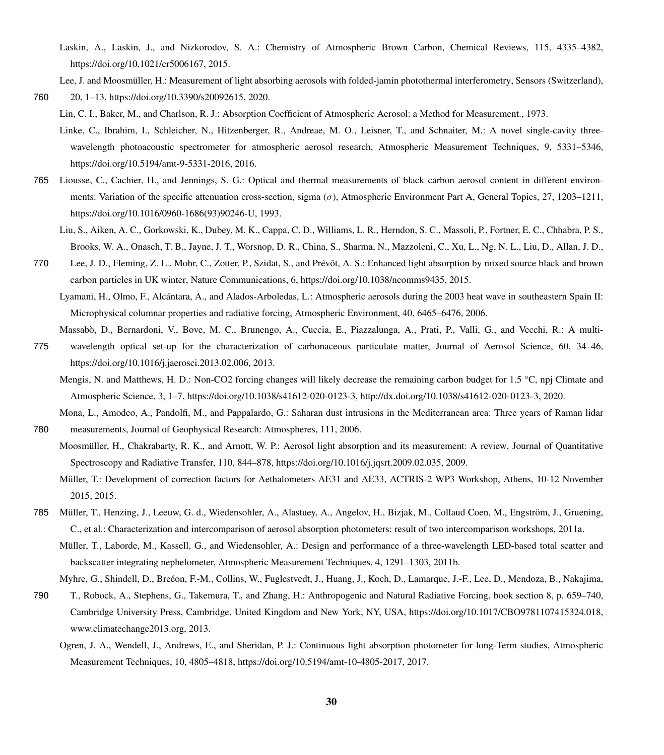Laskin, A., Laskin, J., and Nizkorodov, S. A.: Chemistry of Atmospheric Brown Carbon, Chemical Reviews, 115, 4335–4382, https://doi.org/10.1021/cr5006167, 2015.

Lee, J. and Moosmüller, H.: Measurement of light absorbing aerosols with folded-jamin photothermal interferometry, Sensors (Switzerland), 20, 1–13, https://doi.org/10.3390/s20092615, 2020.

Lin, C. I., Baker, M., and Charlson, R. J.: Absorption Coefficient of Atmospheric Aerosol: a Method for Measurement., 1973.

Linke, C., Ibrahim, I., Schleicher, N., Hitzenberger, R., Andreae, M. O., Leisner, T., and Schnaiter, M.: A novel single-cavity three-wavelength photoacoustic spectrometer for atmospheric aerosol research, Atmospheric Measurement Techniques, 9, 5331–5346, https://doi.org/10.5194/amt-9-5331-2016, 2016.

Liousse, C., Cachier, H., and Jennings, S. G.: Optical and thermal measurements of black carbon aerosol content in different environments: Variation of the specific attenuation cross-section, sigma ($\sigma$), Atmospheric Environment Part A, General Topics, 27, 1203–1211, https://doi.org/10.1016/0960-1686(93)90246-U, 1993.

Liu, S., Aiken, A. C., Gorkowski, K., Dubey, M. K., Cappa, C. D., Williams, L. R., Herndon, S. C., Massoli, P., Fortner, E. C., Chhabra, P. S., Brooks, W. A., Onasch, T. B., Jayne, J. T., Worsnop, D. R., China, S., Sharma, N., Mazzoleni, C., Xu, L., Ng, N. L., Liu, D., Allan, J. D., Lee, J. D., Fleming, Z. L., Mohr, C., Zotter, P., Szidat, S., and Prévôt, A. S.: Enhanced light absorption by mixed source black and brown carbon particles in UK winter, Nature Communications, 6, https://doi.org/10.1038/ncomms9435, 2015.

Lyamani, H., Olmo, F., Alcántara, A., and Alados-Arboledas, L.: Atmospheric aerosols during the 2003 heat wave in southeastern Spain II: Microphysical columnar properties and radiative forcing, Atmospheric Environment, 40, 6465–6476, 2006.

Massabò, D., Bernardoni, V., Bove, M. C., Brunengo, A., Cuccia, E., Piazzalunga, A., Prati, P., Valli, G., and Vecchi, R.: A multi-wavelength optical set-up for the characterization of carbonaceous particulate matter, Journal of Aerosol Science, 60, 34–46, https://doi.org/10.1016/j.jaerosci.2013.02.006, 2013.

Mengis, N. and Matthews, H. D.: Non-CO2 forcing changes will likely decrease the remaining carbon budget for 1.5 °C, npj Climate and Atmospheric Science, 3, 1–7, https://doi.org/10.1038/s41612-020-0123-3, http://dx.doi.org/10.1038/s41612-020-0123-3, 2020.

Mona, L., Amodeo, A., Pandolfi, M., and Pappalardo, G.: Saharan dust intrusions in the Mediterranean area: Three years of Raman lidar measurements, Journal of Geophysical Research: Atmospheres, 111, 2006.

Moosmüller, H., Chakrabarty, R. K., and Arnott, W. P.: Aerosol light absorption and its measurement: A review, Journal of Quantitative Spectroscopy and Radiative Transfer, 110, 844–878, https://doi.org/10.1016/j.jqsrt.2009.02.035, 2009.

Müller, T.: Development of correction factors for Aethalometers AE31 and AE33, ACTRIS-2 WP3 Workshop, Athens, 10-12 November 2015, 2015.

Müller, T., Henzing, J., Leeuw, G. d., Wiedensohler, A., Alastuey, A., Angelov, H., Bizjak, M., Collaud Coen, M., Engström, J., Gruening, C., et al.: Characterization and intercomparison of aerosol absorption photometers: result of two intercomparison workshops, 2011a.

Müller, T., Laborde, M., Kassell, G., and Wiedensohler, A.: Design and performance of a three-wavelength LED-based total scatter and backscatter integrating nephelometer, Atmospheric Measurement Techniques, 4, 1291–1303, 2011b.

Myhre, G., Shindell, D., Breéon, F.-M., Collins, W., Fuglestvedt, J., Huang, J., Koch, D., Lamarque, J.-F., Lee, D., Mendoza, B., Nakajima, T., Robock, A., Stephens, G., Takemura, T., and Zhang, H.: Anthropogenic and Natural Radiative Forcing, book section 8, p. 659–740, Cambridge University Press, Cambridge, United Kingdom and New York, NY, USA, https://doi.org/10.1017/CBO9781107415324.018, www.climatechange2013.org, 2013.

Ogren, J. A., Wendell, J., Andrews, E., and Sheridan, P. J.: Continuous light absorption photometer for long-Term studies, Atmospheric Measurement Techniques, 10, 4805–4818, https://doi.org/10.5194/amt-10-4805-2017, 2017.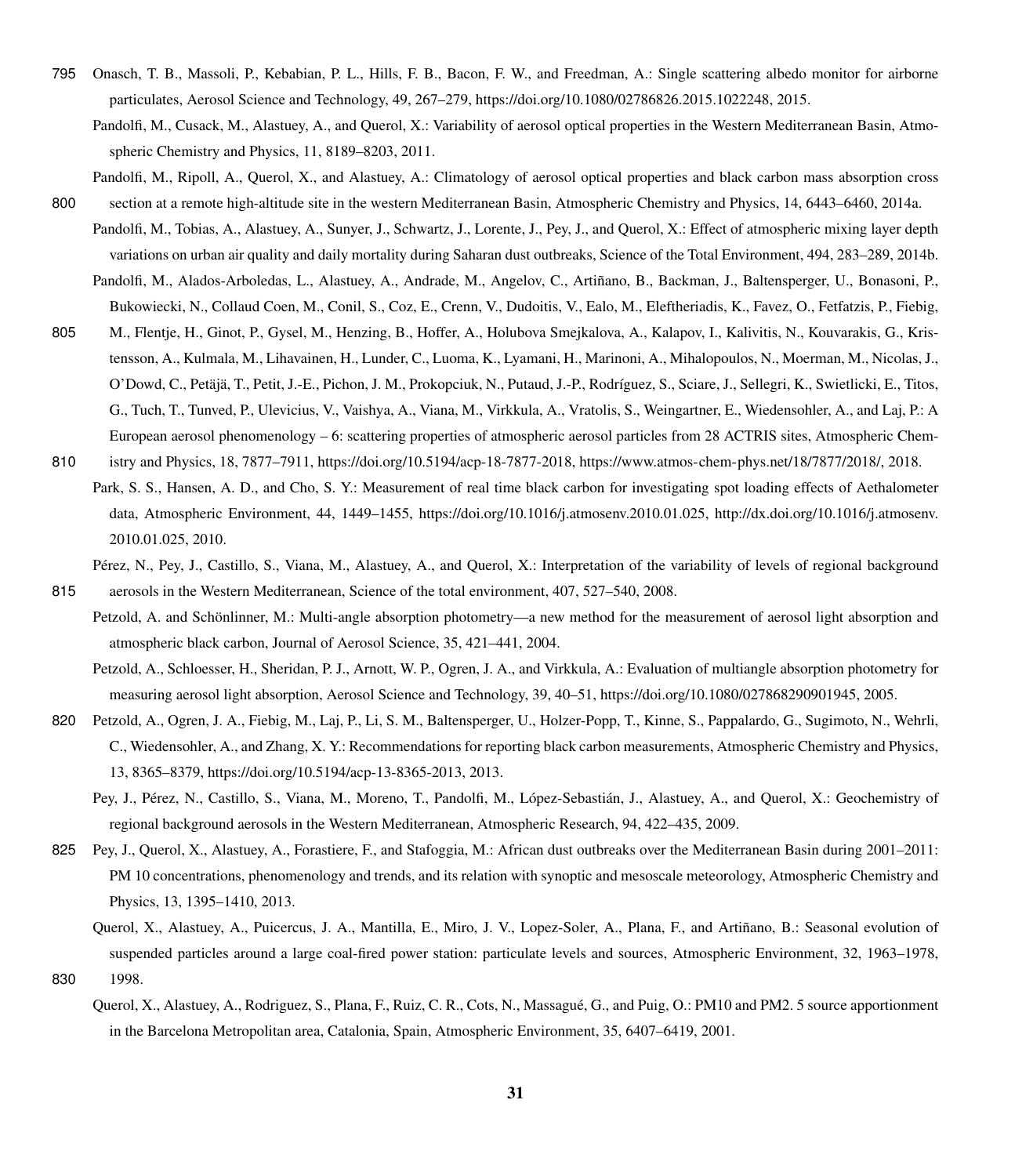Onasch, T. B., Massoli, P., Kebabian, P. L., Hills, F. B., Bacon, F. W., and Freedman, A.: Single scattering albedo monitor for airborne particulates, Aerosol Science and Technology, 49, 267–279, https://doi.org/10.1080/02786826.2015.1022248, 2015.

Pandolfi, M., Cusack, M., Alastuey, A., and Querol, X.: Variability of aerosol optical properties in the Western Mediterranean Basin, Atmospheric Chemistry and Physics, 11, 8189–8203, 2011.

Pandolfi, M., Ripoll, A., Querol, X., and Alastuey, A.: Climatology of aerosol optical properties and black carbon mass absorption cross section at a remote high-altitude site in the western Mediterranean Basin, Atmospheric Chemistry and Physics, 14, 6443–6460, 2014a.

Pandolfi, M., Tobias, A., Alastuey, A., Sunyer, J., Schwartz, J., Lorente, J., Pey, J., and Querol, X.: Effect of atmospheric mixing layer depth variations on urban air quality and daily mortality during Saharan dust outbreaks, Science of the Total Environment, 494, 283–289, 2014b.

Pandolfi, M., Alados-Arboledas, L., Alastuey, A., Andrade, M., Angelov, C., Artiñano, B., Backman, J., Baltensperger, U., Bonasoni, P., Bukowiecki, N., Collaud Coen, M., Conil, S., Coz, E., Crenn, V., Dudoitis, V., Ealo, M., Eleftheriadis, K., Favez, O., Fetfatzis, P., Fiebig, M., Flentje, H., Ginot, P., Gysel, M., Henzing, B., Hoffer, A., Holubova Smejkalova, A., Kalapov, I., Kalivitis, N., Kouvarakis, G., Kristensson, A., Kulmala, M., Lihavainen, H., Lunder, C., Luoma, K., Lyamani, H., Marinoni, A., Mihalopoulos, N., Moerman, M., Nicolas, J., O'Dowd, C., Petäjä, T., Petit, J.-E., Pichon, J. M., Prokopciuk, N., Putaud, J.-P., Rodríguez, S., Sciare, J., Sellegri, K., Swietlicki, E., Titos, G., Tuch, T., Tunved, P., Ulevicius, V., Vaishya, A., Viana, M., Virkkula, A., Vratolis, S., Weingartner, E., Wiedensohler, A., and Laj, P.: A European aerosol phenomenology – 6: scattering properties of atmospheric aerosol particles from 28 ACTRIS sites, Atmospheric Chemistry and Physics, 18, 7877–7911, https://doi.org/10.5194/acp-18-7877-2018, https://www.atmos-chem-phys.net/18/7877/2018/, 2018.

Park, S. S., Hansen, A. D., and Cho, S. Y.: Measurement of real time black carbon for investigating spot loading effects of Aethalometer data, Atmospheric Environment, 44, 1449–1455, https://doi.org/10.1016/j.atmosenv.2010.01.025, http://dx.doi.org/10.1016/j.atmosenv.2010.01.025, 2010.

Pérez, N., Pey, J., Castillo, S., Viana, M., Alastuey, A., and Querol, X.: Interpretation of the variability of levels of regional background aerosols in the Western Mediterranean, Science of the total environment, 407, 527–540, 2008.

Petzold, A. and Schönlinner, M.: Multi-angle absorption photometry—a new method for the measurement of aerosol light absorption and atmospheric black carbon, Journal of Aerosol Science, 35, 421–441, 2004.

Petzold, A., Schloesser, H., Sheridan, P. J., Arnott, W. P., Ogren, J. A., and Virkkula, A.: Evaluation of multiangle absorption photometry for measuring aerosol light absorption, Aerosol Science and Technology, 39, 40–51, https://doi.org/10.1080/027868290901945, 2005.

Petzold, A., Ogren, J. A., Fiebig, M., Laj, P., Li, S. M., Baltensperger, U., Holzer-Popp, T., Kinne, S., Pappalardo, G., Sugimoto, N., Wehrli, C., Wiedensohler, A., and Zhang, X. Y.: Recommendations for reporting black carbon measurements, Atmospheric Chemistry and Physics, 13, 8365–8379, https://doi.org/10.5194/acp-13-8365-2013, 2013.

Pey, J., Pérez, N., Castillo, S., Viana, M., Moreno, T., Pandolfi, M., López-Sebastián, J., Alastuey, A., and Querol, X.: Geochemistry of regional background aerosols in the Western Mediterranean, Atmospheric Research, 94, 422–435, 2009.

Pey, J., Querol, X., Alastuey, A., Forastiere, F., and Stafoggia, M.: African dust outbreaks over the Mediterranean Basin during 2001–2011: PM 10 concentrations, phenomenology and trends, and its relation with synoptic and mesoscale meteorology, Atmospheric Chemistry and Physics, 13, 1395–1410, 2013.

Querol, X., Alastuey, A., Puicercus, J. A., Mantilla, E., Miro, J. V., Lopez-Soler, A., Plana, F., and Artiñano, B.: Seasonal evolution of suspended particles around a large coal-fired power station: particulate levels and sources, Atmospheric Environment, 32, 1963–1978, 1998.

Querol, X., Alastuey, A., Rodriguez, S., Plana, F., Ruiz, C. R., Cots, N., Massagué, G., and Puig, O.: PM10 and PM2. 5 source apportionment in the Barcelona Metropolitan area, Catalonia, Spain, Atmospheric Environment, 35, 6407–6419, 2001.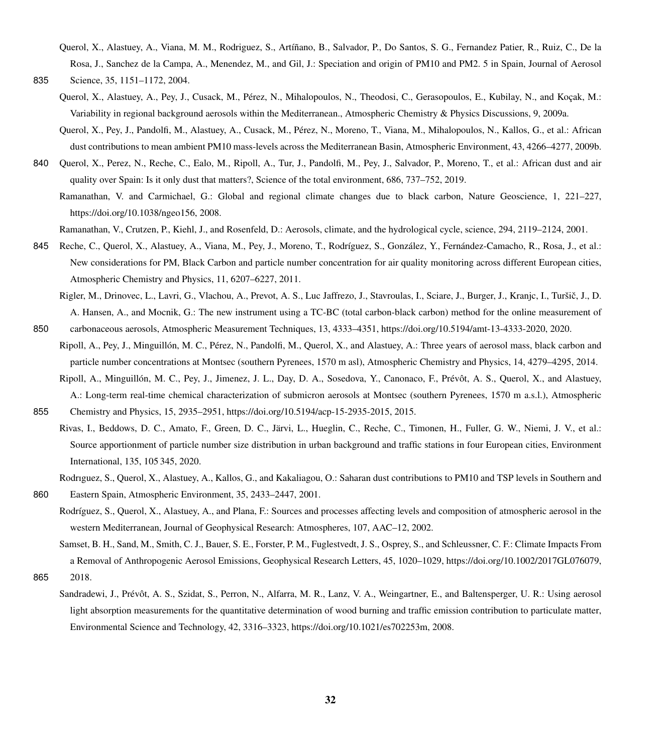Querol, X., Alastuey, A., Viana, M. M., Rodriguez, S., Artíñano, B., Salvador, P., Do Santos, S. G., Fernandez Patier, R., Ruiz, C., De la Rosa, J., Sanchez de la Campa, A., Menendez, M., and Gil, J.: Speciation and origin of PM10 and PM2. 5 in Spain, Journal of Aerosol Science, 35, 1151–1172, 2004.

Querol, X., Alastuey, A., Pey, J., Cusack, M., Pérez, N., Mihalopoulos, N., Theodosi, C., Gerasopoulos, E., Kubilay, N., and Koçak, M.: Variability in regional background aerosols within the Mediterranean., Atmospheric Chemistry & Physics Discussions, 9, 2009a.

Querol, X., Pey, J., Pandolfi, M., Alastuey, A., Cusack, M., Pérez, N., Moreno, T., Viana, M., Mihalopoulos, N., Kallos, G., et al.: African dust contributions to mean ambient PM10 mass-levels across the Mediterranean Basin, Atmospheric Environment, 43, 4266–4277, 2009b.

Querol, X., Perez, N., Reche, C., Ealo, M., Ripoll, A., Tur, J., Pandolfi, M., Pey, J., Salvador, P., Moreno, T., et al.: African dust and air quality over Spain: Is it only dust that matters?, Science of the total environment, 686, 737–752, 2019.

Ramanathan, V. and Carmichael, G.: Global and regional climate changes due to black carbon, Nature Geoscience, 1, 221–227, https://doi.org/10.1038/ngeo156, 2008.

Ramanathan, V., Crutzen, P., Kiehl, J., and Rosenfeld, D.: Aerosols, climate, and the hydrological cycle, science, 294, 2119–2124, 2001.

Reche, C., Querol, X., Alastuey, A., Viana, M., Pey, J., Moreno, T., Rodríguez, S., González, Y., Fernández-Camacho, R., Rosa, J., et al.: New considerations for PM, Black Carbon and particle number concentration for air quality monitoring across different European cities, Atmospheric Chemistry and Physics, 11, 6207–6227, 2011.

Rigler, M., Drinovec, L., Lavri, G., Vlachou, A., Prevot, A. S., Luc Jaffrezo, J., Stavroulas, I., Sciare, J., Burger, J., Kranjc, I., Turšič, J., D. A. Hansen, A., and Mocnik, G.: The new instrument using a TC-BC (total carbon-black carbon) method for the online measurement of carbonaceous aerosols, Atmospheric Measurement Techniques, 13, 4333–4351, https://doi.org/10.5194/amt-13-4333-2020, 2020.

Ripoll, A., Pey, J., Minguillón, M. C., Pérez, N., Pandolfi, M., Querol, X., and Alastuey, A.: Three years of aerosol mass, black carbon and particle number concentrations at Montsec (southern Pyrenees, 1570 m asl), Atmospheric Chemistry and Physics, 14, 4279–4295, 2014.

Ripoll, A., Minguillón, M. C., Pey, J., Jimenez, J. L., Day, D. A., Sosedova, Y., Canonaco, F., Prévôt, A. S., Querol, X., and Alastuey, A.: Long-term real-time chemical characterization of submicron aerosols at Montsec (southern Pyrenees, 1570 m a.s.l.), Atmospheric Chemistry and Physics, 15, 2935–2951, https://doi.org/10.5194/acp-15-2935-2015, 2015.

Rivas, I., Beddows, D. C., Amato, F., Green, D. C., Järvi, L., Hueglin, C., Reche, C., Timonen, H., Fuller, G. W., Niemi, J. V., et al.: Source apportionment of particle number size distribution in urban background and traffic stations in four European cities, Environment International, 135, 105 345, 2020.

Rodrıguez, S., Querol, X., Alastuey, A., Kallos, G., and Kakaliagou, O.: Saharan dust contributions to PM10 and TSP levels in Southern and Eastern Spain, Atmospheric Environment, 35, 2433–2447, 2001.

Rodríguez, S., Querol, X., Alastuey, A., and Plana, F.: Sources and processes affecting levels and composition of atmospheric aerosol in the western Mediterranean, Journal of Geophysical Research: Atmospheres, 107, AAC–12, 2002.

Samset, B. H., Sand, M., Smith, C. J., Bauer, S. E., Forster, P. M., Fuglestvedt, J. S., Osprey, S., and Schleussner, C. F.: Climate Impacts From a Removal of Anthropogenic Aerosol Emissions, Geophysical Research Letters, 45, 1020–1029, https://doi.org/10.1002/2017GL076079, 2018.

Sandradewi, J., Prévôt, A. S., Szidat, S., Perron, N., Alfarra, M. R., Lanz, V. A., Weingartner, E., and Baltensperger, U. R.: Using aerosol light absorption measurements for the quantitative determination of wood burning and traffic emission contribution to particulate matter, Environmental Science and Technology, 42, 3316–3323, https://doi.org/10.1021/es702253m, 2008.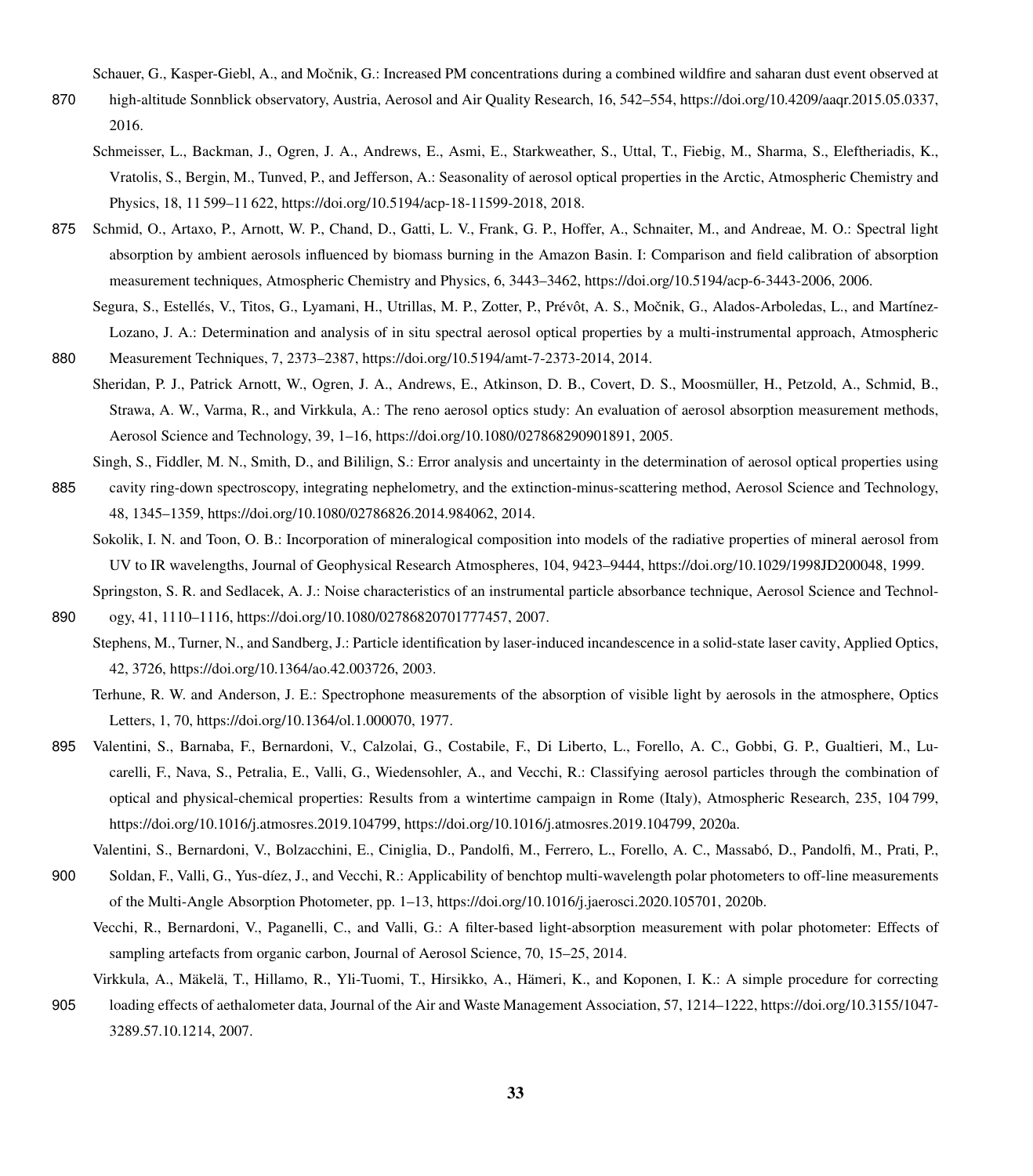Schauer, G., Kasper-Giebl, A., and Močnik, G.: Increased PM concentrations during a combined wildfire and saharan dust event observed at high-altitude Sonnblick observatory, Austria, Aerosol and Air Quality Research, 16, 542–554, https://doi.org/10.4209/aaqr.2015.05.0337, 2016.

Schmeisser, L., Backman, J., Ogren, J. A., Andrews, E., Asmi, E., Starkweather, S., Uttal, T., Fiebig, M., Sharma, S., Eleftheriadis, K., Vratolis, S., Bergin, M., Tunved, P., and Jefferson, A.: Seasonality of aerosol optical properties in the Arctic, Atmospheric Chemistry and Physics, 18, 11 599–11 622, https://doi.org/10.5194/acp-18-11599-2018, 2018.

Schmid, O., Artaxo, P., Arnott, W. P., Chand, D., Gatti, L. V., Frank, G. P., Hoffer, A., Schnaiter, M., and Andreae, M. O.: Spectral light absorption by ambient aerosols influenced by biomass burning in the Amazon Basin. I: Comparison and field calibration of absorption measurement techniques, Atmospheric Chemistry and Physics, 6, 3443–3462, https://doi.org/10.5194/acp-6-3443-2006, 2006.

Segura, S., Estellés, V., Titos, G., Lyamani, H., Utrillas, M. P., Zotter, P., Prévôt, A. S., Močnik, G., Alados-Arboledas, L., and Martínez-Lozano, J. A.: Determination and analysis of in situ spectral aerosol optical properties by a multi-instrumental approach, Atmospheric Measurement Techniques, 7, 2373–2387, https://doi.org/10.5194/amt-7-2373-2014, 2014.

Sheridan, P. J., Patrick Arnott, W., Ogren, J. A., Andrews, E., Atkinson, D. B., Covert, D. S., Moosmüller, H., Petzold, A., Schmid, B., Strawa, A. W., Varma, R., and Virkkula, A.: The reno aerosol optics study: An evaluation of aerosol absorption measurement methods, Aerosol Science and Technology, 39, 1–16, https://doi.org/10.1080/027868290901891, 2005.

Singh, S., Fiddler, M. N., Smith, D., and Bililign, S.: Error analysis and uncertainty in the determination of aerosol optical properties using cavity ring-down spectroscopy, integrating nephelometry, and the extinction-minus-scattering method, Aerosol Science and Technology, 48, 1345–1359, https://doi.org/10.1080/02786826.2014.984062, 2014.

Sokolik, I. N. and Toon, O. B.: Incorporation of mineralogical composition into models of the radiative properties of mineral aerosol from UV to IR wavelengths, Journal of Geophysical Research Atmospheres, 104, 9423–9444, https://doi.org/10.1029/1998JD200048, 1999.

Springston, S. R. and Sedlacek, A. J.: Noise characteristics of an instrumental particle absorbance technique, Aerosol Science and Technology, 41, 1110–1116, https://doi.org/10.1080/02786820701777457, 2007.

Stephens, M., Turner, N., and Sandberg, J.: Particle identification by laser-induced incandescence in a solid-state laser cavity, Applied Optics, 42, 3726, https://doi.org/10.1364/ao.42.003726, 2003.

Terhune, R. W. and Anderson, J. E.: Spectrophone measurements of the absorption of visible light by aerosols in the atmosphere, Optics Letters, 1, 70, https://doi.org/10.1364/ol.1.000070, 1977.

Valentini, S., Barnaba, F., Bernardoni, V., Calzolai, G., Costabile, F., Di Liberto, L., Forello, A. C., Gobbi, G. P., Gualtieri, M., Lucarelli, F., Nava, S., Petralia, E., Valli, G., Wiedensohler, A., and Vecchi, R.: Classifying aerosol particles through the combination of optical and physical-chemical properties: Results from a wintertime campaign in Rome (Italy), Atmospheric Research, 235, 104 799, https://doi.org/10.1016/j.atmosres.2019.104799, https://doi.org/10.1016/j.atmosres.2019.104799, 2020a.

Valentini, S., Bernardoni, V., Bolzacchini, E., Ciniglia, D., Pandolfi, M., Ferrero, L., Forello, A. C., Massabó, D., Pandolfi, M., Prati, P., Soldan, F., Valli, G., Yus-díez, J., and Vecchi, R.: Applicability of benchtop multi-wavelength polar photometers to off-line measurements of the Multi-Angle Absorption Photometer, pp. 1–13, https://doi.org/10.1016/j.jaerosci.2020.105701, 2020b.

Vecchi, R., Bernardoni, V., Paganelli, C., and Valli, G.: A filter-based light-absorption measurement with polar photometer: Effects of sampling artefacts from organic carbon, Journal of Aerosol Science, 70, 15–25, 2014.

Virkkula, A., Mäkelä, T., Hillamo, R., Yli-Tuomi, T., Hirsikko, A., Hämeri, K., and Koponen, I. K.: A simple procedure for correcting loading effects of aethalometer data, Journal of the Air and Waste Management Association, 57, 1214–1222, https://doi.org/10.3155/1047-3289.57.10.1214, 2007.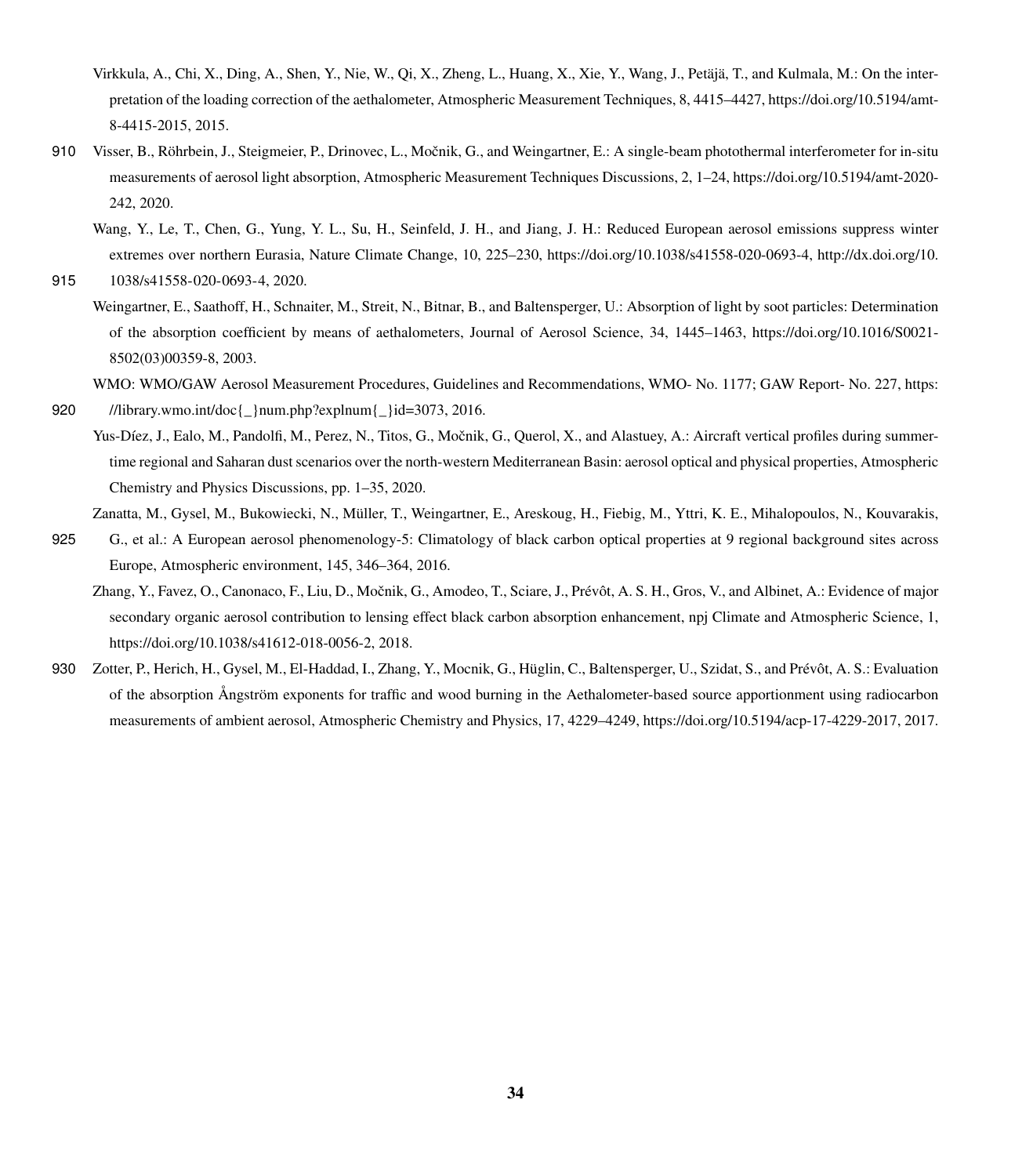Virkkula, A., Chi, X., Ding, A., Shen, Y., Nie, W., Qi, X., Zheng, L., Huang, X., Xie, Y., Wang, J., Petäjä, T., and Kulmala, M.: On the interpretation of the loading correction of the aethalometer, Atmospheric Measurement Techniques, 8, 4415–4427, https://doi.org/10.5194/amt-8-4415-2015, 2015.

Visser, B., Röhrbein, J., Steigmeier, P., Drinovec, L., Močnik, G., and Weingartner, E.: A single-beam photothermal interferometer for in-situ measurements of aerosol light absorption, Atmospheric Measurement Techniques Discussions, 2, 1–24, https://doi.org/10.5194/amt-2020-242, 2020.

Wang, Y., Le, T., Chen, G., Yung, Y. L., Su, H., Seinfeld, J. H., and Jiang, J. H.: Reduced European aerosol emissions suppress winter extremes over northern Eurasia, Nature Climate Change, 10, 225–230, https://doi.org/10.1038/s41558-020-0693-4, http://dx.doi.org/10.1038/s41558-020-0693-4, 2020.

Weingartner, E., Saathoff, H., Schnaiter, M., Streit, N., Bitnar, B., and Baltensperger, U.: Absorption of light by soot particles: Determination of the absorption coefficient by means of aethalometers, Journal of Aerosol Science, 34, 1445–1463, https://doi.org/10.1016/S0021-8502(03)00359-8, 2003.

WMO: WMO/GAW Aerosol Measurement Procedures, Guidelines and Recommendations, WMO- No. 1177; GAW Report- No. 227, https://library.wmo.int/doc{_}num.php?explnum{_}id=3073, 2016.

Yus-Díez, J., Ealo, M., Pandolfi, M., Perez, N., Titos, G., Močnik, G., Querol, X., and Alastuey, A.: Aircraft vertical profiles during summertime regional and Saharan dust scenarios over the north-western Mediterranean Basin: aerosol optical and physical properties, Atmospheric Chemistry and Physics Discussions, pp. 1–35, 2020.

Zanatta, M., Gysel, M., Bukowiecki, N., Müller, T., Weingartner, E., Areskoug, H., Fiebig, M., Yttri, K. E., Mihalopoulos, N., Kouvarakis, G., et al.: A European aerosol phenomenology-5: Climatology of black carbon optical properties at 9 regional background sites across Europe, Atmospheric environment, 145, 346–364, 2016.

Zhang, Y., Favez, O., Canonaco, F., Liu, D., Močnik, G., Amodeo, T., Sciare, J., Prévôt, A. S. H., Gros, V., and Albinet, A.: Evidence of major secondary organic aerosol contribution to lensing effect black carbon absorption enhancement, npj Climate and Atmospheric Science, 1, https://doi.org/10.1038/s41612-018-0056-2, 2018.

Zotter, P., Herich, H., Gysel, M., El-Haddad, I., Zhang, Y., Mocnik, G., Hüglin, C., Baltensperger, U., Szidat, S., and Prévôt, A. S.: Evaluation of the absorption Ångström exponents for traffic and wood burning in the Aethalometer-based source apportionment using radiocarbon measurements of ambient aerosol, Atmospheric Chemistry and Physics, 17, 4229–4249, https://doi.org/10.5194/acp-17-4229-2017, 2017.